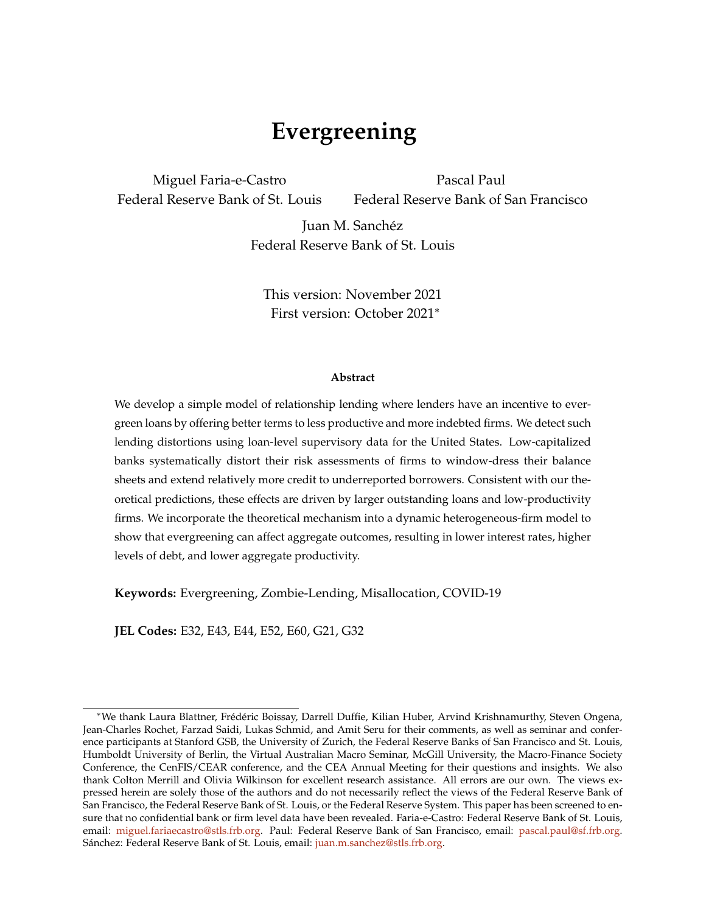# Evergreening

Miguel Faria-e-Castro
Federal Reserve Bank of St. Louis

Pascal Paul
Federal Reserve Bank of San Francisco

Juan M. Sanchéz
Federal Reserve Bank of St. Louis

This version: November 2021
First version: October 2021*

**Abstract**

We develop a simple model of relationship lending where lenders have an incentive to evergreen loans by offering better terms to less productive and more indebted firms. We detect such lending distortions using loan-level supervisory data for the United States. Low-capitalized banks systematically distort their risk assessments of firms to window-dress their balance sheets and extend relatively more credit to underreported borrowers. Consistent with our theoretical predictions, these effects are driven by larger outstanding loans and low-productivity firms. We incorporate the theoretical mechanism into a dynamic heterogeneous-firm model to show that evergreening can affect aggregate outcomes, resulting in lower interest rates, higher levels of debt, and lower aggregate productivity.

**Keywords:** Evergreening, Zombie-Lending, Misallocation, COVID-19

**JEL Codes:** E32, E43, E44, E52, E60, G21, G32

*We thank Laura Blattner, Frédéric Boissay, Darrell Duffie, Kilian Huber, Arvind Krishnamurthy, Steven Ongena, Jean-Charles Rochet, Farzad Saidi, Lukas Schmid, and Amit Seru for their comments, as well as seminar and conference participants at Stanford GSB, the University of Zurich, the Federal Reserve Banks of San Francisco and St. Louis, Humboldt University of Berlin, the Virtual Australian Macro Seminar, McGill University, the Macro-Finance Society Conference, the CenFIS/CEAR conference, and the CEA Annual Meeting for their questions and insights. We also thank Colton Merrill and Olivia Wilkinson for excellent research assistance. All errors are our own. The views expressed herein are solely those of the authors and do not necessarily reflect the views of the Federal Reserve Bank of San Francisco, the Federal Reserve Bank of St. Louis, or the Federal Reserve System. This paper has been screened to ensure that no confidential bank or firm level data have been revealed. Faria-e-Castro: Federal Reserve Bank of St. Louis, email: miguel.fariaecastro@stls.frb.org. Paul: Federal Reserve Bank of San Francisco, email: pascal.paul@sf.frb.org. Sánchez: Federal Reserve Bank of St. Louis, email: juan.m.sanchez@stls.frb.org.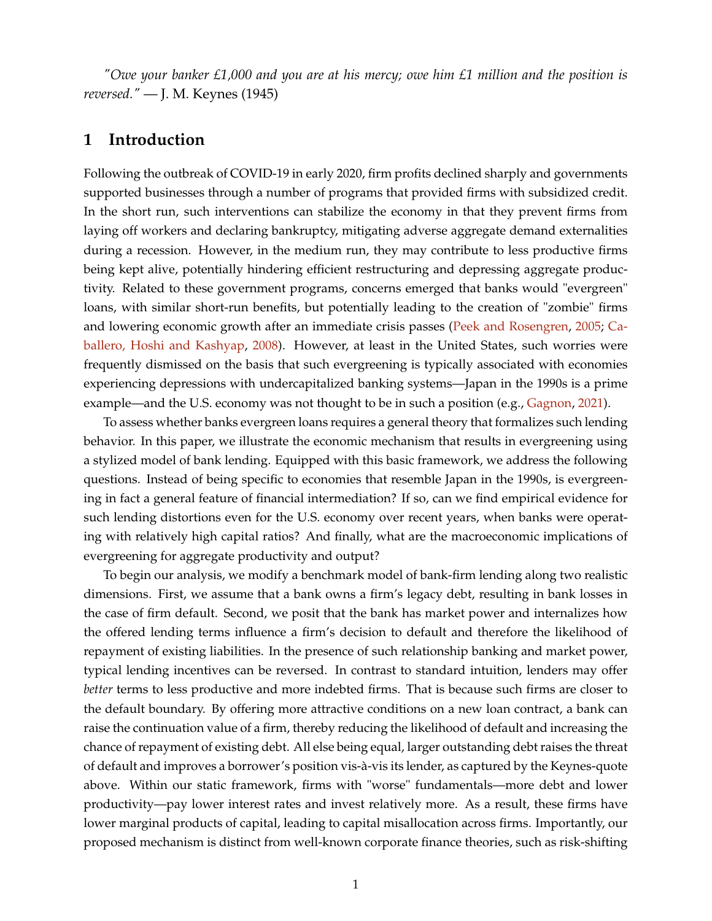*"Owe your banker £1,000 and you are at his mercy; owe him £1 million and the position is reversed."* — J. M. Keynes (1945)

# 1 Introduction

Following the outbreak of COVID-19 in early 2020, firm profits declined sharply and governments supported businesses through a number of programs that provided firms with subsidized credit. In the short run, such interventions can stabilize the economy in that they prevent firms from laying off workers and declaring bankruptcy, mitigating adverse aggregate demand externalities during a recession. However, in the medium run, they may contribute to less productive firms being kept alive, potentially hindering efficient restructuring and depressing aggregate productivity. Related to these government programs, concerns emerged that banks would "evergreen" loans, with similar short-run benefits, but potentially leading to the creation of "zombie" firms and lowering economic growth after an immediate crisis passes (Peek and Rosengren, 2005; Caballero, Hoshi and Kashyap, 2008). However, at least in the United States, such worries were frequently dismissed on the basis that such evergreening is typically associated with economies experiencing depressions with undercapitalized banking systems—Japan in the 1990s is a prime example—and the U.S. economy was not thought to be in such a position (e.g., Gagnon, 2021).

To assess whether banks evergreen loans requires a general theory that formalizes such lending behavior. In this paper, we illustrate the economic mechanism that results in evergreening using a stylized model of bank lending. Equipped with this basic framework, we address the following questions. Instead of being specific to economies that resemble Japan in the 1990s, is evergreening in fact a general feature of financial intermediation? If so, can we find empirical evidence for such lending distortions even for the U.S. economy over recent years, when banks were operating with relatively high capital ratios? And finally, what are the macroeconomic implications of evergreening for aggregate productivity and output?

To begin our analysis, we modify a benchmark model of bank-firm lending along two realistic dimensions. First, we assume that a bank owns a firm's legacy debt, resulting in bank losses in the case of firm default. Second, we posit that the bank has market power and internalizes how the offered lending terms influence a firm's decision to default and therefore the likelihood of repayment of existing liabilities. In the presence of such relationship banking and market power, typical lending incentives can be reversed. In contrast to standard intuition, lenders may offer *better* terms to less productive and more indebted firms. That is because such firms are closer to the default boundary. By offering more attractive conditions on a new loan contract, a bank can raise the continuation value of a firm, thereby reducing the likelihood of default and increasing the chance of repayment of existing debt. All else being equal, larger outstanding debt raises the threat of default and improves a borrower's position vis-à-vis its lender, as captured by the Keynes-quote above. Within our static framework, firms with "worse" fundamentals—more debt and lower productivity—pay lower interest rates and invest relatively more. As a result, these firms have lower marginal products of capital, leading to capital misallocation across firms. Importantly, our proposed mechanism is distinct from well-known corporate finance theories, such as risk-shifting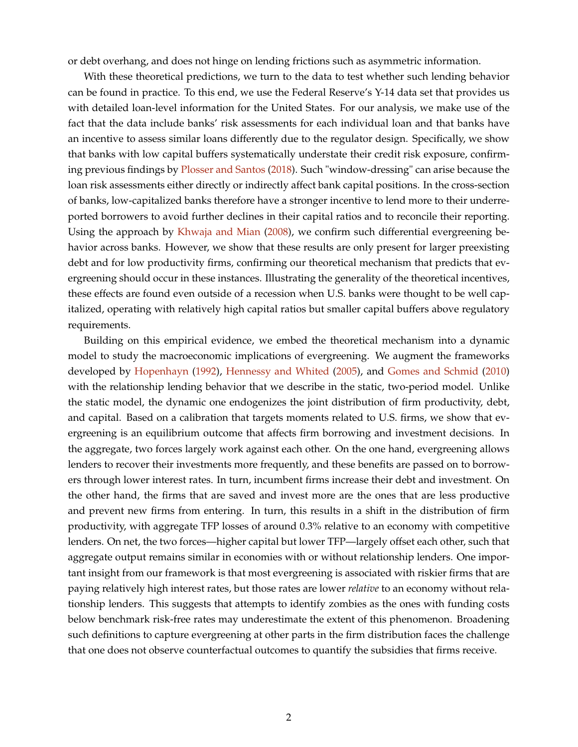or debt overhang, and does not hinge on lending frictions such as asymmetric information.

With these theoretical predictions, we turn to the data to test whether such lending behavior can be found in practice. To this end, we use the Federal Reserve's Y-14 data set that provides us with detailed loan-level information for the United States. For our analysis, we make use of the fact that the data include banks' risk assessments for each individual loan and that banks have an incentive to assess similar loans differently due to the regulator design. Specifically, we show that banks with low capital buffers systematically understate their credit risk exposure, confirming previous findings by Plosser and Santos (2018). Such "window-dressing" can arise because the loan risk assessments either directly or indirectly affect bank capital positions. In the cross-section of banks, low-capitalized banks therefore have a stronger incentive to lend more to their underreported borrowers to avoid further declines in their capital ratios and to reconcile their reporting. Using the approach by Khwaja and Mian (2008), we confirm such differential evergreening behavior across banks. However, we show that these results are only present for larger preexisting debt and for low productivity firms, confirming our theoretical mechanism that predicts that evergreening should occur in these instances. Illustrating the generality of the theoretical incentives, these effects are found even outside of a recession when U.S. banks were thought to be well capitalized, operating with relatively high capital ratios but smaller capital buffers above regulatory requirements.

Building on this empirical evidence, we embed the theoretical mechanism into a dynamic model to study the macroeconomic implications of evergreening. We augment the frameworks developed by Hopenhayn (1992), Hennessy and Whited (2005), and Gomes and Schmid (2010) with the relationship lending behavior that we describe in the static, two-period model. Unlike the static model, the dynamic one endogenizes the joint distribution of firm productivity, debt, and capital. Based on a calibration that targets moments related to U.S. firms, we show that evergreening is an equilibrium outcome that affects firm borrowing and investment decisions. In the aggregate, two forces largely work against each other. On the one hand, evergreening allows lenders to recover their investments more frequently, and these benefits are passed on to borrowers through lower interest rates. In turn, incumbent firms increase their debt and investment. On the other hand, the firms that are saved and invest more are the ones that are less productive and prevent new firms from entering. In turn, this results in a shift in the distribution of firm productivity, with aggregate TFP losses of around 0.3% relative to an economy with competitive lenders. On net, the two forces—higher capital but lower TFP—largely offset each other, such that aggregate output remains similar in economies with or without relationship lenders. One important insight from our framework is that most evergreening is associated with riskier firms that are paying relatively high interest rates, but those rates are lower *relative* to an economy without relationship lenders. This suggests that attempts to identify zombies as the ones with funding costs below benchmark risk-free rates may underestimate the extent of this phenomenon. Broadening such definitions to capture evergreening at other parts in the firm distribution faces the challenge that one does not observe counterfactual outcomes to quantify the subsidies that firms receive.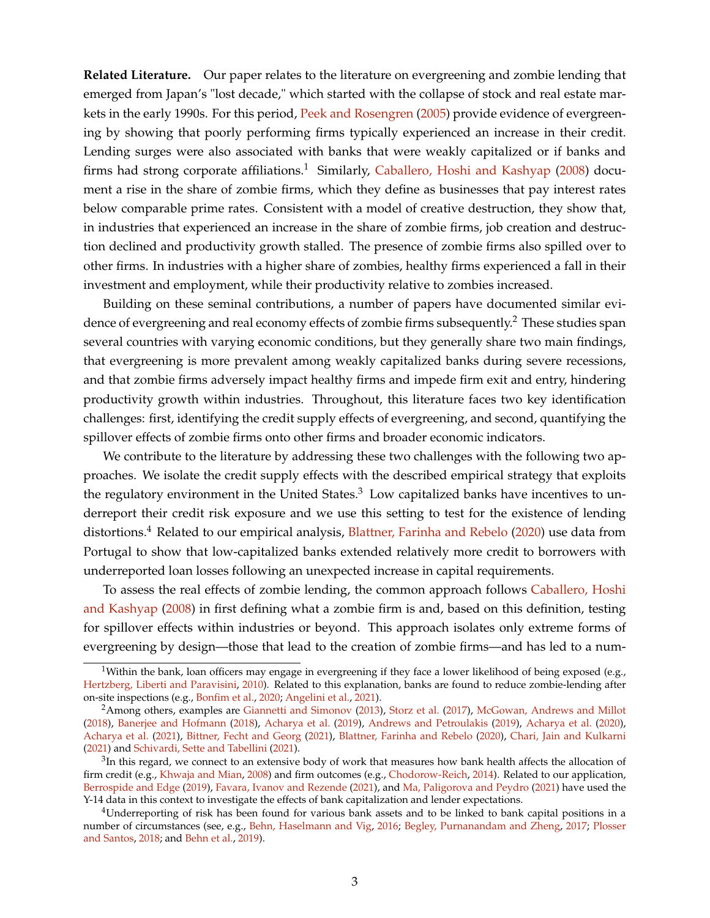**Related Literature.** Our paper relates to the literature on evergreening and zombie lending that emerged from Japan's "lost decade," which started with the collapse of stock and real estate markets in the early 1990s. For this period, Peek and Rosengren (2005) provide evidence of evergreening by showing that poorly performing firms typically experienced an increase in their credit. Lending surges were also associated with banks that were weakly capitalized or if banks and firms had strong corporate affiliations.[1] Similarly, Caballero, Hoshi and Kashyap (2008) document a rise in the share of zombie firms, which they define as businesses that pay interest rates below comparable prime rates. Consistent with a model of creative destruction, they show that, in industries that experienced an increase in the share of zombie firms, job creation and destruction declined and productivity growth stalled. The presence of zombie firms also spilled over to other firms. In industries with a higher share of zombies, healthy firms experienced a fall in their investment and employment, while their productivity relative to zombies increased.

Building on these seminal contributions, a number of papers have documented similar evidence of evergreening and real economy effects of zombie firms subsequently.[2] These studies span several countries with varying economic conditions, but they generally share two main findings, that evergreening is more prevalent among weakly capitalized banks during severe recessions, and that zombie firms adversely impact healthy firms and impede firm exit and entry, hindering productivity growth within industries. Throughout, this literature faces two key identification challenges: first, identifying the credit supply effects of evergreening, and second, quantifying the spillover effects of zombie firms onto other firms and broader economic indicators.

We contribute to the literature by addressing these two challenges with the following two approaches. We isolate the credit supply effects with the described empirical strategy that exploits the regulatory environment in the United States.[3] Low capitalized banks have incentives to underreport their credit risk exposure and we use this setting to test for the existence of lending distortions.[4] Related to our empirical analysis, Blattner, Farinha and Rebelo (2020) use data from Portugal to show that low-capitalized banks extended relatively more credit to borrowers with underreported loan losses following an unexpected increase in capital requirements.

To assess the real effects of zombie lending, the common approach follows Caballero, Hoshi and Kashyap (2008) in first defining what a zombie firm is and, based on this definition, testing for spillover effects within industries or beyond. This approach isolates only extreme forms of evergreening by design—those that lead to the creation of zombie firms—and has led to a num-

[1] Within the bank, loan officers may engage in evergreening if they face a lower likelihood of being exposed (e.g., Hertzberg, Liberti and Paravisini, 2010). Related to this explanation, banks are found to reduce zombie-lending after on-site inspections (e.g., Bonfim et al., 2020; Angelini et al., 2021).

[2] Among others, examples are Giannetti and Simonov (2013), Storz et al. (2017), McGowan, Andrews and Millot (2018), Banerjee and Hofmann (2018), Acharya et al. (2019), Andrews and Petroulakis (2019), Acharya et al. (2020), Acharya et al. (2021), Bittner, Fecht and Georg (2021), Blattner, Farinha and Rebelo (2020), Chari, Jain and Kulkarni (2021) and Schivardi, Sette and Tabellini (2021).

[3] In this regard, we connect to an extensive body of work that measures how bank health affects the allocation of firm credit (e.g., Khwaja and Mian, 2008) and firm outcomes (e.g., Chodorow-Reich, 2014). Related to our application, Berrospide and Edge (2019), Favara, Ivanov and Rezende (2021), and Ma, Paligorova and Peydro (2021) have used the Y-14 data in this context to investigate the effects of bank capitalization and lender expectations.

[4] Underreporting of risk has been found for various bank assets and to be linked to bank capital positions in a number of circumstances (see, e.g., Behn, Haselmann and Vig, 2016; Begley, Purnanandam and Zheng, 2017; Plosser and Santos, 2018; and Behn et al., 2019).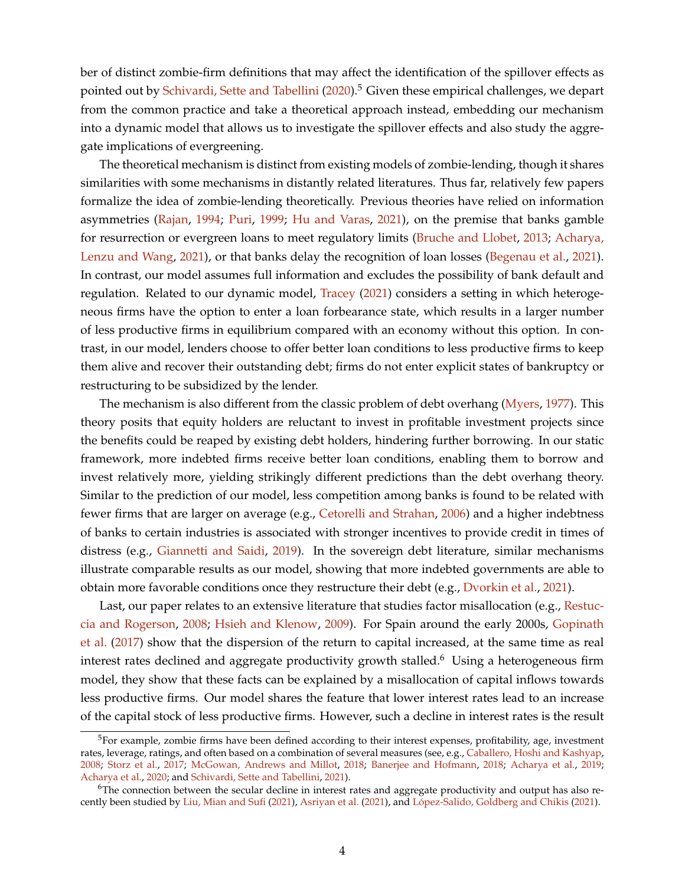ber of distinct zombie-firm definitions that may affect the identification of the spillover effects as pointed out by Schivardi, Sette and Tabellini (2020).[5] Given these empirical challenges, we depart from the common practice and take a theoretical approach instead, embedding our mechanism into a dynamic model that allows us to investigate the spillover effects and also study the aggregate implications of evergreening.

The theoretical mechanism is distinct from existing models of zombie-lending, though it shares similarities with some mechanisms in distantly related literatures. Thus far, relatively few papers formalize the idea of zombie-lending theoretically. Previous theories have relied on information asymmetries (Rajan, 1994; Puri, 1999; Hu and Varas, 2021), on the premise that banks gamble for resurrection or evergreen loans to meet regulatory limits (Bruche and Llobet, 2013; Acharya, Lenzu and Wang, 2021), or that banks delay the recognition of loan losses (Begenau et al., 2021). In contrast, our model assumes full information and excludes the possibility of bank default and regulation. Related to our dynamic model, Tracey (2021) considers a setting in which heterogeneous firms have the option to enter a loan forbearance state, which results in a larger number of less productive firms in equilibrium compared with an economy without this option. In contrast, in our model, lenders choose to offer better loan conditions to less productive firms to keep them alive and recover their outstanding debt; firms do not enter explicit states of bankruptcy or restructuring to be subsidized by the lender.

The mechanism is also different from the classic problem of debt overhang (Myers, 1977). This theory posits that equity holders are reluctant to invest in profitable investment projects since the benefits could be reaped by existing debt holders, hindering further borrowing. In our static framework, more indebted firms receive better loan conditions, enabling them to borrow and invest relatively more, yielding strikingly different predictions than the debt overhang theory. Similar to the prediction of our model, less competition among banks is found to be related with fewer firms that are larger on average (e.g., Cetorelli and Strahan, 2006) and a higher indebtness of banks to certain industries is associated with stronger incentives to provide credit in times of distress (e.g., Giannetti and Saidi, 2019). In the sovereign debt literature, similar mechanisms illustrate comparable results as our model, showing that more indebted governments are able to obtain more favorable conditions once they restructure their debt (e.g., Dvorkin et al., 2021).

Last, our paper relates to an extensive literature that studies factor misallocation (e.g., Restuccia and Rogerson, 2008; Hsieh and Klenow, 2009). For Spain around the early 2000s, Gopinath et al. (2017) show that the dispersion of the return to capital increased, at the same time as real interest rates declined and aggregate productivity growth stalled.[6] Using a heterogeneous firm model, they show that these facts can be explained by a misallocation of capital inflows towards less productive firms. Our model shares the feature that lower interest rates lead to an increase of the capital stock of less productive firms. However, such a decline in interest rates is the result

[5] For example, zombie firms have been defined according to their interest expenses, profitability, age, investment rates, leverage, ratings, and often based on a combination of several measures (see, e.g., Caballero, Hoshi and Kashyap, 2008; Storz et al., 2017; McGowan, Andrews and Millot, 2018; Banerjee and Hofmann, 2018; Acharya et al., 2019; Acharya et al., 2020; and Schivardi, Sette and Tabellini, 2021).

[6] The connection between the secular decline in interest rates and aggregate productivity and output has also recently been studied by Liu, Mian and Sufi (2021), Asriyan et al. (2021), and López-Salido, Goldberg and Chikis (2021).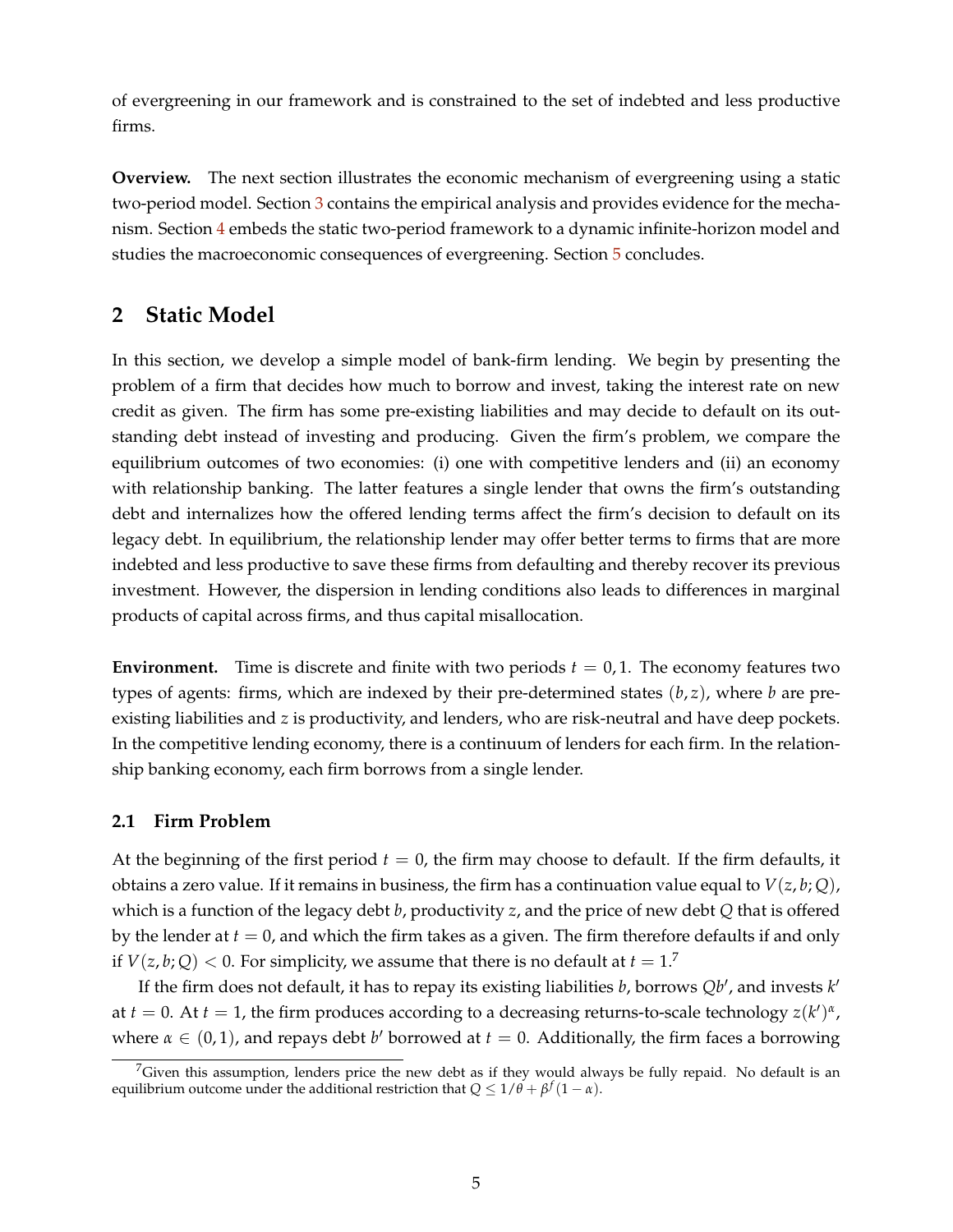of evergreening in our framework and is constrained to the set of indebted and less productive firms.

**Overview.** The next section illustrates the economic mechanism of evergreening using a static two-period model. Section 3 contains the empirical analysis and provides evidence for the mechanism. Section 4 embeds the static two-period framework to a dynamic infinite-horizon model and studies the macroeconomic consequences of evergreening. Section 5 concludes.

## 2 Static Model

In this section, we develop a simple model of bank-firm lending. We begin by presenting the problem of a firm that decides how much to borrow and invest, taking the interest rate on new credit as given. The firm has some pre-existing liabilities and may decide to default on its outstanding debt instead of investing and producing. Given the firm's problem, we compare the equilibrium outcomes of two economies: (i) one with competitive lenders and (ii) an economy with relationship banking. The latter features a single lender that owns the firm's outstanding debt and internalizes how the offered lending terms affect the firm's decision to default on its legacy debt. In equilibrium, the relationship lender may offer better terms to firms that are more indebted and less productive to save these firms from defaulting and thereby recover its previous investment. However, the dispersion in lending conditions also leads to differences in marginal products of capital across firms, and thus capital misallocation.

**Environment.** Time is discrete and finite with two periods $t = 0, 1$. The economy features two types of agents: firms, which are indexed by their pre-determined states $(b, z)$, where $b$ are pre-existing liabilities and $z$ is productivity, and lenders, who are risk-neutral and have deep pockets. In the competitive lending economy, there is a continuum of lenders for each firm. In the relationship banking economy, each firm borrows from a single lender.

### 2.1 Firm Problem

At the beginning of the first period $t = 0$, the firm may choose to default. If the firm defaults, it obtains a zero value. If it remains in business, the firm has a continuation value equal to $V(z, b; Q)$, which is a function of the legacy debt $b$, productivity $z$, and the price of new debt $Q$ that is offered by the lender at $t = 0$, and which the firm takes as a given. The firm therefore defaults if and only if $V(z, b; Q) < 0$. For simplicity, we assume that there is no default at $t = 1$.[7]

If the firm does not default, it has to repay its existing liabilities $b$, borrows $Qb'$, and invests $k'$ at $t = 0$. At $t = 1$, the firm produces according to a decreasing returns-to-scale technology $z(k')^{\alpha}$, where $\alpha \in (0, 1)$, and repays debt $b'$ borrowed at $t = 0$. Additionally, the firm faces a borrowing

[7] Given this assumption, lenders price the new debt as if they would always be fully repaid. No default is an equilibrium outcome under the additional restriction that $Q \leq 1/\theta + \beta^f(1 - \alpha)$.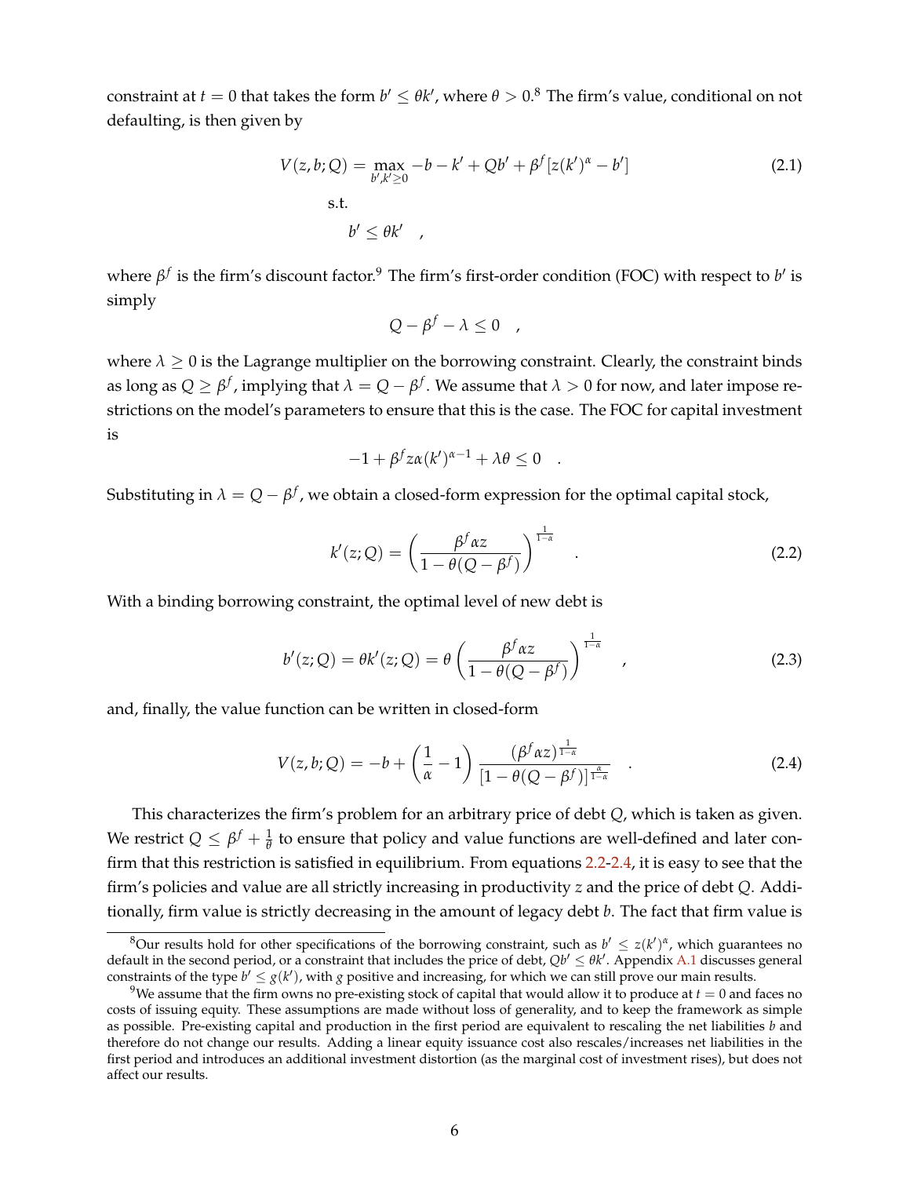constraint at $t = 0$ that takes the form $b' \leq \theta k'$, where $\theta > 0$.[8] The firm's value, conditional on not defaulting, is then given by

$$V(z, b; Q) = \max_{b', k' \geq 0} -b - k' + Qb' + \beta^f [z(k')^\alpha - b'] \tag{2.1}$$

$$\text{s.t.}$$

$$b' \leq \theta k' \quad ,$$

where $\beta^f$ is the firm's discount factor.[9] The firm's first-order condition (FOC) with respect to $b'$ is simply

$$Q - \beta^f - \lambda \leq 0 \quad ,$$

where $\lambda \geq 0$ is the Lagrange multiplier on the borrowing constraint. Clearly, the constraint binds as long as $Q \geq \beta^f$, implying that $\lambda = Q - \beta^f$. We assume that $\lambda > 0$ for now, and later impose restrictions on the model's parameters to ensure that this is the case. The FOC for capital investment is

$$-1 + \beta^f z\alpha(k')^{\alpha-1} + \lambda\theta \leq 0 \quad .$$

Substituting in $\lambda = Q - \beta^f$, we obtain a closed-form expression for the optimal capital stock,

$$k'(z; Q) = \left( \frac{\beta^f \alpha z}{1 - \theta(Q - \beta^f)} \right)^{\frac{1}{1-\alpha}} \quad . \tag{2.2}$$

With a binding borrowing constraint, the optimal level of new debt is

$$b'(z; Q) = \theta k'(z; Q) = \theta \left( \frac{\beta^f \alpha z}{1 - \theta(Q - \beta^f)} \right)^{\frac{1}{1-\alpha}} \quad , \tag{2.3}$$

and, finally, the value function can be written in closed-form

$$V(z, b; Q) = -b + \left( \frac{1}{\alpha} - 1 \right) \frac{(\beta^f \alpha z)^{\frac{1}{1-\alpha}}}{[1 - \theta(Q - \beta^f)]^{\frac{\alpha}{1-\alpha}}} \quad . \tag{2.4}$$

This characterizes the firm's problem for an arbitrary price of debt $Q$, which is taken as given. We restrict $Q \leq \beta^f + \frac{1}{\theta}$ to ensure that policy and value functions are well-defined and later confirm that this restriction is satisfied in equilibrium. From equations 2.2-2.4, it is easy to see that the firm's policies and value are all strictly increasing in productivity $z$ and the price of debt $Q$. Additionally, firm value is strictly decreasing in the amount of legacy debt $b$. The fact that firm value is

[8] Our results hold for other specifications of the borrowing constraint, such as $b' \leq z(k')^\alpha$, which guarantees no default in the second period, or a constraint that includes the price of debt, $Qb' \leq \theta k'$. Appendix A.1 discusses general constraints of the type $b' \leq g(k')$, with $g$ positive and increasing, for which we can still prove our main results.

[9] We assume that the firm owns no pre-existing stock of capital that would allow it to produce at $t = 0$ and faces no costs of issuing equity. These assumptions are made without loss of generality, and to keep the framework as simple as possible. Pre-existing capital and production in the first period are equivalent to rescaling the net liabilities $b$ and therefore do not change our results. Adding a linear equity issuance cost also rescales/increases net liabilities in the first period and introduces an additional investment distortion (as the marginal cost of investment rises), but does not affect our results.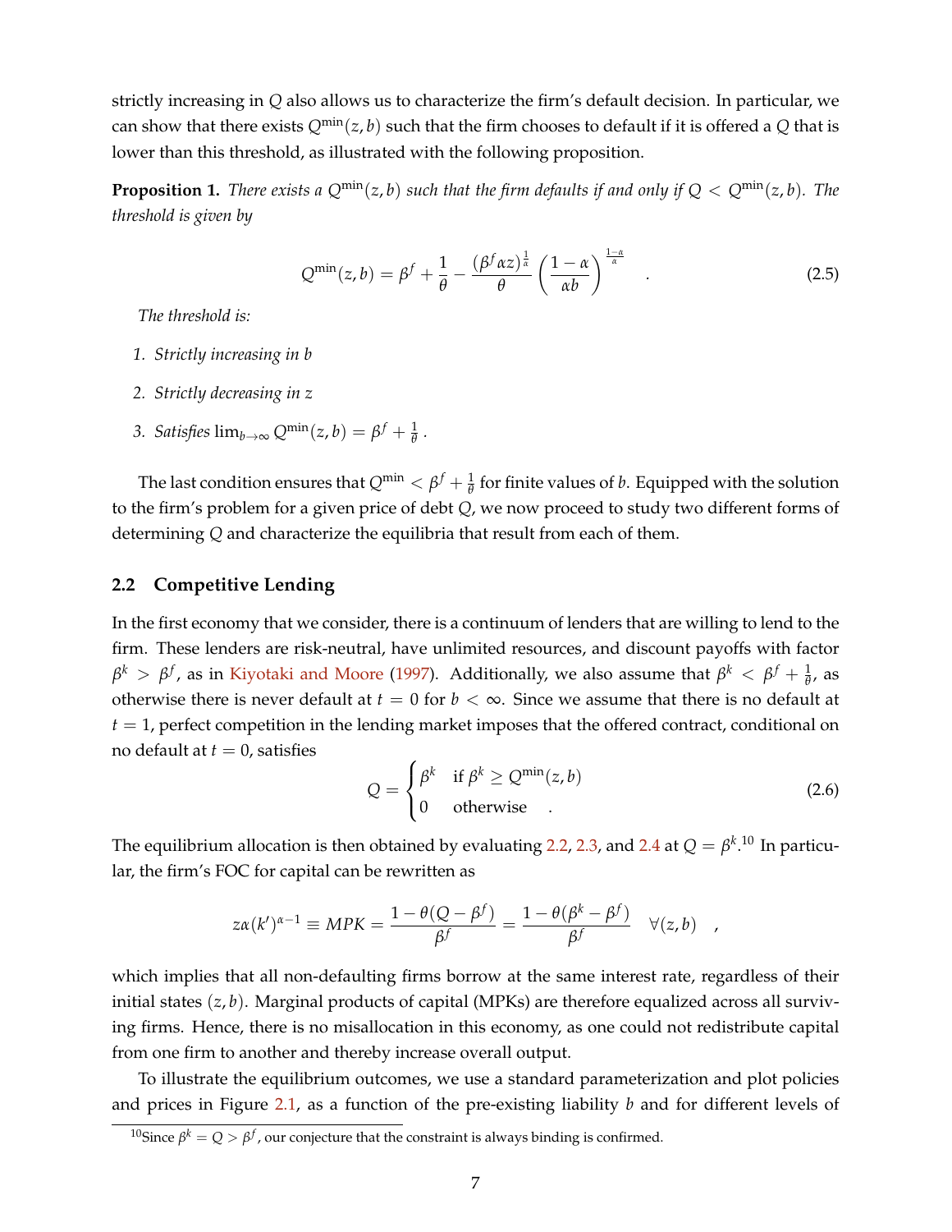strictly increasing in $Q$ also allows us to characterize the firm's default decision. In particular, we can show that there exists $Q^{\min}(z,b)$ such that the firm chooses to default if it is offered a $Q$ that is lower than this threshold, as illustrated with the following proposition.

**Proposition 1.** *There exists a $Q^{\min}(z,b)$ such that the firm defaults if and only if $Q < Q^{\min}(z,b)$. The threshold is given by*

$$Q^{\min}(z,b) = \beta^f + \frac{1}{\theta} - \frac{(\beta^f \alpha z)^{\frac{1}{\alpha}}}{\theta}\left(\frac{1-\alpha}{\alpha b}\right)^{\frac{1-\alpha}{\alpha}} \quad . \tag{2.5}$$

*The threshold is:*

1. *Strictly increasing in $b$*
2. *Strictly decreasing in $z$*
3. *Satisfies $\lim_{b\to\infty} Q^{\min}(z,b) = \beta^f + \frac{1}{\theta}$.*

The last condition ensures that $Q^{\min} < \beta^f + \frac{1}{\theta}$ for finite values of $b$. Equipped with the solution to the firm's problem for a given price of debt $Q$, we now proceed to study two different forms of determining $Q$ and characterize the equilibria that result from each of them.

### 2.2 Competitive Lending

In the first economy that we consider, there is a continuum of lenders that are willing to lend to the firm. These lenders are risk-neutral, have unlimited resources, and discount payoffs with factor $\beta^k > \beta^f$, as in Kiyotaki and Moore (1997). Additionally, we also assume that $\beta^k < \beta^f + \frac{1}{\theta}$, as otherwise there is never default at $t = 0$ for $b < \infty$. Since we assume that there is no default at $t = 1$, perfect competition in the lending market imposes that the offered contract, conditional on no default at $t = 0$, satisfies

$$Q = \begin{cases} \beta^k & \text{if } \beta^k \geq Q^{\min}(z,b) \\ 0 & \text{otherwise} \end{cases} \quad . \tag{2.6}$$

The equilibrium allocation is then obtained by evaluating 2.2, 2.3, and 2.4 at $Q = \beta^k$.[10] In particular, the firm's FOC for capital can be rewritten as

$$z\alpha(k')^{\alpha-1} \equiv MPK = \frac{1-\theta(Q-\beta^f)}{\beta^f} = \frac{1-\theta(\beta^k-\beta^f)}{\beta^f} \quad \forall (z,b) \quad ,$$

which implies that all non-defaulting firms borrow at the same interest rate, regardless of their initial states $(z,b)$. Marginal products of capital (MPKs) are therefore equalized across all surviving firms. Hence, there is no misallocation in this economy, as one could not redistribute capital from one firm to another and thereby increase overall output.

To illustrate the equilibrium outcomes, we use a standard parameterization and plot policies and prices in Figure 2.1, as a function of the pre-existing liability $b$ and for different levels of

[10] Since $\beta^k = Q > \beta^f$, our conjecture that the constraint is always binding is confirmed.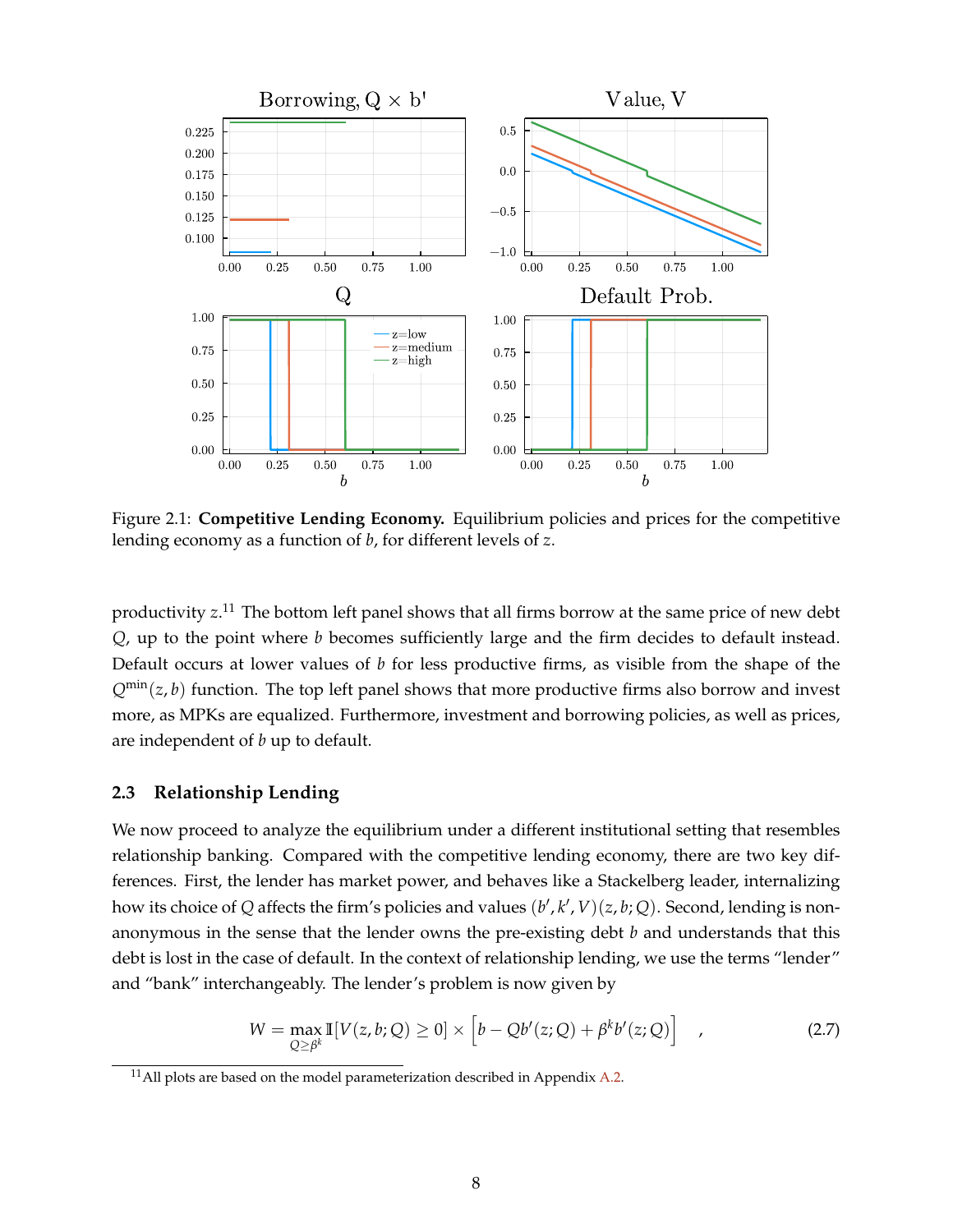Figure 2.1: **Competitive Lending Economy.** Equilibrium policies and prices for the competitive lending economy as a function of $b$, for different levels of $z$.

productivity $z$.[11] The bottom left panel shows that all firms borrow at the same price of new debt $Q$, up to the point where $b$ becomes sufficiently large and the firm decides to default instead. Default occurs at lower values of $b$ for less productive firms, as visible from the shape of the $Q^{\min}(z, b)$ function. The top left panel shows that more productive firms also borrow and invest more, as MPKs are equalized. Furthermore, investment and borrowing policies, as well as prices, are independent of $b$ up to default.

### 2.3 Relationship Lending

We now proceed to analyze the equilibrium under a different institutional setting that resembles relationship banking. Compared with the competitive lending economy, there are two key differences. First, the lender has market power, and behaves like a Stackelberg leader, internalizing how its choice of $Q$ affects the firm's policies and values $(b', k', V)(z, b; Q)$. Second, lending is non-anonymous in the sense that the lender owns the pre-existing debt $b$ and understands that this debt is lost in the case of default. In the context of relationship lending, we use the terms "lender" and "bank" interchangeably. The lender's problem is now given by

$$W = \max_{Q \geq \beta^k} \mathbb{I}[V(z, b; Q) \geq 0] \times \left[ b - Qb'(z; Q) + \beta^k b'(z; Q) \right] \quad , \tag{2.7}$$

[11] All plots are based on the model parameterization described in Appendix A.2.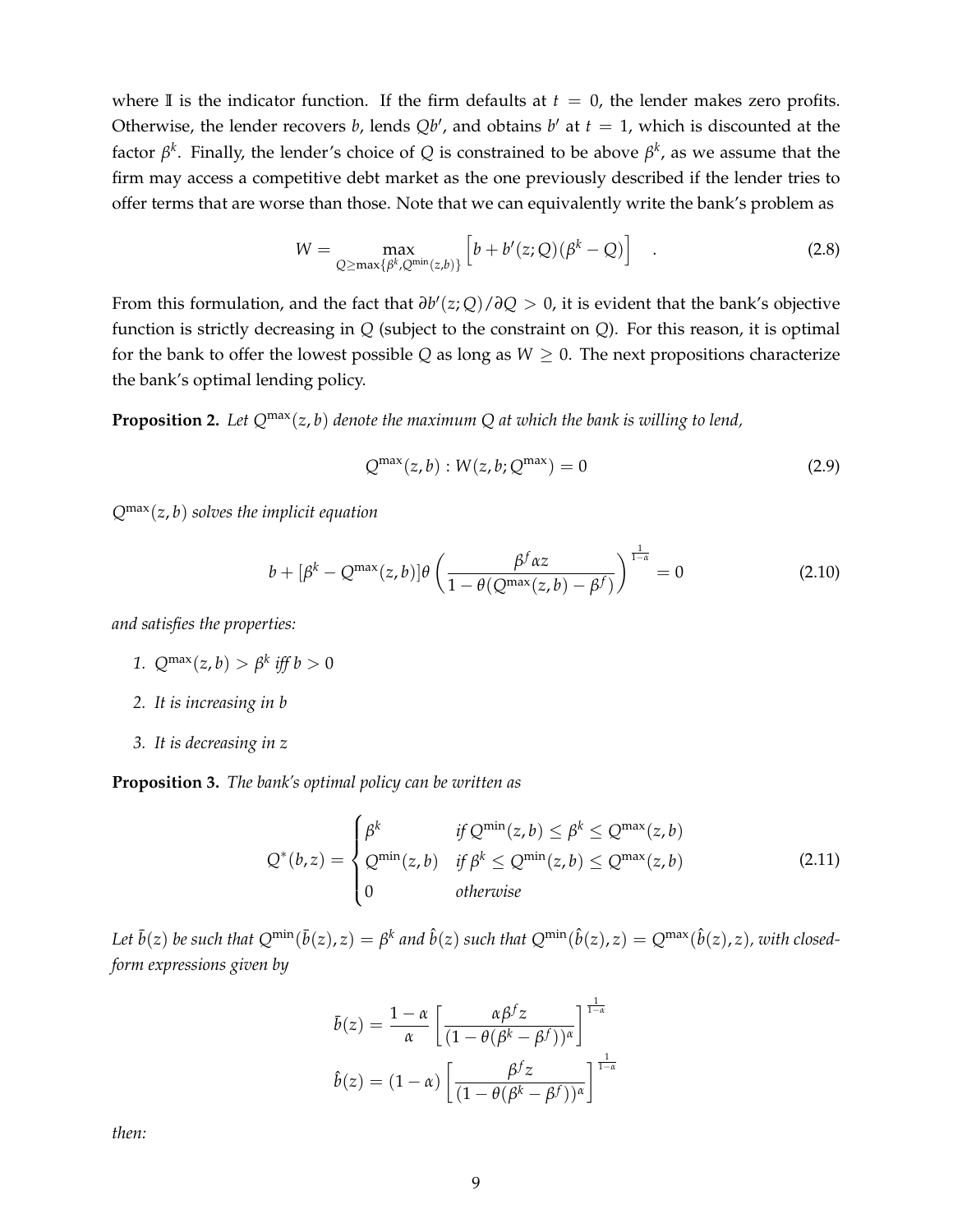where $\mathbb{I}$ is the indicator function. If the firm defaults at $t = 0$, the lender makes zero profits. Otherwise, the lender recovers $b$, lends $Qb'$, and obtains $b'$ at $t = 1$, which is discounted at the factor $\beta^k$. Finally, the lender's choice of $Q$ is constrained to be above $\beta^k$, as we assume that the firm may access a competitive debt market as the one previously described if the lender tries to offer terms that are worse than those. Note that we can equivalently write the bank's problem as

$$W = \max_{Q \geq \max\{\beta^k, Q^{\min}(z,b)\}} \left[ b + b'(z;Q)(\beta^k - Q) \right] \quad . \tag{2.8}$$

From this formulation, and the fact that $\partial b'(z;Q)/\partial Q > 0$, it is evident that the bank's objective function is strictly decreasing in $Q$ (subject to the constraint on $Q$). For this reason, it is optimal for the bank to offer the lowest possible $Q$ as long as $W \geq 0$. The next propositions characterize the bank's optimal lending policy.

**Proposition 2.** *Let $Q^{\max}(z,b)$ denote the maximum $Q$ at which the bank is willing to lend,*

$$Q^{\max}(z,b) : W(z,b;Q^{\max}) = 0 \tag{2.9}$$

*$Q^{\max}(z,b)$ solves the implicit equation*

$$b + [\beta^k - Q^{\max}(z,b)]\theta \left( \frac{\beta^f \alpha z}{1 - \theta(Q^{\max}(z,b) - \beta^f)} \right)^{\frac{1}{1-\alpha}} = 0 \tag{2.10}$$

*and satisfies the properties:*

1. *$Q^{\max}(z,b) > \beta^k$ iff $b > 0$*
2. *It is increasing in $b$*
3. *It is decreasing in $z$*

**Proposition 3.** *The bank's optimal policy can be written as*

$$Q^*(b,z) = \begin{cases} \beta^k & \text{if } Q^{\min}(z,b) \leq \beta^k \leq Q^{\max}(z,b) \\ Q^{\min}(z,b) & \text{if } \beta^k \leq Q^{\min}(z,b) \leq Q^{\max}(z,b) \\ 0 & \text{otherwise} \end{cases} \tag{2.11}$$

*Let $\bar{b}(z)$ be such that $Q^{\min}(\bar{b}(z), z) = \beta^k$ and $\hat{b}(z)$ such that $Q^{\min}(\hat{b}(z), z) = Q^{\max}(\hat{b}(z), z)$, with closed-form expressions given by*

$$\bar{b}(z) = \frac{1-\alpha}{\alpha} \left[ \frac{\alpha \beta^f z}{(1 - \theta(\beta^k - \beta^f))^{\alpha}} \right]^{\frac{1}{1-\alpha}}$$

$$\hat{b}(z) = (1-\alpha) \left[ \frac{\beta^f z}{(1 - \theta(\beta^k - \beta^f))^{\alpha}} \right]^{\frac{1}{1-\alpha}}$$

*then:*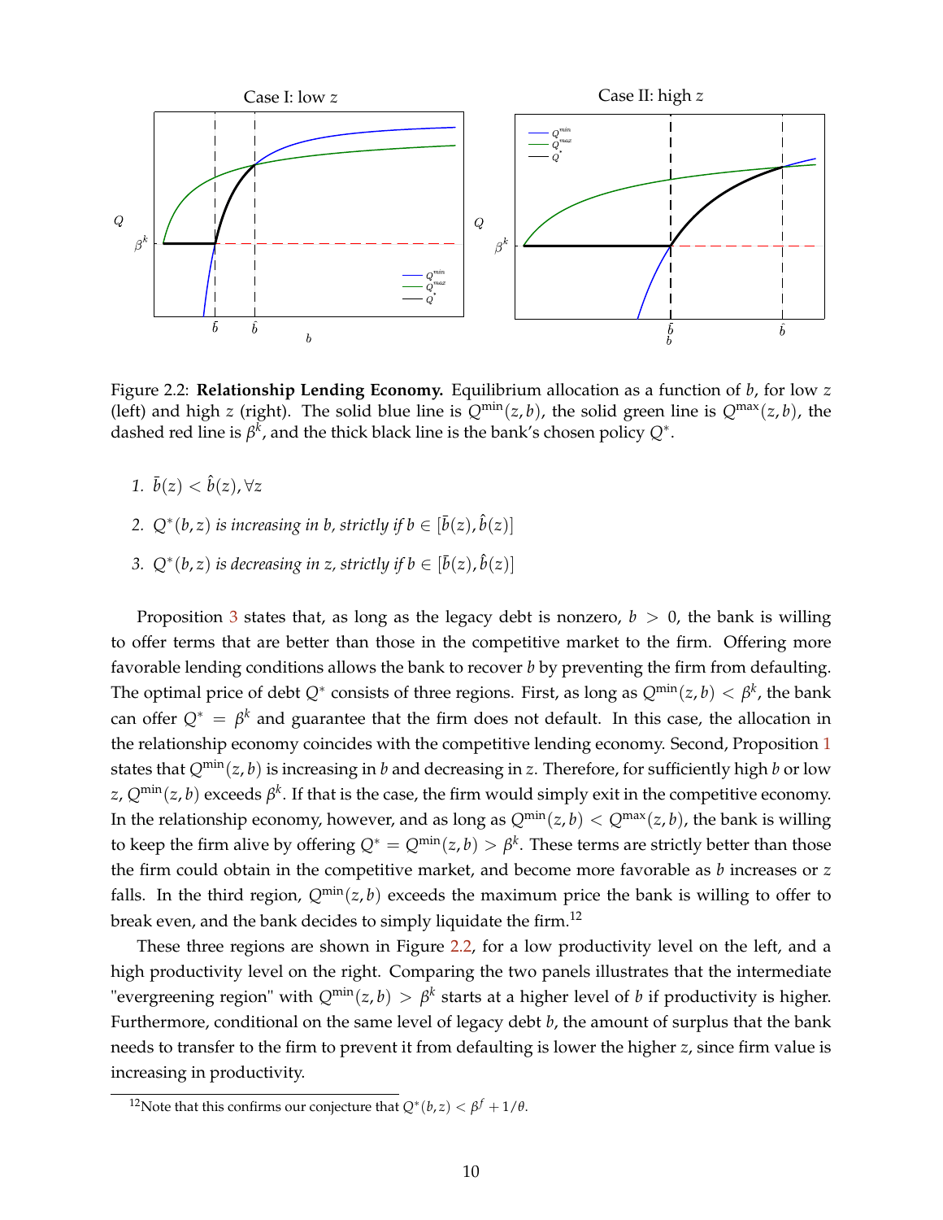Figure 2.2: **Relationship Lending Economy.** Equilibrium allocation as a function of $b$, for low $z$ (left) and high $z$ (right). The solid blue line is $Q^{\min}(z,b)$, the solid green line is $Q^{\max}(z,b)$, the dashed red line is $\beta^k$, and the thick black line is the bank's chosen policy $Q^*$.

1. $\bar{b}(z) < \hat{b}(z), \forall z$
2. $Q^*(b,z)$ *is increasing in* $b$*, strictly if* $b \in [\bar{b}(z), \hat{b}(z)]$
3. $Q^*(b,z)$ *is decreasing in* $z$*, strictly if* $b \in [\bar{b}(z), \hat{b}(z)]$

Proposition 3 states that, as long as the legacy debt is nonzero, $b > 0$, the bank is willing to offer terms that are better than those in the competitive market to the firm. Offering more favorable lending conditions allows the bank to recover $b$ by preventing the firm from defaulting. The optimal price of debt $Q^*$ consists of three regions. First, as long as $Q^{\min}(z,b) < \beta^k$, the bank can offer $Q^* = \beta^k$ and guarantee that the firm does not default. In this case, the allocation in the relationship economy coincides with the competitive lending economy. Second, Proposition 1 states that $Q^{\min}(z,b)$ is increasing in $b$ and decreasing in $z$. Therefore, for sufficiently high $b$ or low $z$, $Q^{\min}(z,b)$ exceeds $\beta^k$. If that is the case, the firm would simply exit in the competitive economy. In the relationship economy, however, and as long as $Q^{\min}(z,b) < Q^{\max}(z,b)$, the bank is willing to keep the firm alive by offering $Q^* = Q^{\min}(z,b) > \beta^k$. These terms are strictly better than those the firm could obtain in the competitive market, and become more favorable as $b$ increases or $z$ falls. In the third region, $Q^{\min}(z,b)$ exceeds the maximum price the bank is willing to offer to break even, and the bank decides to simply liquidate the firm.[12]

These three regions are shown in Figure 2.2, for a low productivity level on the left, and a high productivity level on the right. Comparing the two panels illustrates that the intermediate "evergreening region" with $Q^{\min}(z,b) > \beta^k$ starts at a higher level of $b$ if productivity is higher. Furthermore, conditional on the same level of legacy debt $b$, the amount of surplus that the bank needs to transfer to the firm to prevent it from defaulting is lower the higher $z$, since firm value is increasing in productivity.

[12] Note that this confirms our conjecture that $Q^*(b,z) < \beta^f + 1/\theta$.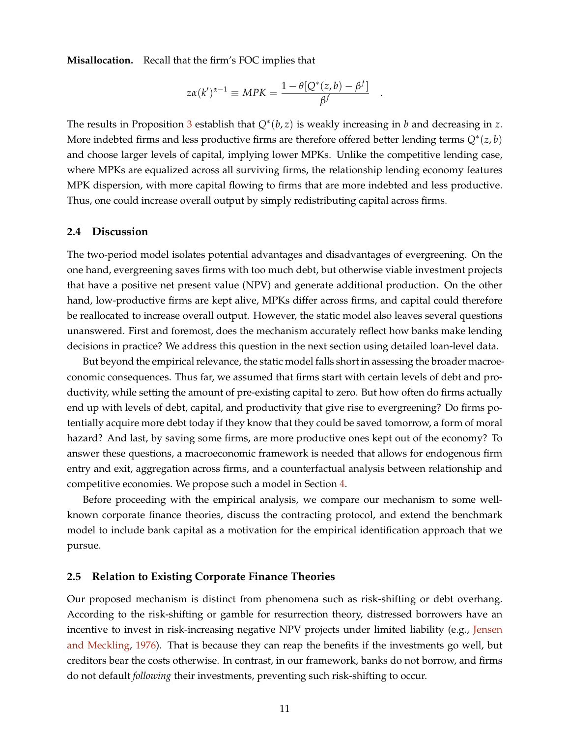**Misallocation.** Recall that the firm's FOC implies that

$$z\alpha(k')^{\alpha-1} \equiv MPK = \frac{1-\theta[Q^*(z,b)-\beta^f]}{\beta^f} \quad .$$

The results in Proposition 3 establish that $Q^*(b,z)$ is weakly increasing in $b$ and decreasing in $z$. More indebted firms and less productive firms are therefore offered better lending terms $Q^*(z,b)$ and choose larger levels of capital, implying lower MPKs. Unlike the competitive lending case, where MPKs are equalized across all surviving firms, the relationship lending economy features MPK dispersion, with more capital flowing to firms that are more indebted and less productive. Thus, one could increase overall output by simply redistributing capital across firms.

### 2.4 Discussion

The two-period model isolates potential advantages and disadvantages of evergreening. On the one hand, evergreening saves firms with too much debt, but otherwise viable investment projects that have a positive net present value (NPV) and generate additional production. On the other hand, low-productive firms are kept alive, MPKs differ across firms, and capital could therefore be reallocated to increase overall output. However, the static model also leaves several questions unanswered. First and foremost, does the mechanism accurately reflect how banks make lending decisions in practice? We address this question in the next section using detailed loan-level data.

But beyond the empirical relevance, the static model falls short in assessing the broader macroeconomic consequences. Thus far, we assumed that firms start with certain levels of debt and productivity, while setting the amount of pre-existing capital to zero. But how often do firms actually end up with levels of debt, capital, and productivity that give rise to evergreening? Do firms potentially acquire more debt today if they know that they could be saved tomorrow, a form of moral hazard? And last, by saving some firms, are more productive ones kept out of the economy? To answer these questions, a macroeconomic framework is needed that allows for endogenous firm entry and exit, aggregation across firms, and a counterfactual analysis between relationship and competitive economies. We propose such a model in Section 4.

Before proceeding with the empirical analysis, we compare our mechanism to some well-known corporate finance theories, discuss the contracting protocol, and extend the benchmark model to include bank capital as a motivation for the empirical identification approach that we pursue.

### 2.5 Relation to Existing Corporate Finance Theories

Our proposed mechanism is distinct from phenomena such as risk-shifting or debt overhang. According to the risk-shifting or gamble for resurrection theory, distressed borrowers have an incentive to invest in risk-increasing negative NPV projects under limited liability (e.g., Jensen and Meckling, 1976). That is because they can reap the benefits if the investments go well, but creditors bear the costs otherwise. In contrast, in our framework, banks do not borrow, and firms do not default *following* their investments, preventing such risk-shifting to occur.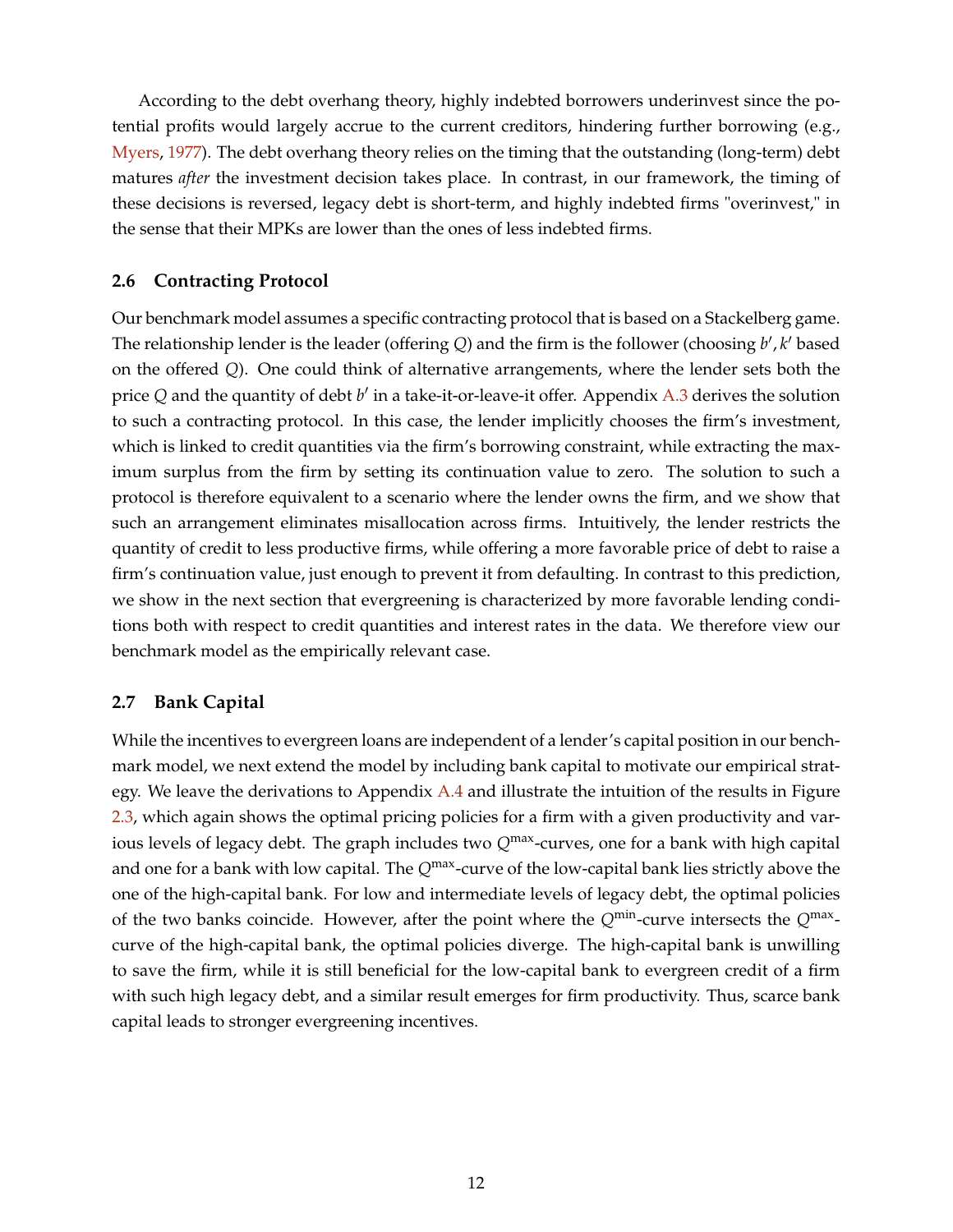According to the debt overhang theory, highly indebted borrowers underinvest since the potential profits would largely accrue to the current creditors, hindering further borrowing (e.g., Myers, 1977). The debt overhang theory relies on the timing that the outstanding (long-term) debt matures *after* the investment decision takes place. In contrast, in our framework, the timing of these decisions is reversed, legacy debt is short-term, and highly indebted firms "overinvest," in the sense that their MPKs are lower than the ones of less indebted firms.

### 2.6 Contracting Protocol

Our benchmark model assumes a specific contracting protocol that is based on a Stackelberg game. The relationship lender is the leader (offering $Q$) and the firm is the follower (choosing $b', k'$ based on the offered $Q$). One could think of alternative arrangements, where the lender sets both the price $Q$ and the quantity of debt $b'$ in a take-it-or-leave-it offer. Appendix A.3 derives the solution to such a contracting protocol. In this case, the lender implicitly chooses the firm's investment, which is linked to credit quantities via the firm's borrowing constraint, while extracting the maximum surplus from the firm by setting its continuation value to zero. The solution to such a protocol is therefore equivalent to a scenario where the lender owns the firm, and we show that such an arrangement eliminates misallocation across firms. Intuitively, the lender restricts the quantity of credit to less productive firms, while offering a more favorable price of debt to raise a firm's continuation value, just enough to prevent it from defaulting. In contrast to this prediction, we show in the next section that evergreening is characterized by more favorable lending conditions both with respect to credit quantities and interest rates in the data. We therefore view our benchmark model as the empirically relevant case.

### 2.7 Bank Capital

While the incentives to evergreen loans are independent of a lender's capital position in our benchmark model, we next extend the model by including bank capital to motivate our empirical strategy. We leave the derivations to Appendix A.4 and illustrate the intuition of the results in Figure 2.3, which again shows the optimal pricing policies for a firm with a given productivity and various levels of legacy debt. The graph includes two $Q^{\max}$-curves, one for a bank with high capital and one for a bank with low capital. The $Q^{\max}$-curve of the low-capital bank lies strictly above the one of the high-capital bank. For low and intermediate levels of legacy debt, the optimal policies of the two banks coincide. However, after the point where the $Q^{\min}$-curve intersects the $Q^{\max}$-curve of the high-capital bank, the optimal policies diverge. The high-capital bank is unwilling to save the firm, while it is still beneficial for the low-capital bank to evergreen credit of a firm with such high legacy debt, and a similar result emerges for firm productivity. Thus, scarce bank capital leads to stronger evergreening incentives.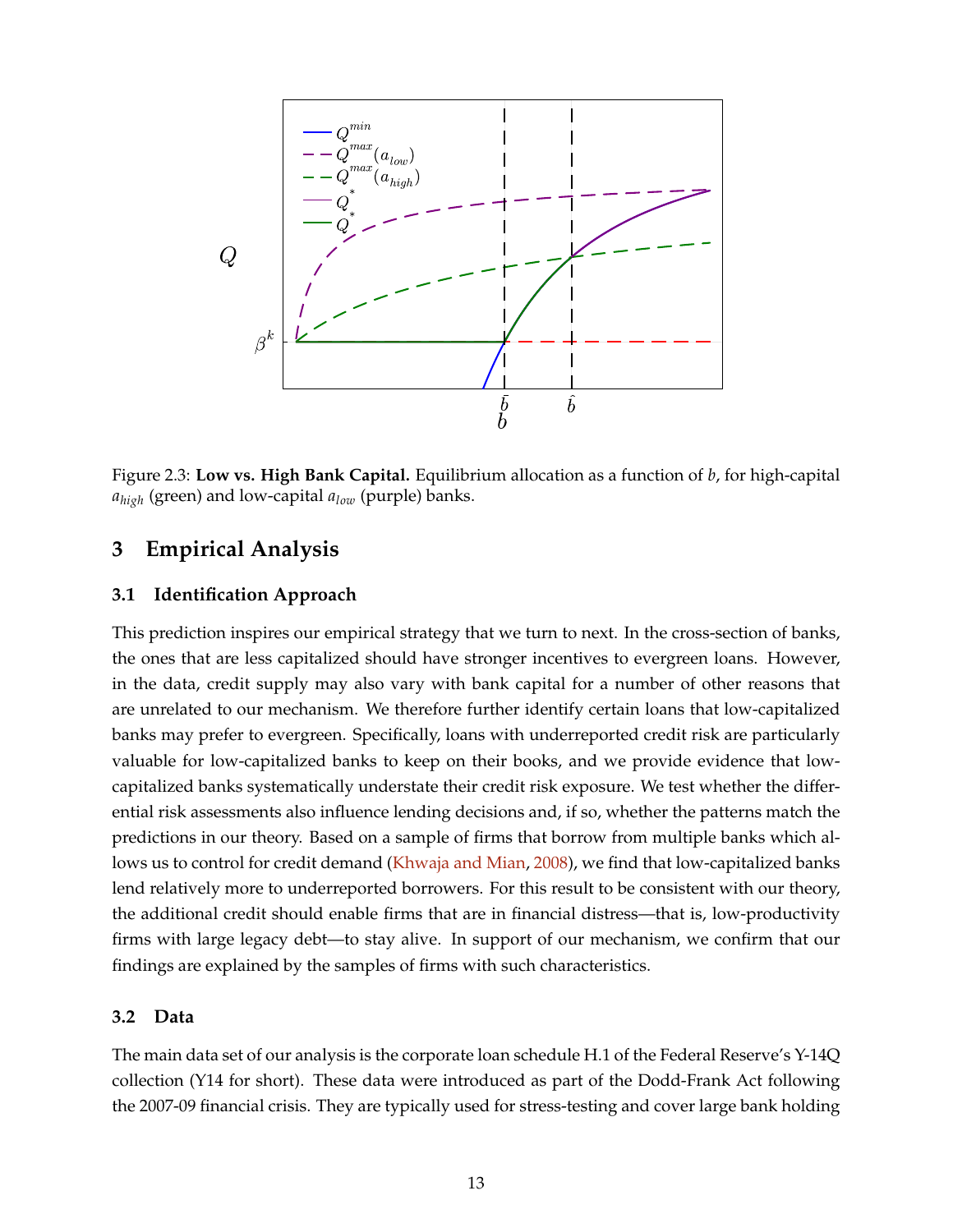Figure 2.3: **Low vs. High Bank Capital.** Equilibrium allocation as a function of $b$, for high-capital $a_{high}$ (green) and low-capital $a_{low}$ (purple) banks.

## 3 Empirical Analysis

### 3.1 Identification Approach

This prediction inspires our empirical strategy that we turn to next. In the cross-section of banks, the ones that are less capitalized should have stronger incentives to evergreen loans. However, in the data, credit supply may also vary with bank capital for a number of other reasons that are unrelated to our mechanism. We therefore further identify certain loans that low-capitalized banks may prefer to evergreen. Specifically, loans with underreported credit risk are particularly valuable for low-capitalized banks to keep on their books, and we provide evidence that low-capitalized banks systematically understate their credit risk exposure. We test whether the differential risk assessments also influence lending decisions and, if so, whether the patterns match the predictions in our theory. Based on a sample of firms that borrow from multiple banks which allows us to control for credit demand (Khwaja and Mian, 2008), we find that low-capitalized banks lend relatively more to underreported borrowers. For this result to be consistent with our theory, the additional credit should enable firms that are in financial distress—that is, low-productivity firms with large legacy debt—to stay alive. In support of our mechanism, we confirm that our findings are explained by the samples of firms with such characteristics.

### 3.2 Data

The main data set of our analysis is the corporate loan schedule H.1 of the Federal Reserve's Y-14Q collection (Y14 for short). These data were introduced as part of the Dodd-Frank Act following the 2007-09 financial crisis. They are typically used for stress-testing and cover large bank holding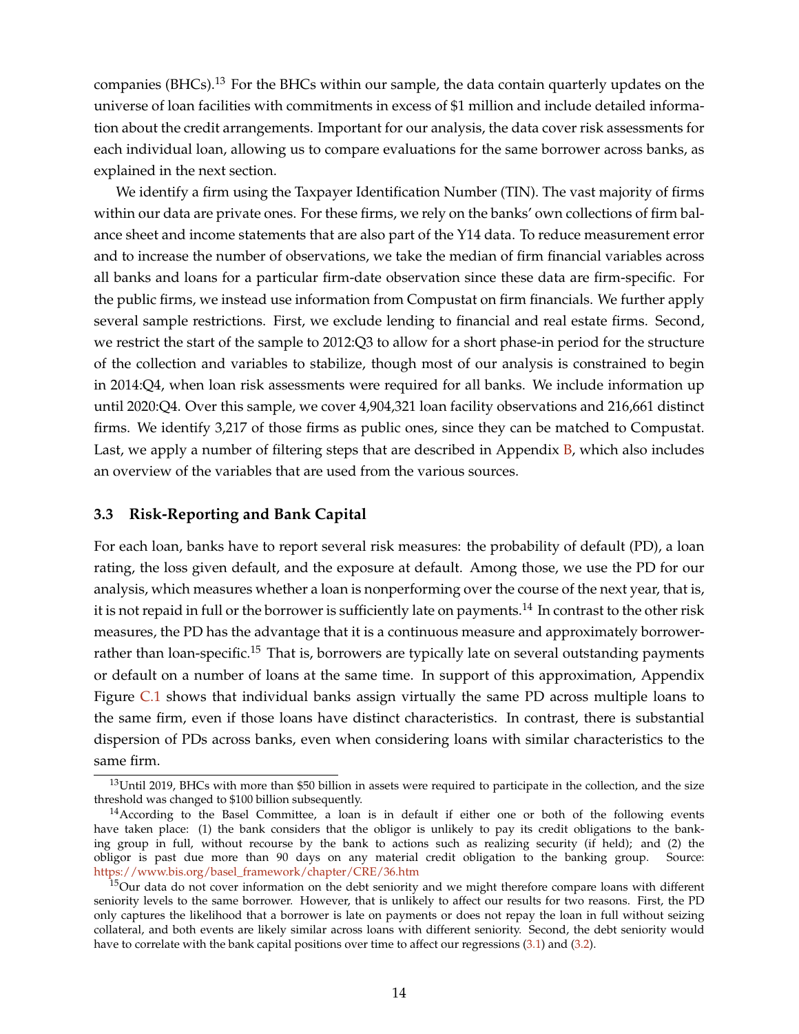companies (BHCs).[13] For the BHCs within our sample, the data contain quarterly updates on the universe of loan facilities with commitments in excess of $1 million and include detailed information about the credit arrangements. Important for our analysis, the data cover risk assessments for each individual loan, allowing us to compare evaluations for the same borrower across banks, as explained in the next section.

We identify a firm using the Taxpayer Identification Number (TIN). The vast majority of firms within our data are private ones. For these firms, we rely on the banks' own collections of firm balance sheet and income statements that are also part of the Y14 data. To reduce measurement error and to increase the number of observations, we take the median of firm financial variables across all banks and loans for a particular firm-date observation since these data are firm-specific. For the public firms, we instead use information from Compustat on firm financials. We further apply several sample restrictions. First, we exclude lending to financial and real estate firms. Second, we restrict the start of the sample to 2012:Q3 to allow for a short phase-in period for the structure of the collection and variables to stabilize, though most of our analysis is constrained to begin in 2014:Q4, when loan risk assessments were required for all banks. We include information up until 2020:Q4. Over this sample, we cover 4,904,321 loan facility observations and 216,661 distinct firms. We identify 3,217 of those firms as public ones, since they can be matched to Compustat. Last, we apply a number of filtering steps that are described in Appendix B, which also includes an overview of the variables that are used from the various sources.

### 3.3 Risk-Reporting and Bank Capital

For each loan, banks have to report several risk measures: the probability of default (PD), a loan rating, the loss given default, and the exposure at default. Among those, we use the PD for our analysis, which measures whether a loan is nonperforming over the course of the next year, that is, it is not repaid in full or the borrower is sufficiently late on payments.[14] In contrast to the other risk measures, the PD has the advantage that it is a continuous measure and approximately borrower- rather than loan-specific.[15] That is, borrowers are typically late on several outstanding payments or default on a number of loans at the same time. In support of this approximation, Appendix Figure C.1 shows that individual banks assign virtually the same PD across multiple loans to the same firm, even if those loans have distinct characteristics. In contrast, there is substantial dispersion of PDs across banks, even when considering loans with similar characteristics to the same firm.

---

[13] Until 2019, BHCs with more than $50 billion in assets were required to participate in the collection, and the size threshold was changed to $100 billion subsequently.

[14] According to the Basel Committee, a loan is in default if either one or both of the following events have taken place: (1) the bank considers that the obligor is unlikely to pay its credit obligations to the banking group in full, without recourse by the bank to actions such as realizing security (if held); and (2) the obligor is past due more than 90 days on any material credit obligation to the banking group. Source: https://www.bis.org/basel_framework/chapter/CRE/36.htm

[15] Our data do not cover information on the debt seniority and we might therefore compare loans with different seniority levels to the same borrower. However, that is unlikely to affect our results for two reasons. First, the PD only captures the likelihood that a borrower is late on payments or does not repay the loan in full without seizing collateral, and both events are likely similar across loans with different seniority. Second, the debt seniority would have to correlate with the bank capital positions over time to affect our regressions (3.1) and (3.2).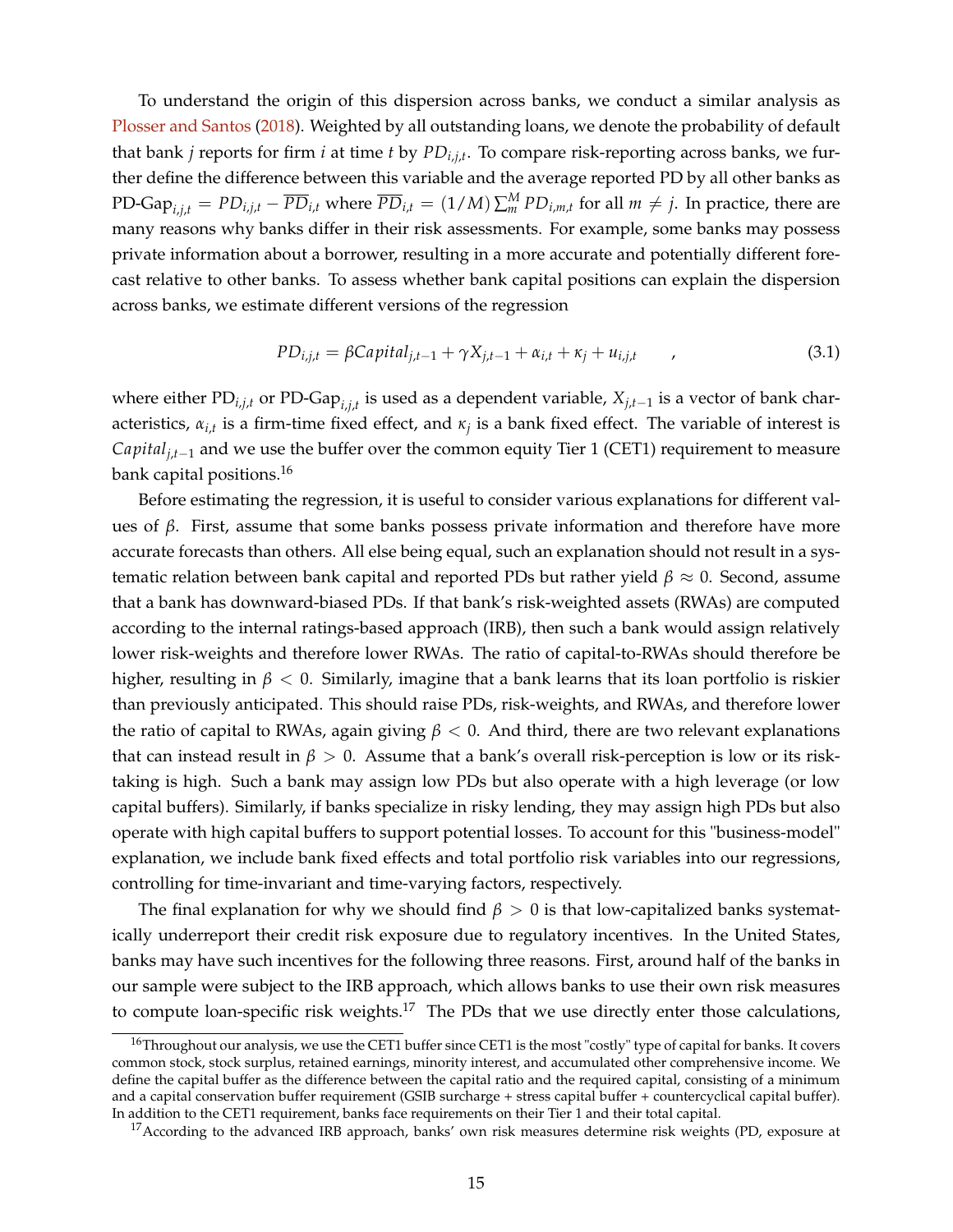To understand the origin of this dispersion across banks, we conduct a similar analysis as Plosser and Santos (2018). Weighted by all outstanding loans, we denote the probability of default that bank $j$ reports for firm $i$ at time $t$ by $PD_{i,j,t}$. To compare risk-reporting across banks, we further define the difference between this variable and the average reported PD by all other banks as $\text{PD-Gap}_{i,j,t} = PD_{i,j,t} - \overline{PD}_{i,t}$ where $\overline{PD}_{i,t} = (1/M)\sum_{m}^{M} PD_{i,m,t}$ for all $m \neq j$. In practice, there are many reasons why banks differ in their risk assessments. For example, some banks may possess private information about a borrower, resulting in a more accurate and potentially different forecast relative to other banks. To assess whether bank capital positions can explain the dispersion across banks, we estimate different versions of the regression

$$PD_{i,j,t} = \beta Capital_{j,t-1} + \gamma X_{j,t-1} + \alpha_{i,t} + \kappa_j + u_{i,j,t} \qquad , \tag{3.1}$$

where either $\text{PD}_{i,j,t}$ or $\text{PD-Gap}_{i,j,t}$ is used as a dependent variable, $X_{j,t-1}$ is a vector of bank characteristics, $\alpha_{i,t}$ is a firm-time fixed effect, and $\kappa_j$ is a bank fixed effect. The variable of interest is $Capital_{j,t-1}$ and we use the buffer over the common equity Tier 1 (CET1) requirement to measure bank capital positions.[16]

Before estimating the regression, it is useful to consider various explanations for different values of $\beta$. First, assume that some banks possess private information and therefore have more accurate forecasts than others. All else being equal, such an explanation should not result in a systematic relation between bank capital and reported PDs but rather yield $\beta \approx 0$. Second, assume that a bank has downward-biased PDs. If that bank's risk-weighted assets (RWAs) are computed according to the internal ratings-based approach (IRB), then such a bank would assign relatively lower risk-weights and therefore lower RWAs. The ratio of capital-to-RWAs should therefore be higher, resulting in $\beta < 0$. Similarly, imagine that a bank learns that its loan portfolio is riskier than previously anticipated. This should raise PDs, risk-weights, and RWAs, and therefore lower the ratio of capital to RWAs, again giving $\beta < 0$. And third, there are two relevant explanations that can instead result in $\beta > 0$. Assume that a bank's overall risk-perception is low or its risk-taking is high. Such a bank may assign low PDs but also operate with a high leverage (or low capital buffers). Similarly, if banks specialize in risky lending, they may assign high PDs but also operate with high capital buffers to support potential losses. To account for this "business-model" explanation, we include bank fixed effects and total portfolio risk variables into our regressions, controlling for time-invariant and time-varying factors, respectively.

The final explanation for why we should find $\beta > 0$ is that low-capitalized banks systematically underreport their credit risk exposure due to regulatory incentives. In the United States, banks may have such incentives for the following three reasons. First, around half of the banks in our sample were subject to the IRB approach, which allows banks to use their own risk measures to compute loan-specific risk weights.[17] The PDs that we use directly enter those calculations,

[16] Throughout our analysis, we use the CET1 buffer since CET1 is the most "costly" type of capital for banks. It covers common stock, stock surplus, retained earnings, minority interest, and accumulated other comprehensive income. We define the capital buffer as the difference between the capital ratio and the required capital, consisting of a minimum and a capital conservation buffer requirement (GSIB surcharge + stress capital buffer + countercyclical capital buffer). In addition to the CET1 requirement, banks face requirements on their Tier 1 and their total capital.

[17] According to the advanced IRB approach, banks' own risk measures determine risk weights (PD, exposure at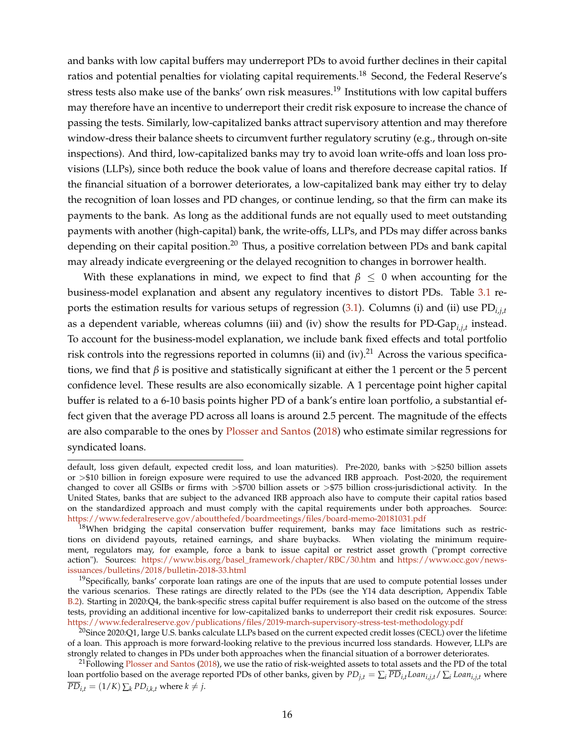and banks with low capital buffers may underreport PDs to avoid further declines in their capital ratios and potential penalties for violating capital requirements.[18] Second, the Federal Reserve's stress tests also make use of the banks' own risk measures.[19] Institutions with low capital buffers may therefore have an incentive to underreport their credit risk exposure to increase the chance of passing the tests. Similarly, low-capitalized banks attract supervisory attention and may therefore window-dress their balance sheets to circumvent further regulatory scrutiny (e.g., through on-site inspections). And third, low-capitalized banks may try to avoid loan write-offs and loan loss provisions (LLPs), since both reduce the book value of loans and therefore decrease capital ratios. If the financial situation of a borrower deteriorates, a low-capitalized bank may either try to delay the recognition of loan losses and PD changes, or continue lending, so that the firm can make its payments to the bank. As long as the additional funds are not equally used to meet outstanding payments with another (high-capital) bank, the write-offs, LLPs, and PDs may differ across banks depending on their capital position.[20] Thus, a positive correlation between PDs and bank capital may already indicate evergreening or the delayed recognition to changes in borrower health.

With these explanations in mind, we expect to find that $\beta \leq 0$ when accounting for the business-model explanation and absent any regulatory incentives to distort PDs. Table 3.1 reports the estimation results for various setups of regression (3.1). Columns (i) and (ii) use $\text{PD}_{i,j,t}$ as a dependent variable, whereas columns (iii) and (iv) show the results for $\text{PD-Gap}_{i,j,t}$ instead. To account for the business-model explanation, we include bank fixed effects and total portfolio risk controls into the regressions reported in columns (ii) and (iv).[21] Across the various specifications, we find that $\beta$ is positive and statistically significant at either the 1 percent or the 5 percent confidence level. These results are also economically sizable. A 1 percentage point higher capital buffer is related to a 6-10 basis points higher PD of a bank's entire loan portfolio, a substantial effect given that the average PD across all loans is around 2.5 percent. The magnitude of the effects are also comparable to the ones by Plosser and Santos (2018) who estimate similar regressions for syndicated loans.

---

default, loss given default, expected credit loss, and loan maturities). Pre-2020, banks with >$250 billion assets or >$10 billion in foreign exposure were required to use the advanced IRB approach. Post-2020, the requirement changed to cover all GSIBs or firms with >$700 billion assets or >$75 billion cross-jurisdictional activity. In the United States, banks that are subject to the advanced IRB approach also have to compute their capital ratios based on the standardized approach and must comply with the capital requirements under both approaches. Source: https://www.federalreserve.gov/aboutthefed/boardmeetings/files/board-memo-20181031.pdf

[18] When bridging the capital conservation buffer requirement, banks may face limitations such as restrictions on dividend payouts, retained earnings, and share buybacks. When violating the minimum requirement, regulators may, for example, force a bank to issue capital or restrict asset growth ("prompt corrective action"). Sources: https://www.bis.org/basel_framework/chapter/RBC/30.htm and https://www.occ.gov/news-issuances/bulletins/2018/bulletin-2018-33.html

[19] Specifically, banks' corporate loan ratings are one of the inputs that are used to compute potential losses under the various scenarios. These ratings are directly related to the PDs (see the Y14 data description, Appendix Table B.2). Starting in 2020:Q4, the bank-specific stress capital buffer requirement is also based on the outcome of the stress tests, providing an additional incentive for low-capitalized banks to underreport their credit risk exposures. Source: https://www.federalreserve.gov/publications/files/2019-march-supervisory-stress-test-methodology.pdf

[20] Since 2020:Q1, large U.S. banks calculate LLPs based on the current expected credit losses (CECL) over the lifetime of a loan. This approach is more forward-looking relative to the previous incurred loss standards. However, LLPs are strongly related to changes in PDs under both approaches when the financial situation of a borrower deteriorates.

[21] Following Plosser and Santos (2018), we use the ratio of risk-weighted assets to total assets and the PD of the total loan portfolio based on the average reported PDs of other banks, given by $PD_{j,t} = \sum_i \overline{PD}_{i,t} Loan_{i,j,t} / \sum_i Loan_{i,j,t}$ where $\overline{PD}_{i,t} = (1/K) \sum_k PD_{i,k,t}$ where $k \neq j$.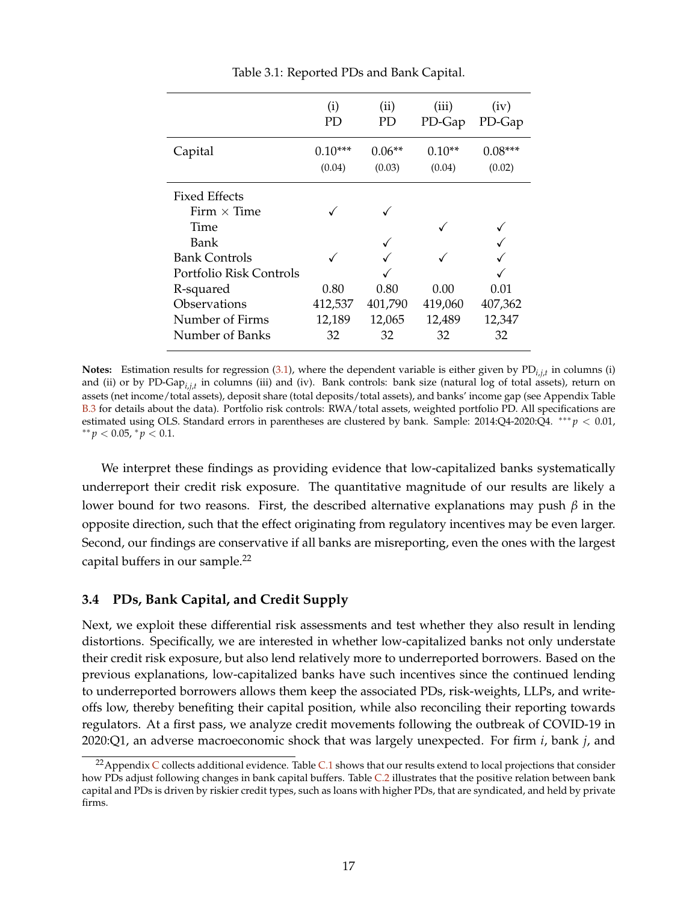Table 3.1: Reported PDs and Bank Capital.

| | (i) PD | (ii) PD | (iii) PD-Gap | (iv) PD-Gap |
|---|---|---|---|---|
| Capital | 0.10*** | 0.06** | 0.10** | 0.08*** |
| | (0.04) | (0.03) | (0.04) | (0.02) |
| Fixed Effects | | | | |
| Firm × Time | ✓ | ✓ | | |
| Time | | | ✓ | ✓ |
| Bank | | ✓ | | ✓ |
| Bank Controls | ✓ | ✓ | ✓ | ✓ |
| Portfolio Risk Controls | | ✓ | | ✓ |
| R-squared | 0.80 | 0.80 | 0.00 | 0.01 |
| Observations | 412,537 | 401,790 | 419,060 | 407,362 |
| Number of Firms | 12,189 | 12,065 | 12,489 | 12,347 |
| Number of Banks | 32 | 32 | 32 | 32 |

**Notes:** Estimation results for regression (3.1), where the dependent variable is either given by $\text{PD}_{i,j,t}$ in columns (i) and (ii) or by $\text{PD-Gap}_{i,j,t}$ in columns (iii) and (iv). Bank controls: bank size (natural log of total assets), return on assets (net income/total assets), deposit share (total deposits/total assets), and banks' income gap (see Appendix Table B.3 for details about the data). Portfolio risk controls: RWA/total assets, weighted portfolio PD. All specifications are estimated using OLS. Standard errors in parentheses are clustered by bank. Sample: 2014:Q4-2020:Q4. $^{***}p < 0.01$, $^{**}p < 0.05$, $^{*}p < 0.1$.

We interpret these findings as providing evidence that low-capitalized banks systematically underreport their credit risk exposure. The quantitative magnitude of our results are likely a lower bound for two reasons. First, the described alternative explanations may push $\beta$ in the opposite direction, such that the effect originating from regulatory incentives may be even larger. Second, our findings are conservative if all banks are misreporting, even the ones with the largest capital buffers in our sample.[22]

### 3.4 PDs, Bank Capital, and Credit Supply

Next, we exploit these differential risk assessments and test whether they also result in lending distortions. Specifically, we are interested in whether low-capitalized banks not only understate their credit risk exposure, but also lend relatively more to underreported borrowers. Based on the previous explanations, low-capitalized banks have such incentives since the continued lending to underreported borrowers allows them keep the associated PDs, risk-weights, LLPs, and write-offs low, thereby benefiting their capital position, while also reconciling their reporting towards regulators. At a first pass, we analyze credit movements following the outbreak of COVID-19 in 2020:Q1, an adverse macroeconomic shock that was largely unexpected. For firm $i$, bank $j$, and

[22] Appendix C collects additional evidence. Table C.1 shows that our results extend to local projections that consider how PDs adjust following changes in bank capital buffers. Table C.2 illustrates that the positive relation between bank capital and PDs is driven by riskier credit types, such as loans with higher PDs, that are syndicated, and held by private firms.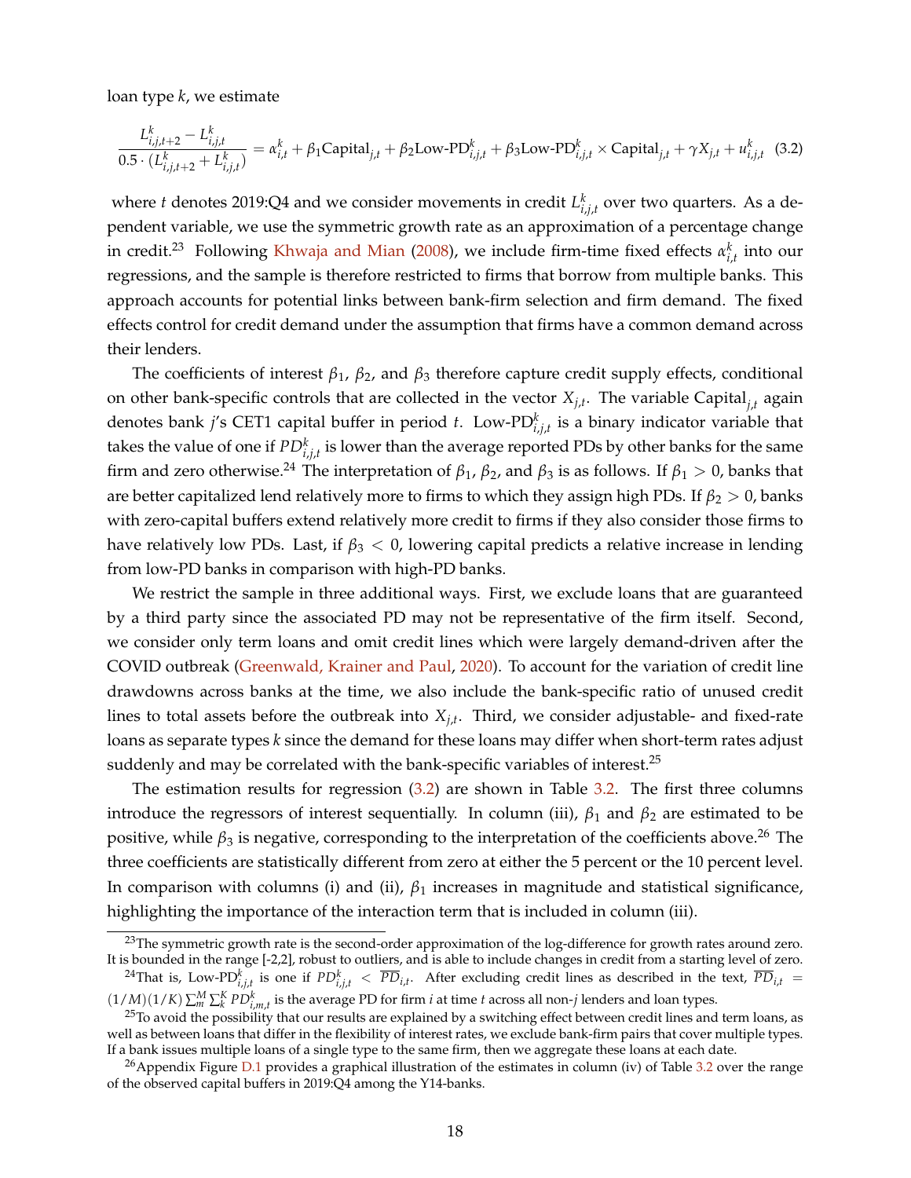loan type $k$, we estimate

$$\frac{L^k_{i,j,t+2} - L^k_{i,j,t}}{0.5 \cdot (L^k_{i,j,t+2} + L^k_{i,j,t})} = \alpha^k_{i,t} + \beta_1 \text{Capital}_{j,t} + \beta_2 \text{Low-PD}^k_{i,j,t} + \beta_3 \text{Low-PD}^k_{i,j,t} \times \text{Capital}_{j,t} + \gamma X_{j,t} + u^k_{i,j,t} \quad (3.2)$$

where $t$ denotes 2019:Q4 and we consider movements in credit $L^k_{i,j,t}$ over two quarters. As a dependent variable, we use the symmetric growth rate as an approximation of a percentage change in credit.[23] Following Khwaja and Mian (2008), we include firm-time fixed effects $\alpha^k_{i,t}$ into our regressions, and the sample is therefore restricted to firms that borrow from multiple banks. This approach accounts for potential links between bank-firm selection and firm demand. The fixed effects control for credit demand under the assumption that firms have a common demand across their lenders.

The coefficients of interest $\beta_1$, $\beta_2$, and $\beta_3$ therefore capture credit supply effects, conditional on other bank-specific controls that are collected in the vector $X_{j,t}$. The variable $\text{Capital}_{j,t}$ again denotes bank $j$'s CET1 capital buffer in period $t$. $\text{Low-PD}^k_{i,j,t}$ is a binary indicator variable that takes the value of one if $PD^k_{i,j,t}$ is lower than the average reported PDs by other banks for the same firm and zero otherwise.[24] The interpretation of $\beta_1$, $\beta_2$, and $\beta_3$ is as follows. If $\beta_1 > 0$, banks that are better capitalized lend relatively more to firms to which they assign high PDs. If $\beta_2 > 0$, banks with zero-capital buffers extend relatively more credit to firms if they also consider those firms to have relatively low PDs. Last, if $\beta_3 < 0$, lowering capital predicts a relative increase in lending from low-PD banks in comparison with high-PD banks.

We restrict the sample in three additional ways. First, we exclude loans that are guaranteed by a third party since the associated PD may not be representative of the firm itself. Second, we consider only term loans and omit credit lines which were largely demand-driven after the COVID outbreak (Greenwald, Krainer and Paul, 2020). To account for the variation of credit line drawdowns across banks at the time, we also include the bank-specific ratio of unused credit lines to total assets before the outbreak into $X_{j,t}$. Third, we consider adjustable- and fixed-rate loans as separate types $k$ since the demand for these loans may differ when short-term rates adjust suddenly and may be correlated with the bank-specific variables of interest.[25]

The estimation results for regression (3.2) are shown in Table 3.2. The first three columns introduce the regressors of interest sequentially. In column (iii), $\beta_1$ and $\beta_2$ are estimated to be positive, while $\beta_3$ is negative, corresponding to the interpretation of the coefficients above.[26] The three coefficients are statistically different from zero at either the 5 percent or the 10 percent level. In comparison with columns (i) and (ii), $\beta_1$ increases in magnitude and statistical significance, highlighting the importance of the interaction term that is included in column (iii).

[23] The symmetric growth rate is the second-order approximation of the log-difference for growth rates around zero. It is bounded in the range [-2,2], robust to outliers, and is able to include changes in credit from a starting level of zero.

[24] That is, $\text{Low-PD}^k_{i,j,t}$ is one if $PD^k_{i,j,t} < \overline{PD}_{i,t}$. After excluding credit lines as described in the text, $\overline{PD}_{i,t} = (1/M)(1/K)\sum_m^M \sum_k^K PD^k_{i,m,t}$ is the average PD for firm $i$ at time $t$ across all non-$j$ lenders and loan types.

[25] To avoid the possibility that our results are explained by a switching effect between credit lines and term loans, as well as between loans that differ in the flexibility of interest rates, we exclude bank-firm pairs that cover multiple types. If a bank issues multiple loans of a single type to the same firm, then we aggregate these loans at each date.

[26] Appendix Figure D.1 provides a graphical illustration of the estimates in column (iv) of Table 3.2 over the range of the observed capital buffers in 2019:Q4 among the Y14-banks.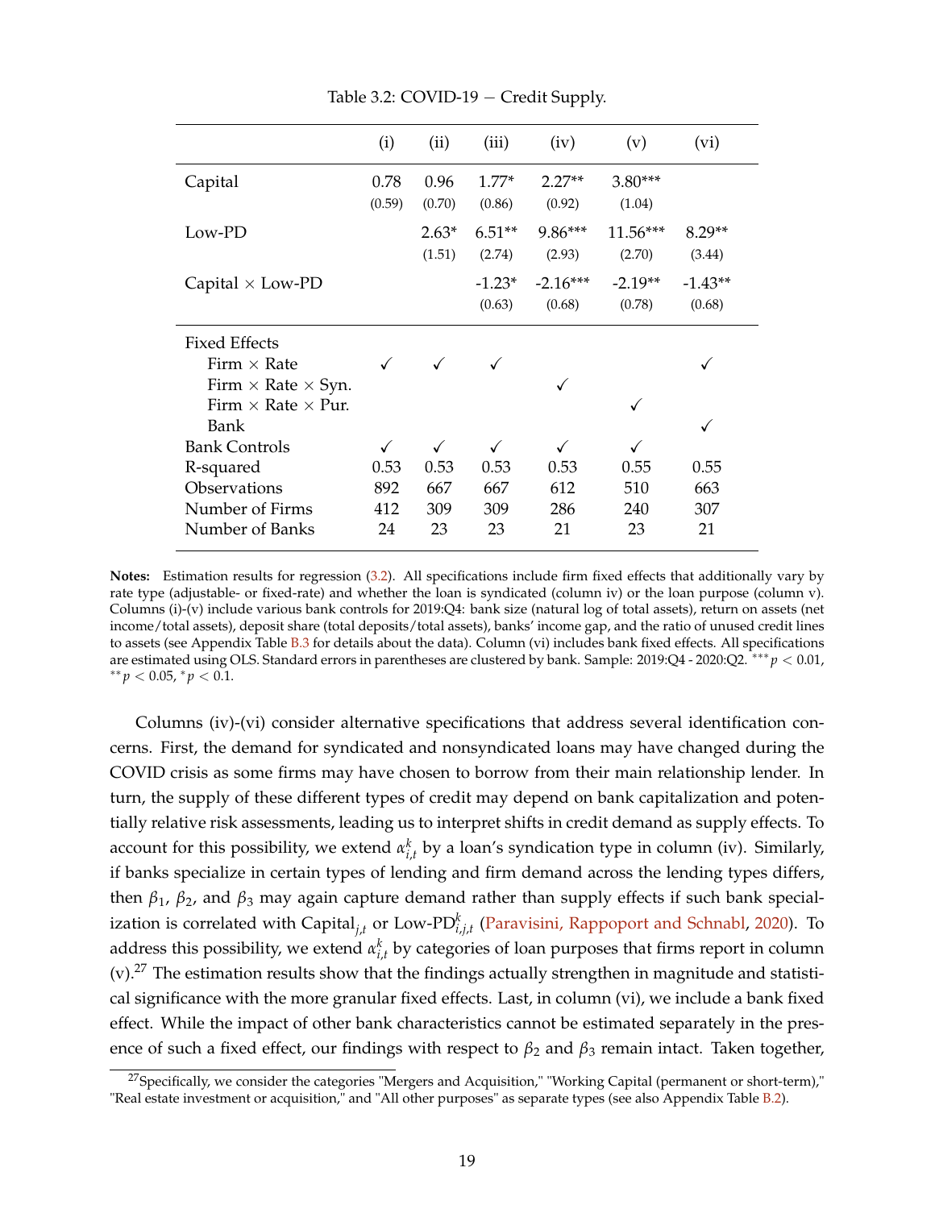Table 3.2: COVID-19 − Credit Supply.

| | (i) | (ii) | (iii) | (iv) | (v) | (vi) |
|---|---|---|---|---|---|---|
| Capital | 0.78 | 0.96 | 1.77* | 2.27** | 3.80*** | |
| | (0.59) | (0.70) | (0.86) | (0.92) | (1.04) | |
| Low-PD | | 2.63* | 6.51** | 9.86*** | 11.56*** | 8.29** |
| | | (1.51) | (2.74) | (2.93) | (2.70) | (3.44) |
| Capital × Low-PD | | | -1.23* | -2.16*** | -2.19** | -1.43** |
| | | | (0.63) | (0.68) | (0.78) | (0.68) |
| Fixed Effects | | | | | | |
| Firm × Rate | ✓ | ✓ | ✓ | | | ✓ |
| Firm × Rate × Syn. | | | | ✓ | | |
| Firm × Rate × Pur. | | | | | ✓ | |
| Bank | | | | | | ✓ |
| Bank Controls | ✓ | ✓ | ✓ | ✓ | ✓ | |
| R-squared | 0.53 | 0.53 | 0.53 | 0.53 | 0.55 | 0.55 |
| Observations | 892 | 667 | 667 | 612 | 510 | 663 |
| Number of Firms | 412 | 309 | 309 | 286 | 240 | 307 |
| Number of Banks | 24 | 23 | 23 | 21 | 23 | 21 |

**Notes:** Estimation results for regression (3.2). All specifications include firm fixed effects that additionally vary by rate type (adjustable- or fixed-rate) and whether the loan is syndicated (column iv) or the loan purpose (column v). Columns (i)-(v) include various bank controls for 2019:Q4: bank size (natural log of total assets), return on assets (net income/total assets), deposit share (total deposits/total assets), banks' income gap, and the ratio of unused credit lines to assets (see Appendix Table B.3 for details about the data). Column (vi) includes bank fixed effects. All specifications are estimated using OLS. Standard errors in parentheses are clustered by bank. Sample: 2019:Q4 - 2020:Q2. $^{***}p < 0.01$, $^{**}p < 0.05$, $^{*}p < 0.1$.

Columns (iv)-(vi) consider alternative specifications that address several identification concerns. First, the demand for syndicated and nonsyndicated loans may have changed during the COVID crisis as some firms may have chosen to borrow from their main relationship lender. In turn, the supply of these different types of credit may depend on bank capitalization and potentially relative risk assessments, leading us to interpret shifts in credit demand as supply effects. To account for this possibility, we extend $\alpha_{i,t}^{k}$ by a loan's syndication type in column (iv). Similarly, if banks specialize in certain types of lending and firm demand across the lending types differs, then $\beta_1$, $\beta_2$, and $\beta_3$ may again capture demand rather than supply effects if such bank specialization is correlated with $\text{Capital}_{j,t}$ or $\text{Low-PD}_{i,j,t}^{k}$ (Paravisini, Rappoport and Schnabl, 2020). To address this possibility, we extend $\alpha_{i,t}^{k}$ by categories of loan purposes that firms report in column (v).[27] The estimation results show that the findings actually strengthen in magnitude and statistical significance with the more granular fixed effects. Last, in column (vi), we include a bank fixed effect. While the impact of other bank characteristics cannot be estimated separately in the presence of such a fixed effect, our findings with respect to $\beta_2$ and $\beta_3$ remain intact. Taken together,

[27] Specifically, we consider the categories "Mergers and Acquisition," "Working Capital (permanent or short-term)," "Real estate investment or acquisition," and "All other purposes" as separate types (see also Appendix Table B.2).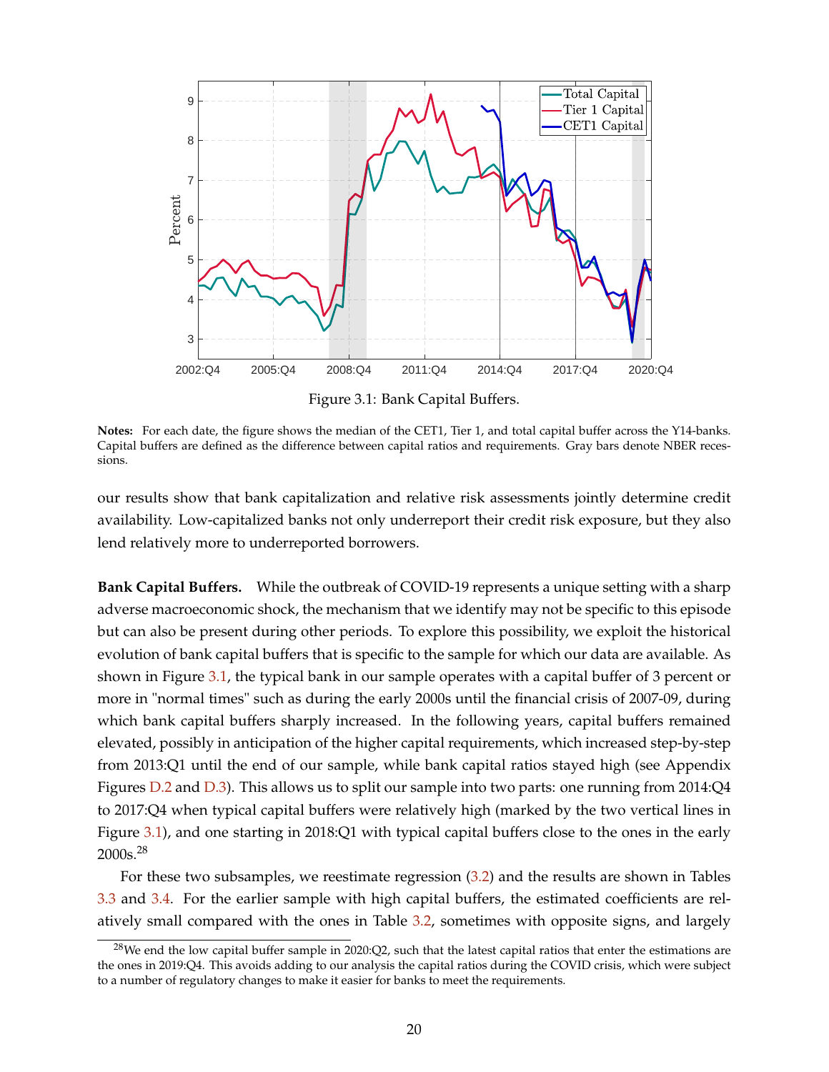Figure 3.1: Bank Capital Buffers.

**Notes:** For each date, the figure shows the median of the CET1, Tier 1, and total capital buffer across the Y14-banks. Capital buffers are defined as the difference between capital ratios and requirements. Gray bars denote NBER recessions.

our results show that bank capitalization and relative risk assessments jointly determine credit availability. Low-capitalized banks not only underreport their credit risk exposure, but they also lend relatively more to underreported borrowers.

**Bank Capital Buffers.** While the outbreak of COVID-19 represents a unique setting with a sharp adverse macroeconomic shock, the mechanism that we identify may not be specific to this episode but can also be present during other periods. To explore this possibility, we exploit the historical evolution of bank capital buffers that is specific to the sample for which our data are available. As shown in Figure 3.1, the typical bank in our sample operates with a capital buffer of 3 percent or more in "normal times" such as during the early 2000s until the financial crisis of 2007-09, during which bank capital buffers sharply increased. In the following years, capital buffers remained elevated, possibly in anticipation of the higher capital requirements, which increased step-by-step from 2013:Q1 until the end of our sample, while bank capital ratios stayed high (see Appendix Figures D.2 and D.3). This allows us to split our sample into two parts: one running from 2014:Q4 to 2017:Q4 when typical capital buffers were relatively high (marked by the two vertical lines in Figure 3.1), and one starting in 2018:Q1 with typical capital buffers close to the ones in the early 2000s.[28]

For these two subsamples, we reestimate regression (3.2) and the results are shown in Tables 3.3 and 3.4. For the earlier sample with high capital buffers, the estimated coefficients are relatively small compared with the ones in Table 3.2, sometimes with opposite signs, and largely

[28]We end the low capital buffer sample in 2020:Q2, such that the latest capital ratios that enter the estimations are the ones in 2019:Q4. This avoids adding to our analysis the capital ratios during the COVID crisis, which were subject to a number of regulatory changes to make it easier for banks to meet the requirements.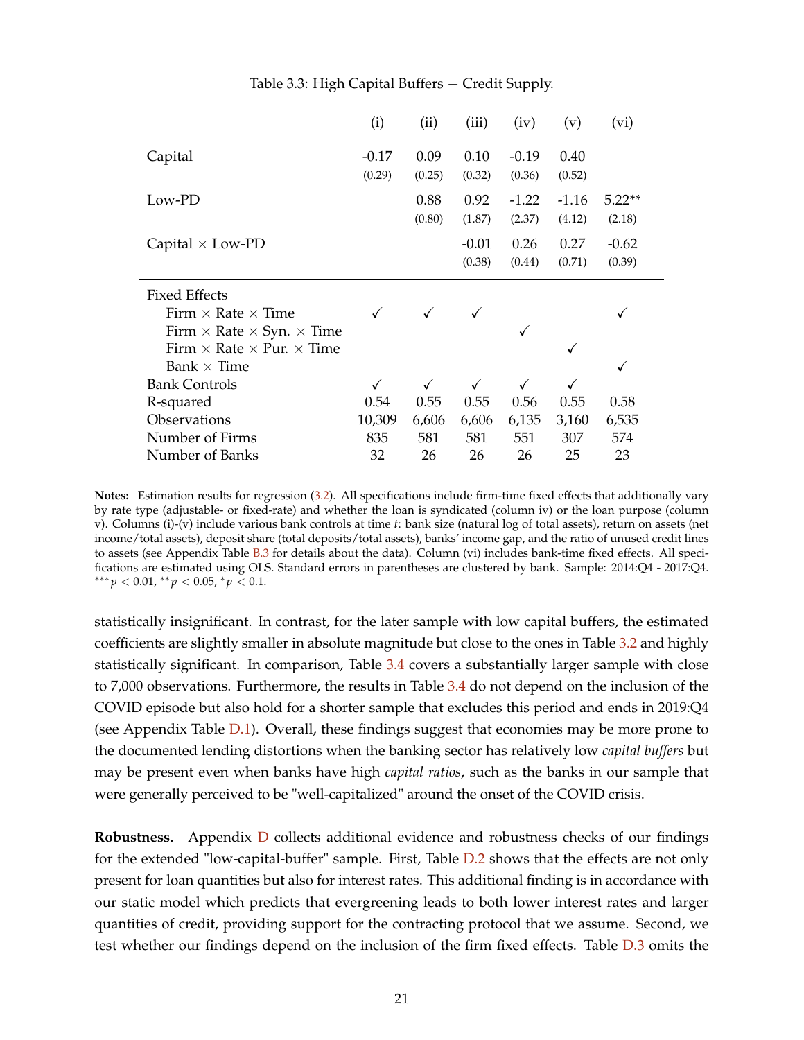Table 3.3: High Capital Buffers − Credit Supply.

| | (i) | (ii) | (iii) | (iv) | (v) | (vi) |
|---|---|---|---|---|---|---|
| Capital | -0.17 | 0.09 | 0.10 | -0.19 | 0.40 | |
| | (0.29) | (0.25) | (0.32) | (0.36) | (0.52) | |
| Low-PD | | 0.88 | 0.92 | -1.22 | -1.16 | 5.22** |
| | | (0.80) | (1.87) | (2.37) | (4.12) | (2.18) |
| Capital × Low-PD | | | -0.01 | 0.26 | 0.27 | -0.62 |
| | | | (0.38) | (0.44) | (0.71) | (0.39) |
| Fixed Effects | | | | | | |
| Firm × Rate × Time | ✓ | ✓ | ✓ | | | ✓ |
| Firm × Rate × Syn. × Time | | | | ✓ | | |
| Firm × Rate × Pur. × Time | | | | | ✓ | |
| Bank × Time | | | | | | ✓ |
| Bank Controls | ✓ | ✓ | ✓ | ✓ | ✓ | |
| R-squared | 0.54 | 0.55 | 0.55 | 0.56 | 0.55 | 0.58 |
| Observations | 10,309 | 6,606 | 6,606 | 6,135 | 3,160 | 6,535 |
| Number of Firms | 835 | 581 | 581 | 551 | 307 | 574 |
| Number of Banks | 32 | 26 | 26 | 26 | 25 | 23 |

**Notes:** Estimation results for regression (3.2). All specifications include firm-time fixed effects that additionally vary by rate type (adjustable- or fixed-rate) and whether the loan is syndicated (column iv) or the loan purpose (column v). Columns (i)-(v) include various bank controls at time $t$: bank size (natural log of total assets), return on assets (net income/total assets), deposit share (total deposits/total assets), banks' income gap, and the ratio of unused credit lines to assets (see Appendix Table B.3 for details about the data). Column (vi) includes bank-time fixed effects. All specifications are estimated using OLS. Standard errors in parentheses are clustered by bank. Sample: 2014:Q4 - 2017:Q4. $^{***}p < 0.01$, $^{**}p < 0.05$, $^{*}p < 0.1$.

statistically insignificant. In contrast, for the later sample with low capital buffers, the estimated coefficients are slightly smaller in absolute magnitude but close to the ones in Table 3.2 and highly statistically significant. In comparison, Table 3.4 covers a substantially larger sample with close to 7,000 observations. Furthermore, the results in Table 3.4 do not depend on the inclusion of the COVID episode but also hold for a shorter sample that excludes this period and ends in 2019:Q4 (see Appendix Table D.1). Overall, these findings suggest that economies may be more prone to the documented lending distortions when the banking sector has relatively low *capital buffers* but may be present even when banks have high *capital ratios*, such as the banks in our sample that were generally perceived to be "well-capitalized" around the onset of the COVID crisis.

**Robustness.** Appendix D collects additional evidence and robustness checks of our findings for the extended "low-capital-buffer" sample. First, Table D.2 shows that the effects are not only present for loan quantities but also for interest rates. This additional finding is in accordance with our static model which predicts that evergreening leads to both lower interest rates and larger quantities of credit, providing support for the contracting protocol that we assume. Second, we test whether our findings depend on the inclusion of the firm fixed effects. Table D.3 omits the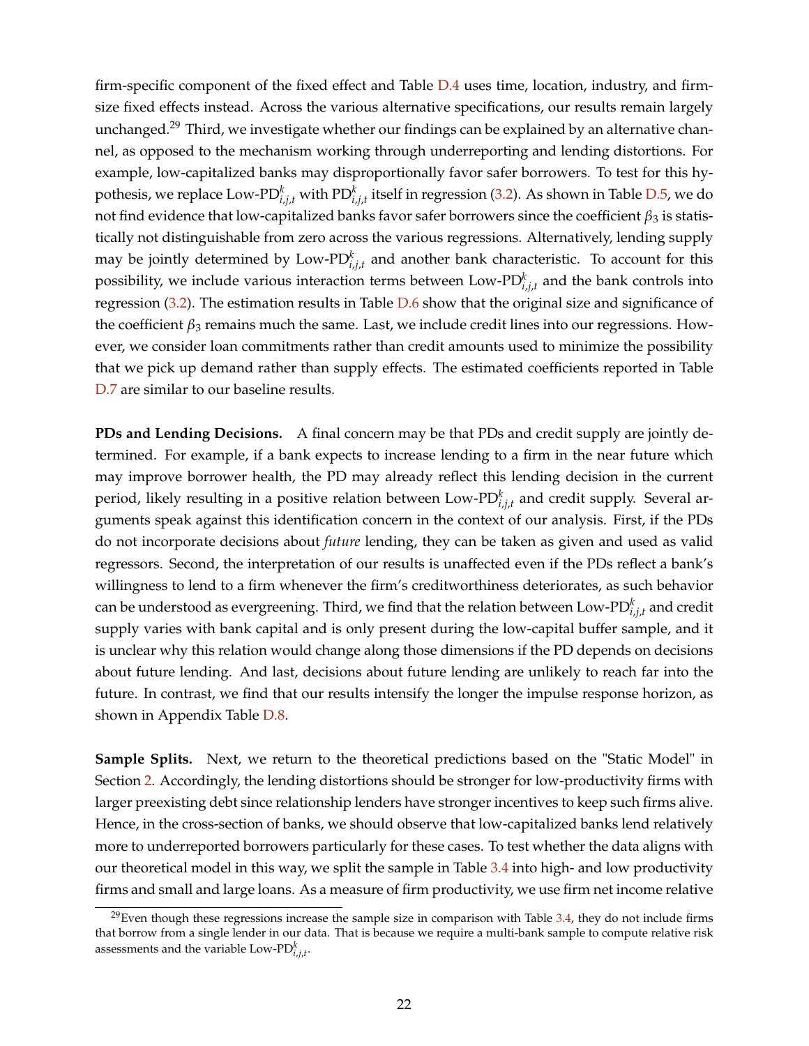firm-specific component of the fixed effect and Table D.4 uses time, location, industry, and firm-size fixed effects instead. Across the various alternative specifications, our results remain largely unchanged.[29] Third, we investigate whether our findings can be explained by an alternative channel, as opposed to the mechanism working through underreporting and lending distortions. For example, low-capitalized banks may disproportionally favor safer borrowers. To test for this hypothesis, we replace Low-$\text{PD}^k_{i,j,t}$ with $\text{PD}^k_{i,j,t}$ itself in regression (3.2). As shown in Table D.5, we do not find evidence that low-capitalized banks favor safer borrowers since the coefficient $\beta_3$ is statistically not distinguishable from zero across the various regressions. Alternatively, lending supply may be jointly determined by Low-$\text{PD}^k_{i,j,t}$ and another bank characteristic. To account for this possibility, we include various interaction terms between Low-$\text{PD}^k_{i,j,t}$ and the bank controls into regression (3.2). The estimation results in Table D.6 show that the original size and significance of the coefficient $\beta_3$ remains much the same. Last, we include credit lines into our regressions. However, we consider loan commitments rather than credit amounts used to minimize the possibility that we pick up demand rather than supply effects. The estimated coefficients reported in Table D.7 are similar to our baseline results.

**PDs and Lending Decisions.** A final concern may be that PDs and credit supply are jointly determined. For example, if a bank expects to increase lending to a firm in the near future which may improve borrower health, the PD may already reflect this lending decision in the current period, likely resulting in a positive relation between Low-$\text{PD}^k_{i,j,t}$ and credit supply. Several arguments speak against this identification concern in the context of our analysis. First, if the PDs do not incorporate decisions about *future* lending, they can be taken as given and used as valid regressors. Second, the interpretation of our results is unaffected even if the PDs reflect a bank's willingness to lend to a firm whenever the firm's creditworthiness deteriorates, as such behavior can be understood as evergreening. Third, we find that the relation between Low-$\text{PD}^k_{i,j,t}$ and credit supply varies with bank capital and is only present during the low-capital buffer sample, and it is unclear why this relation would change along those dimensions if the PD depends on decisions about future lending. And last, decisions about future lending are unlikely to reach far into the future. In contrast, we find that our results intensify the longer the impulse response horizon, as shown in Appendix Table D.8.

**Sample Splits.** Next, we return to the theoretical predictions based on the "Static Model" in Section 2. Accordingly, the lending distortions should be stronger for low-productivity firms with larger preexisting debt since relationship lenders have stronger incentives to keep such firms alive. Hence, in the cross-section of banks, we should observe that low-capitalized banks lend relatively more to underreported borrowers particularly for these cases. To test whether the data aligns with our theoretical model in this way, we split the sample in Table 3.4 into high- and low productivity firms and small and large loans. As a measure of firm productivity, we use firm net income relative

[29] Even though these regressions increase the sample size in comparison with Table 3.4, they do not include firms that borrow from a single lender in our data. That is because we require a multi-bank sample to compute relative risk assessments and the variable Low-$\text{PD}^k_{i,j,t}$.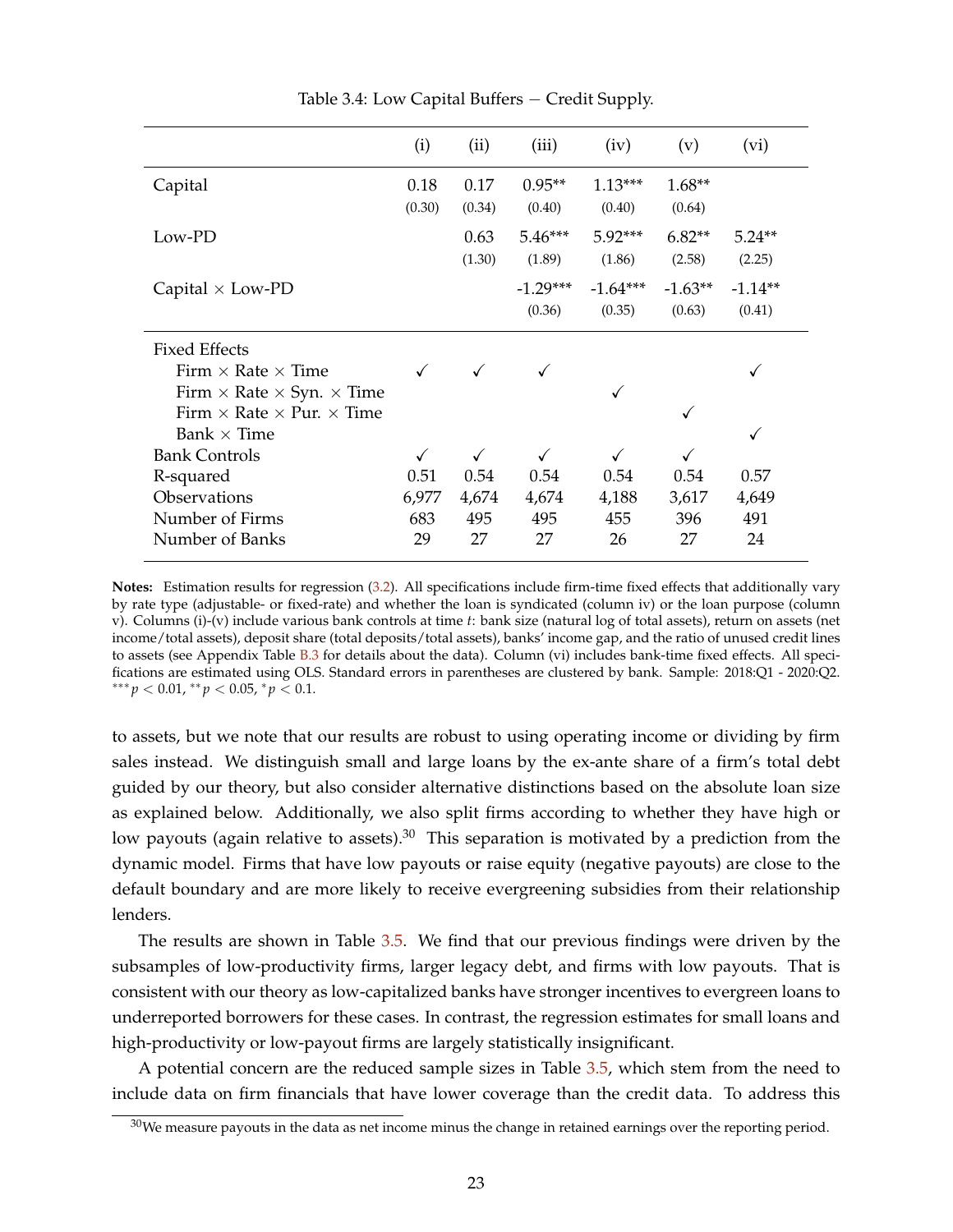Table 3.4: Low Capital Buffers − Credit Supply.

| | (i) | (ii) | (iii) | (iv) | (v) | (vi) |
|---|---|---|---|---|---|---|
| Capital | 0.18 | 0.17 | 0.95** | 1.13*** | 1.68** | |
| | (0.30) | (0.34) | (0.40) | (0.40) | (0.64) | |
| Low-PD | | 0.63 | 5.46*** | 5.92*** | 6.82** | 5.24** |
| | | (1.30) | (1.89) | (1.86) | (2.58) | (2.25) |
| Capital × Low-PD | | | -1.29*** | -1.64*** | -1.63** | -1.14** |
| | | | (0.36) | (0.35) | (0.63) | (0.41) |
| Fixed Effects | | | | | | |
| Firm × Rate × Time | ✓ | ✓ | ✓ | | | ✓ |
| Firm × Rate × Syn. × Time | | | | ✓ | | |
| Firm × Rate × Pur. × Time | | | | | ✓ | |
| Bank × Time | | | | | | ✓ |
| Bank Controls | ✓ | ✓ | ✓ | ✓ | ✓ | |
| R-squared | 0.51 | 0.54 | 0.54 | 0.54 | 0.54 | 0.57 |
| Observations | 6,977 | 4,674 | 4,674 | 4,188 | 3,617 | 4,649 |
| Number of Firms | 683 | 495 | 495 | 455 | 396 | 491 |
| Number of Banks | 29 | 27 | 27 | 26 | 27 | 24 |

**Notes:** Estimation results for regression (3.2). All specifications include firm-time fixed effects that additionally vary by rate type (adjustable- or fixed-rate) and whether the loan is syndicated (column iv) or the loan purpose (column v). Columns (i)-(v) include various bank controls at time $t$: bank size (natural log of total assets), return on assets (net income/total assets), deposit share (total deposits/total assets), banks' income gap, and the ratio of unused credit lines to assets (see Appendix Table B.3 for details about the data). Column (vi) includes bank-time fixed effects. All specifications are estimated using OLS. Standard errors in parentheses are clustered by bank. Sample: 2018:Q1 - 2020:Q2. $^{***}p < 0.01$, $^{**}p < 0.05$, $^{*}p < 0.1$.

to assets, but we note that our results are robust to using operating income or dividing by firm sales instead. We distinguish small and large loans by the ex-ante share of a firm's total debt guided by our theory, but also consider alternative distinctions based on the absolute loan size as explained below. Additionally, we also split firms according to whether they have high or low payouts (again relative to assets).[30] This separation is motivated by a prediction from the dynamic model. Firms that have low payouts or raise equity (negative payouts) are close to the default boundary and are more likely to receive evergreening subsidies from their relationship lenders.

The results are shown in Table 3.5. We find that our previous findings were driven by the subsamples of low-productivity firms, larger legacy debt, and firms with low payouts. That is consistent with our theory as low-capitalized banks have stronger incentives to evergreen loans to underreported borrowers for these cases. In contrast, the regression estimates for small loans and high-productivity or low-payout firms are largely statistically insignificant.

A potential concern are the reduced sample sizes in Table 3.5, which stem from the need to include data on firm financials that have lower coverage than the credit data. To address this

[30] We measure payouts in the data as net income minus the change in retained earnings over the reporting period.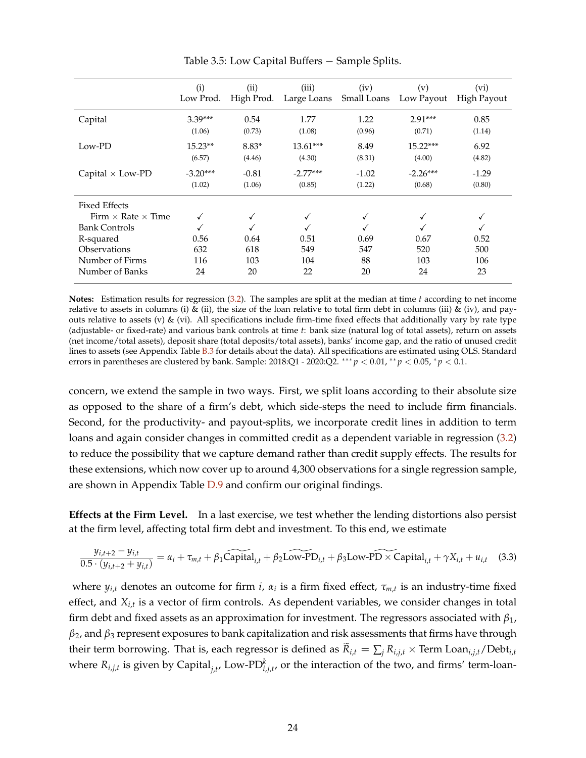Table 3.5: Low Capital Buffers − Sample Splits.

| | (i) Low Prod. | (ii) High Prod. | (iii) Large Loans | (iv) Small Loans | (v) Low Payout | (vi) High Payout |
|---|---|---|---|---|---|---|
| Capital | 3.39*** | 0.54 | 1.77 | 1.22 | 2.91*** | 0.85 |
| | (1.06) | (0.73) | (1.08) | (0.96) | (0.71) | (1.14) |
| Low-PD | 15.23** | 8.83* | 13.61*** | 8.49 | 15.22*** | 6.92 |
| | (6.57) | (4.46) | (4.30) | (8.31) | (4.00) | (4.82) |
| Capital × Low-PD | -3.20*** | -0.81 | -2.77*** | -1.02 | -2.26*** | -1.29 |
| | (1.02) | (1.06) | (0.85) | (1.22) | (0.68) | (0.80) |
| Fixed Effects | | | | | | |
| Firm × Rate × Time | ✓ | ✓ | ✓ | ✓ | ✓ | ✓ |
| Bank Controls | ✓ | ✓ | ✓ | ✓ | ✓ | ✓ |
| R-squared | 0.56 | 0.64 | 0.51 | 0.69 | 0.67 | 0.52 |
| Observations | 632 | 618 | 549 | 547 | 520 | 500 |
| Number of Firms | 116 | 103 | 104 | 88 | 103 | 106 |
| Number of Banks | 24 | 20 | 22 | 20 | 24 | 23 |

**Notes:** Estimation results for regression (3.2). The samples are split at the median at time $t$ according to net income relative to assets in columns (i) & (ii), the size of the loan relative to total firm debt in columns (iii) & (iv), and payouts relative to assets (v) & (vi). All specifications include firm-time fixed effects that additionally vary by rate type (adjustable- or fixed-rate) and various bank controls at time $t$: bank size (natural log of total assets), return on assets (net income/total assets), deposit share (total deposits/total assets), banks' income gap, and the ratio of unused credit lines to assets (see Appendix Table B.3 for details about the data). All specifications are estimated using OLS. Standard errors in parentheses are clustered by bank. Sample: 2018:Q1 - 2020:Q2. $^{***}p < 0.01$, $^{**}p < 0.05$, $^{*}p < 0.1$.

concern, we extend the sample in two ways. First, we split loans according to their absolute size as opposed to the share of a firm's debt, which side-steps the need to include firm financials. Second, for the productivity- and payout-splits, we incorporate credit lines in addition to term loans and again consider changes in committed credit as a dependent variable in regression (3.2) to reduce the possibility that we capture demand rather than credit supply effects. The results for these extensions, which now cover up to around 4,300 observations for a single regression sample, are shown in Appendix Table D.9 and confirm our original findings.

**Effects at the Firm Level.** In a last exercise, we test whether the lending distortions also persist at the firm level, affecting total firm debt and investment. To this end, we estimate

$$\frac{y_{i,t+2} - y_{i,t}}{0.5 \cdot (y_{i,t+2} + y_{i,t})} = \alpha_i + \tau_{m,t} + \beta_1 \widetilde{\text{Capital}}_{i,t} + \beta_2 \widetilde{\text{Low-PD}}_{i,t} + \beta_3 \widetilde{\text{Low-PD} \times \text{Capital}}_{i,t} + \gamma X_{i,t} + u_{i,t} \quad (3.3)$$

where $y_{i,t}$ denotes an outcome for firm $i$, $\alpha_i$ is a firm fixed effect, $\tau_{m,t}$ is an industry-time fixed effect, and $X_{i,t}$ is a vector of firm controls. As dependent variables, we consider changes in total firm debt and fixed assets as an approximation for investment. The regressors associated with $\beta_1$, $\beta_2$, and $\beta_3$ represent exposures to bank capitalization and risk assessments that firms have through their term borrowing. That is, each regressor is defined as $\widetilde{R}_{i,t} = \sum_j R_{i,j,t} \times \text{Term Loan}_{i,j,t}/\text{Debt}_{i,t}$ where $R_{i,j,t}$ is given by $\text{Capital}_{j,t}$, $\text{Low-PD}^k_{i,j,t}$, or the interaction of the two, and firms' term-loan-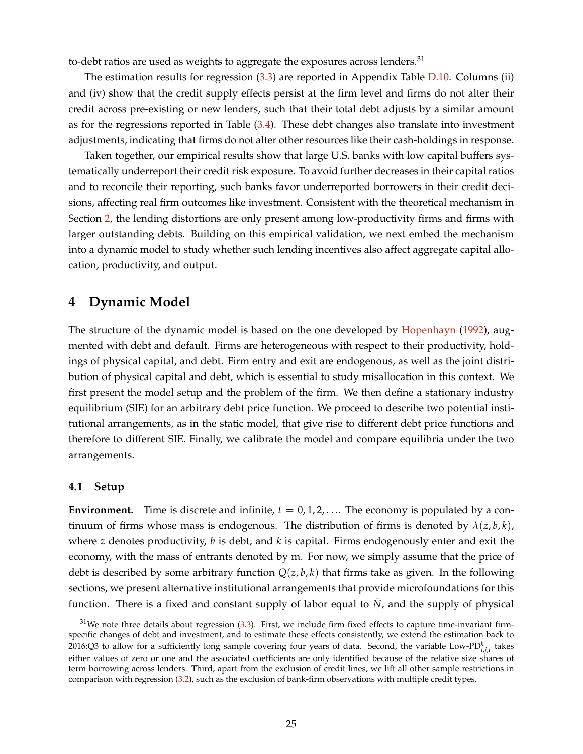to-debt ratios are used as weights to aggregate the exposures across lenders.[31]

The estimation results for regression (3.3) are reported in Appendix Table D.10. Columns (ii) and (iv) show that the credit supply effects persist at the firm level and firms do not alter their credit across pre-existing or new lenders, such that their total debt adjusts by a similar amount as for the regressions reported in Table (3.4). These debt changes also translate into investment adjustments, indicating that firms do not alter other resources like their cash-holdings in response.

Taken together, our empirical results show that large U.S. banks with low capital buffers systematically underreport their credit risk exposure. To avoid further decreases in their capital ratios and to reconcile their reporting, such banks favor underreported borrowers in their credit decisions, affecting real firm outcomes like investment. Consistent with the theoretical mechanism in Section 2, the lending distortions are only present among low-productivity firms and firms with larger outstanding debts. Building on this empirical validation, we next embed the mechanism into a dynamic model to study whether such lending incentives also affect aggregate capital allocation, productivity, and output.

## 4 Dynamic Model

The structure of the dynamic model is based on the one developed by Hopenhayn (1992), augmented with debt and default. Firms are heterogeneous with respect to their productivity, holdings of physical capital, and debt. Firm entry and exit are endogenous, as well as the joint distribution of physical capital and debt, which is essential to study misallocation in this context. We first present the model setup and the problem of the firm. We then define a stationary industry equilibrium (SIE) for an arbitrary debt price function. We proceed to describe two potential institutional arrangements, as in the static model, that give rise to different debt price functions and therefore to different SIE. Finally, we calibrate the model and compare equilibria under the two arrangements.

### 4.1 Setup

**Environment.** Time is discrete and infinite, $t = 0, 1, 2, \ldots$. The economy is populated by a continuum of firms whose mass is endogenous. The distribution of firms is denoted by $\lambda(z, b, k)$, where $z$ denotes productivity, $b$ is debt, and $k$ is capital. Firms endogenously enter and exit the economy, with the mass of entrants denoted by m. For now, we simply assume that the price of debt is described by some arbitrary function $Q(z, b, k)$ that firms take as given. In the following sections, we present alternative institutional arrangements that provide microfoundations for this function. There is a fixed and constant supply of labor equal to $\bar{N}$, and the supply of physical

[31] We note three details about regression (3.3). First, we include firm fixed effects to capture time-invariant firm-specific changes of debt and investment, and to estimate these effects consistently, we extend the estimation back to 2016:Q3 to allow for a sufficiently long sample covering four years of data. Second, the variable Low-PD$^{k}_{i,j,t}$ takes either values of zero or one and the associated coefficients are only identified because of the relative size shares of term borrowing across lenders. Third, apart from the exclusion of credit lines, we lift all other sample restrictions in comparison with regression (3.2), such as the exclusion of bank-firm observations with multiple credit types.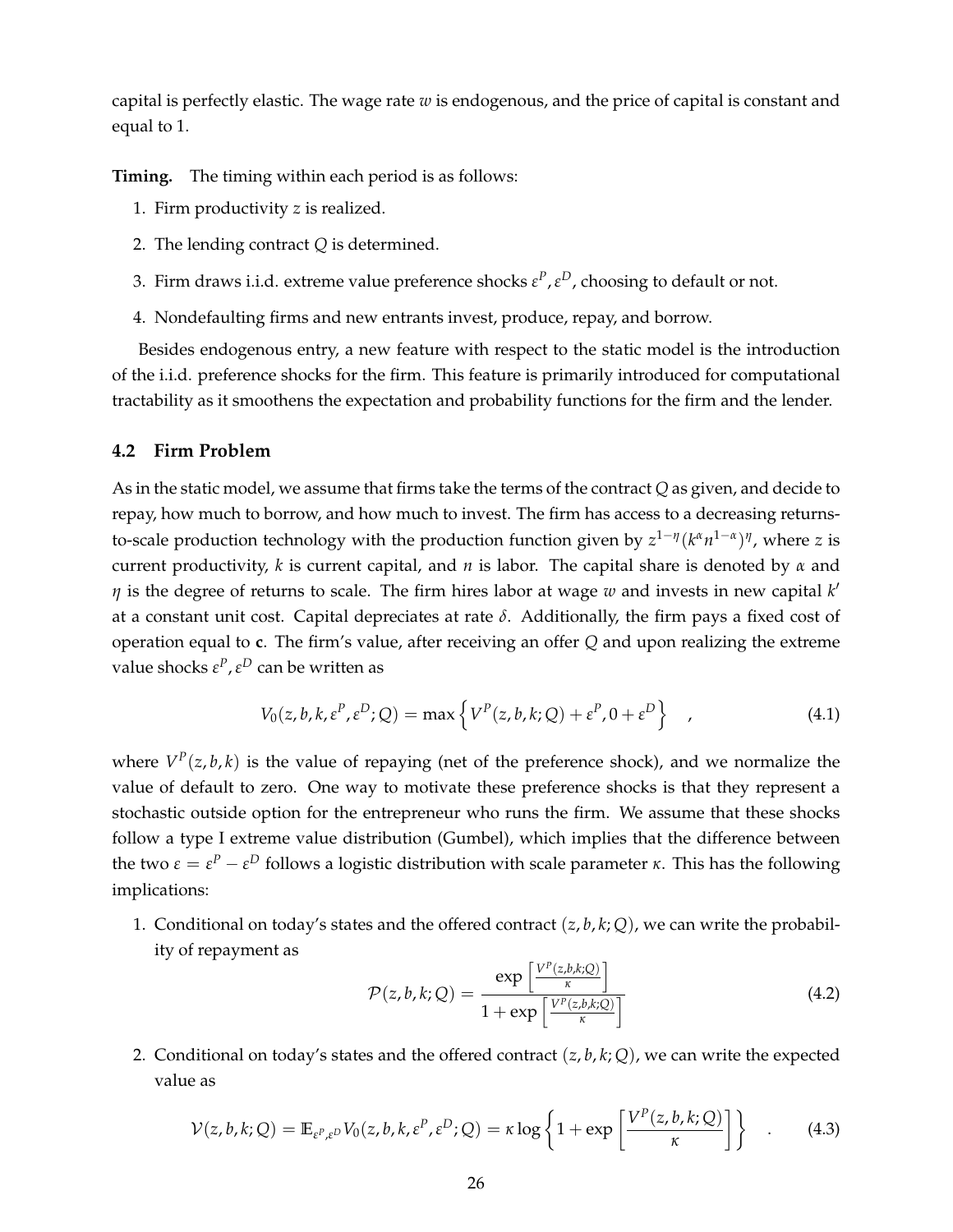capital is perfectly elastic. The wage rate $w$ is endogenous, and the price of capital is constant and equal to 1.

**Timing.** The timing within each period is as follows:

1. Firm productivity $z$ is realized.
2. The lending contract $Q$ is determined.
3. Firm draws i.i.d. extreme value preference shocks $\varepsilon^P, \varepsilon^D$, choosing to default or not.
4. Nondefaulting firms and new entrants invest, produce, repay, and borrow.

Besides endogenous entry, a new feature with respect to the static model is the introduction of the i.i.d. preference shocks for the firm. This feature is primarily introduced for computational tractability as it smoothens the expectation and probability functions for the firm and the lender.

### 4.2 Firm Problem

As in the static model, we assume that firms take the terms of the contract $Q$ as given, and decide to repay, how much to borrow, and how much to invest. The firm has access to a decreasing returns-to-scale production technology with the production function given by $z^{1-\eta}(k^{\alpha}n^{1-\alpha})^{\eta}$, where $z$ is current productivity, $k$ is current capital, and $n$ is labor. The capital share is denoted by $\alpha$ and $\eta$ is the degree of returns to scale. The firm hires labor at wage $w$ and invests in new capital $k'$ at a constant unit cost. Capital depreciates at rate $\delta$. Additionally, the firm pays a fixed cost of operation equal to $\mathbf{c}$. The firm's value, after receiving an offer $Q$ and upon realizing the extreme value shocks $\varepsilon^P, \varepsilon^D$ can be written as

$$V_0(z, b, k, \varepsilon^P, \varepsilon^D; Q) = \max\left\{V^P(z, b, k; Q) + \varepsilon^P, 0 + \varepsilon^D\right\} \quad , \tag{4.1}$$

where $V^P(z, b, k)$ is the value of repaying (net of the preference shock), and we normalize the value of default to zero. One way to motivate these preference shocks is that they represent a stochastic outside option for the entrepreneur who runs the firm. We assume that these shocks follow a type I extreme value distribution (Gumbel), which implies that the difference between the two $\varepsilon = \varepsilon^P - \varepsilon^D$ follows a logistic distribution with scale parameter $\kappa$. This has the following implications:

1. Conditional on today's states and the offered contract $(z, b, k; Q)$, we can write the probability of repayment as

$$\mathcal{P}(z, b, k; Q) = \frac{\exp\left[\frac{V^P(z,b,k;Q)}{\kappa}\right]}{1 + \exp\left[\frac{V^P(z,b,k;Q)}{\kappa}\right]} \tag{4.2}$$

2. Conditional on today's states and the offered contract $(z, b, k; Q)$, we can write the expected value as

$$\mathcal{V}(z, b, k; Q) = \mathbb{E}_{\varepsilon^P, \varepsilon^D} V_0(z, b, k, \varepsilon^P, \varepsilon^D; Q) = \kappa \log\left\{1 + \exp\left[\frac{V^P(z, b, k; Q)}{\kappa}\right]\right\} \quad . \tag{4.3}$$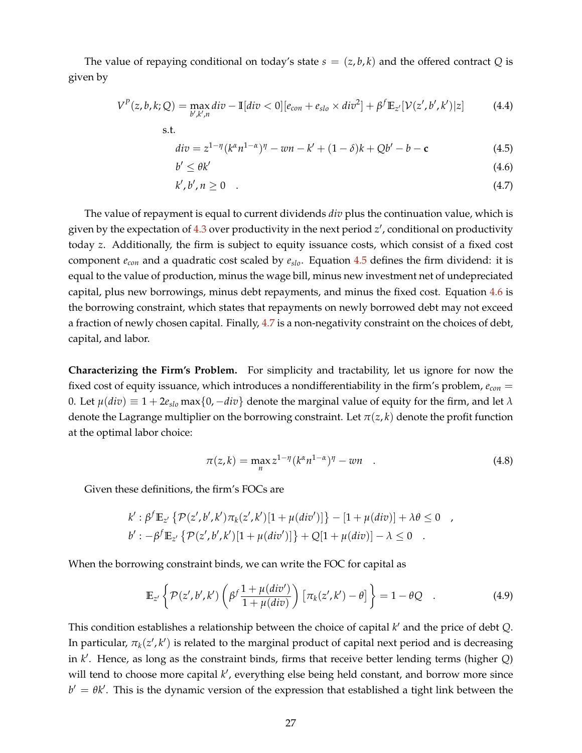The value of repaying conditional on today's state $s = (z, b, k)$ and the offered contract $Q$ is given by

$$V^P(z,b,k;Q) = \max_{b',k',n} div - \mathbb{I}[div < 0][e_{con} + e_{slo} \times div^2] + \beta^f \mathbb{E}_{z'}[\mathcal{V}(z',b',k')|z] \tag{4.4}$$

s.t.

$$div = z^{1-\eta}(k^\alpha n^{1-\alpha})^\eta - wn - k' + (1-\delta)k + Qb' - b - \mathbf{c} \tag{4.5}$$

$$b' \leq \theta k' \tag{4.6}$$

$$k', b', n \geq 0 \quad . \tag{4.7}$$

The value of repayment is equal to current dividends $div$ plus the continuation value, which is given by the expectation of 4.3 over productivity in the next period $z'$, conditional on productivity today $z$. Additionally, the firm is subject to equity issuance costs, which consist of a fixed cost component $e_{con}$ and a quadratic cost scaled by $e_{slo}$. Equation 4.5 defines the firm dividend: it is equal to the value of production, minus the wage bill, minus new investment net of undepreciated capital, plus new borrowings, minus debt repayments, and minus the fixed cost. Equation 4.6 is the borrowing constraint, which states that repayments on newly borrowed debt may not exceed a fraction of newly chosen capital. Finally, 4.7 is a non-negativity constraint on the choices of debt, capital, and labor.

**Characterizing the Firm's Problem.** For simplicity and tractability, let us ignore for now the fixed cost of equity issuance, which introduces a nondifferentiability in the firm's problem, $e_{con} = 0$. Let $\mu(div) \equiv 1 + 2e_{slo}\max\{0, -div\}$ denote the marginal value of equity for the firm, and let $\lambda$ denote the Lagrange multiplier on the borrowing constraint. Let $\pi(z,k)$ denote the profit function at the optimal labor choice:

$$\pi(z,k) = \max_n z^{1-\eta}(k^\alpha n^{1-\alpha})^\eta - wn \quad . \tag{4.8}$$

Given these definitions, the firm's FOCs are

$$k' : \beta^f \mathbb{E}_{z'}\left\{\mathcal{P}(z',b',k')\pi_k(z',k')[1+\mu(div')]\right\} - [1+\mu(div)] + \lambda\theta \leq 0 \quad ,$$
$$b' : -\beta^f \mathbb{E}_{z'}\left\{\mathcal{P}(z',b',k')[1+\mu(div')]\right\} + Q[1+\mu(div)] - \lambda \leq 0 \quad .$$

When the borrowing constraint binds, we can write the FOC for capital as

$$\mathbb{E}_{z'}\left\{\mathcal{P}(z',b',k')\left(\beta^f \frac{1+\mu(div')}{1+\mu(div)}\right)[\pi_k(z',k') - \theta]\right\} = 1 - \theta Q \quad . \tag{4.9}$$

This condition establishes a relationship between the choice of capital $k'$ and the price of debt $Q$. In particular, $\pi_k(z',k')$ is related to the marginal product of capital next period and is decreasing in $k'$. Hence, as long as the constraint binds, firms that receive better lending terms (higher $Q$) will tend to choose more capital $k'$, everything else being held constant, and borrow more since $b' = \theta k'$. This is the dynamic version of the expression that established a tight link between the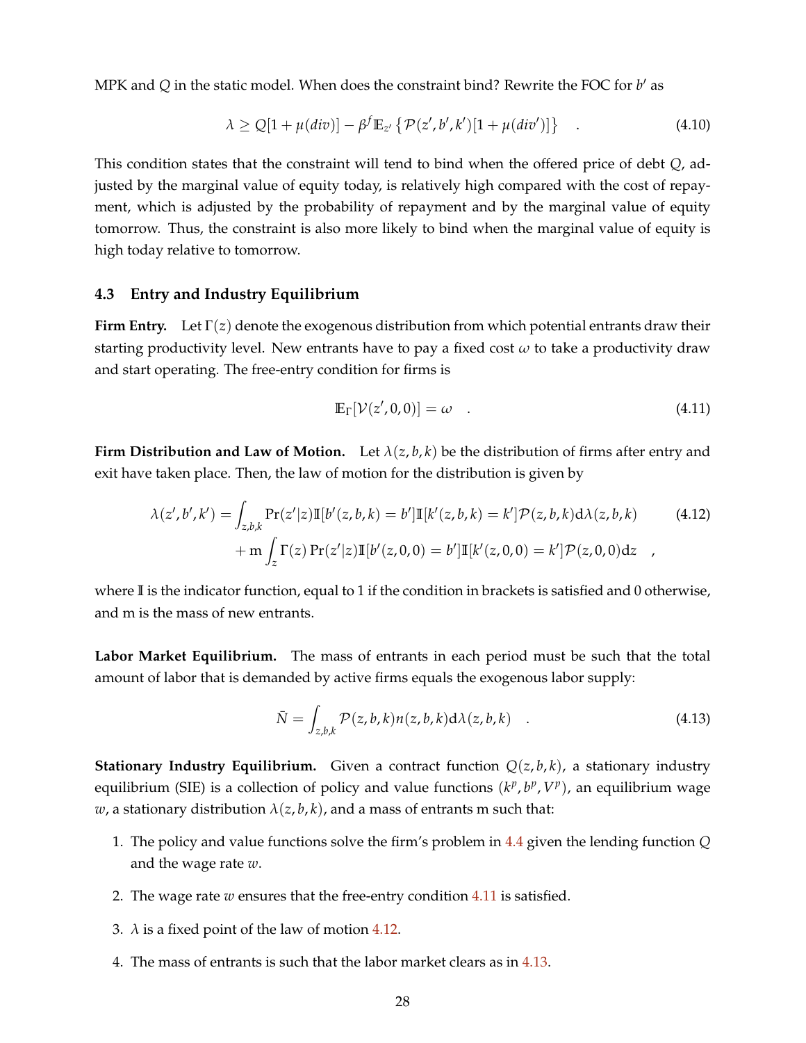MPK and $Q$ in the static model. When does the constraint bind? Rewrite the FOC for $b'$ as

$$\lambda \geq Q[1+\mu(div)] - \beta^f \mathbb{E}_{z'}\left\{\mathcal{P}(z',b',k')[1+\mu(div')]\right\} \quad . \tag{4.10}$$

This condition states that the constraint will tend to bind when the offered price of debt $Q$, adjusted by the marginal value of equity today, is relatively high compared with the cost of repayment, which is adjusted by the probability of repayment and by the marginal value of equity tomorrow. Thus, the constraint is also more likely to bind when the marginal value of equity is high today relative to tomorrow.

### 4.3 Entry and Industry Equilibrium

**Firm Entry.** Let $\Gamma(z)$ denote the exogenous distribution from which potential entrants draw their starting productivity level. New entrants have to pay a fixed cost $\omega$ to take a productivity draw and start operating. The free-entry condition for firms is

$$\mathbb{E}_{\Gamma}[\mathcal{V}(z',0,0)] = \omega \quad . \tag{4.11}$$

**Firm Distribution and Law of Motion.** Let $\lambda(z,b,k)$ be the distribution of firms after entry and exit have taken place. Then, the law of motion for the distribution is given by

$$\begin{aligned}\lambda(z',b',k') = &\int_{z,b,k} \Pr(z'|z)\mathbb{I}[b'(z,b,k)=b']\mathbb{I}[k'(z,b,k)=k']\mathcal{P}(z,b,k)\mathrm{d}\lambda(z,b,k) \\ &+ \mathrm{m}\int_{z} \Gamma(z)\Pr(z'|z)\mathbb{I}[b'(z,0,0)=b']\mathbb{I}[k'(z,0,0)=k']\mathcal{P}(z,0,0)\mathrm{d}z \quad ,\end{aligned} \tag{4.12}$$

where $\mathbb{I}$ is the indicator function, equal to 1 if the condition in brackets is satisfied and 0 otherwise, and m is the mass of new entrants.

**Labor Market Equilibrium.** The mass of entrants in each period must be such that the total amount of labor that is demanded by active firms equals the exogenous labor supply:

$$\bar{N} = \int_{z,b,k} \mathcal{P}(z,b,k)n(z,b,k)\mathrm{d}\lambda(z,b,k) \quad . \tag{4.13}$$

**Stationary Industry Equilibrium.** Given a contract function $Q(z,b,k)$, a stationary industry equilibrium (SIE) is a collection of policy and value functions $(k^p, b^p, V^p)$, an equilibrium wage $w$, a stationary distribution $\lambda(z,b,k)$, and a mass of entrants m such that:

1. The policy and value functions solve the firm's problem in 4.4 given the lending function $Q$ and the wage rate $w$.
2. The wage rate $w$ ensures that the free-entry condition 4.11 is satisfied.
3. $\lambda$ is a fixed point of the law of motion 4.12.
4. The mass of entrants is such that the labor market clears as in 4.13.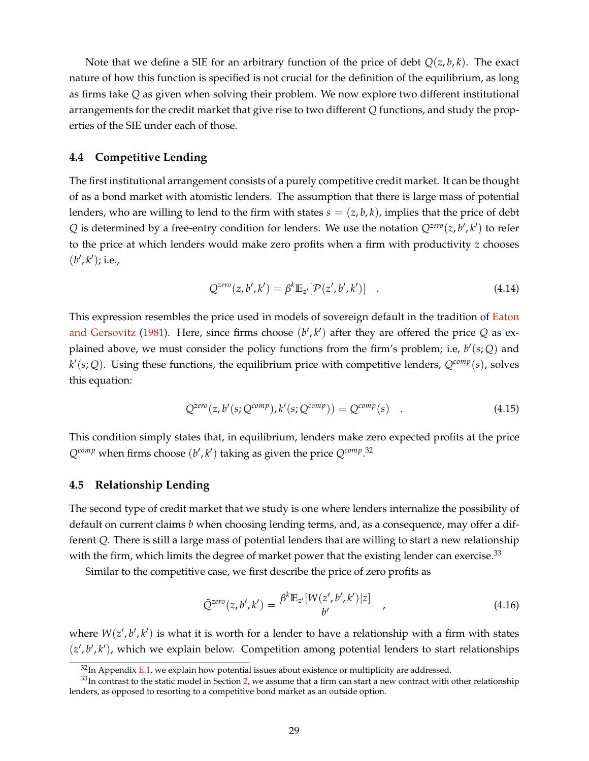Note that we define a SIE for an arbitrary function of the price of debt $Q(z, b, k)$. The exact nature of how this function is specified is not crucial for the definition of the equilibrium, as long as firms take $Q$ as given when solving their problem. We now explore two different institutional arrangements for the credit market that give rise to two different $Q$ functions, and study the properties of the SIE under each of those.

### 4.4 Competitive Lending

The first institutional arrangement consists of a purely competitive credit market. It can be thought of as a bond market with atomistic lenders. The assumption that there is large mass of potential lenders, who are willing to lend to the firm with states $s = (z, b, k)$, implies that the price of debt $Q$ is determined by a free-entry condition for lenders. We use the notation $Q^{zero}(z, b', k')$ to refer to the price at which lenders would make zero profits when a firm with productivity $z$ chooses $(b', k')$; i.e.,

$$Q^{zero}(z, b', k') = \beta^k \mathbb{E}_{z'}[\mathcal{P}(z', b', k')] \quad . \tag{4.14}$$

This expression resembles the price used in models of sovereign default in the tradition of Eaton and Gersovitz (1981). Here, since firms choose $(b', k')$ after they are offered the price $Q$ as explained above, we must consider the policy functions from the firm's problem; i.e, $b'(s; Q)$ and $k'(s; Q)$. Using these functions, the equilibrium price with competitive lenders, $Q^{comp}(s)$, solves this equation:

$$Q^{zero}(z, b'(s; Q^{comp}), k'(s; Q^{comp})) = Q^{comp}(s) \quad . \tag{4.15}$$

This condition simply states that, in equilibrium, lenders make zero expected profits at the price $Q^{comp}$ when firms choose $(b', k')$ taking as given the price $Q^{comp}$.[32]

### 4.5 Relationship Lending

The second type of credit market that we study is one where lenders internalize the possibility of default on current claims $b$ when choosing lending terms, and, as a consequence, may offer a different $Q$. There is still a large mass of potential lenders that are willing to start a new relationship with the firm, which limits the degree of market power that the existing lender can exercise.[33]

Similar to the competitive case, we first describe the price of zero profits as

$$\tilde{Q}^{zero}(z, b', k') = \frac{\beta^k \mathbb{E}_{z'}[W(z', b', k')|z]}{b'} \quad , \tag{4.16}$$

where $W(z', b', k')$ is what it is worth for a lender to have a relationship with a firm with states $(z', b', k')$, which we explain below. Competition among potential lenders to start relationships

[32] In Appendix E.1, we explain how potential issues about existence or multiplicity are addressed.

[33] In contrast to the static model in Section 2, we assume that a firm can start a new contract with other relationship lenders, as opposed to resorting to a competitive bond market as an outside option.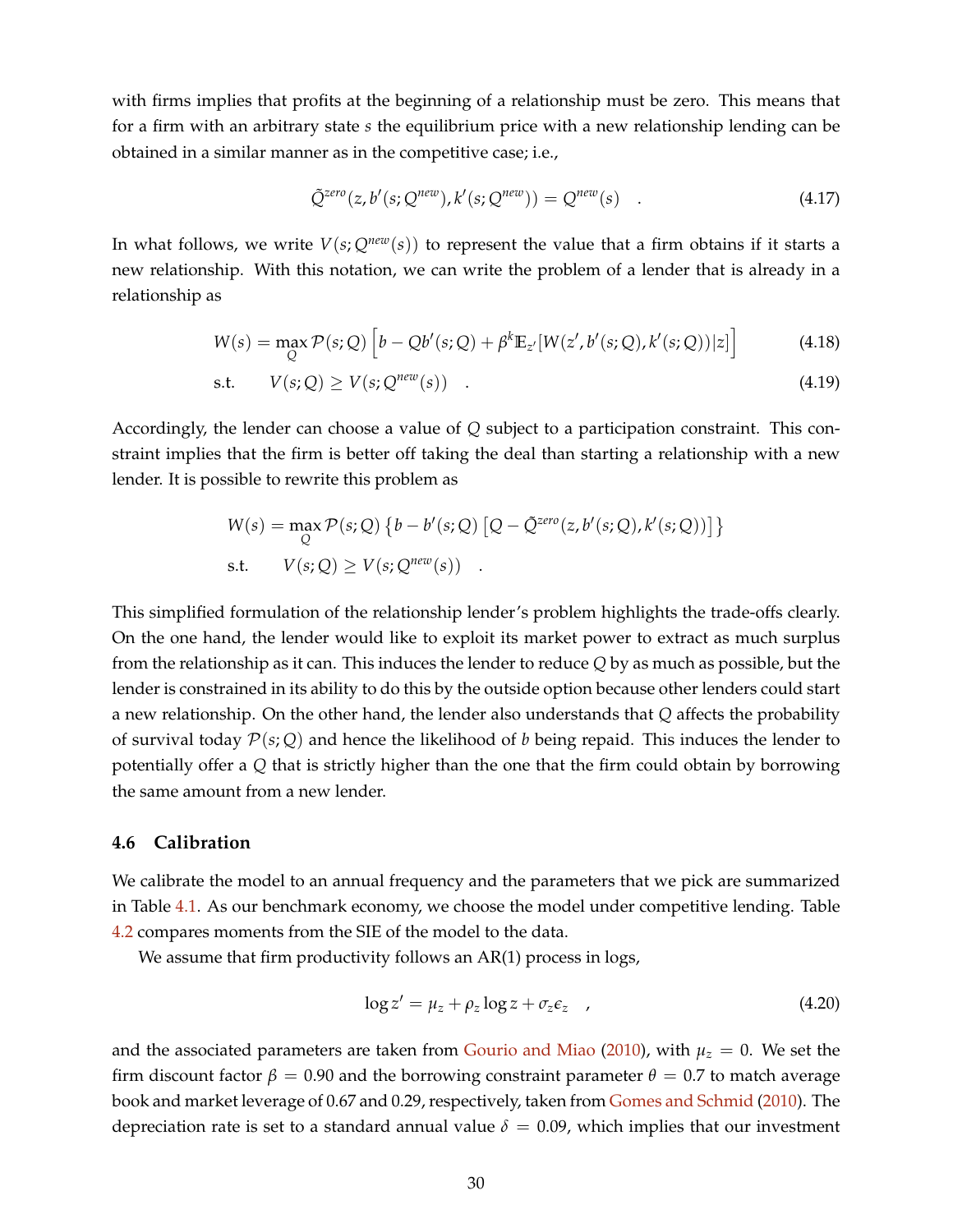with firms implies that profits at the beginning of a relationship must be zero. This means that for a firm with an arbitrary state $s$ the equilibrium price with a new relationship lending can be obtained in a similar manner as in the competitive case; i.e.,

$$\tilde{Q}^{zero}(z, b'(s; Q^{new}), k'(s; Q^{new})) = Q^{new}(s) \quad . \tag{4.17}$$

In what follows, we write $V(s; Q^{new}(s))$ to represent the value that a firm obtains if it starts a new relationship. With this notation, we can write the problem of a lender that is already in a relationship as

$$W(s) = \max_{Q} \mathcal{P}(s; Q) \left[ b - Qb'(s; Q) + \beta^k \mathbb{E}_{z'}[W(z', b'(s; Q), k'(s; Q))|z] \right] \tag{4.18}$$

$$\text{s.t.} \qquad V(s; Q) \geq V(s; Q^{new}(s)) \quad . \tag{4.19}$$

Accordingly, the lender can choose a value of $Q$ subject to a participation constraint. This constraint implies that the firm is better off taking the deal than starting a relationship with a new lender. It is possible to rewrite this problem as

$$W(s) = \max_{Q} \mathcal{P}(s; Q) \left\{ b - b'(s; Q) \left[ Q - \tilde{Q}^{zero}(z, b'(s; Q), k'(s; Q)) \right] \right\}$$

$$\text{s.t.} \qquad V(s; Q) \geq V(s; Q^{new}(s)) \quad .$$

This simplified formulation of the relationship lender's problem highlights the trade-offs clearly. On the one hand, the lender would like to exploit its market power to extract as much surplus from the relationship as it can. This induces the lender to reduce $Q$ by as much as possible, but the lender is constrained in its ability to do this by the outside option because other lenders could start a new relationship. On the other hand, the lender also understands that $Q$ affects the probability of survival today $\mathcal{P}(s; Q)$ and hence the likelihood of $b$ being repaid. This induces the lender to potentially offer a $Q$ that is strictly higher than the one that the firm could obtain by borrowing the same amount from a new lender.

### 4.6 Calibration

We calibrate the model to an annual frequency and the parameters that we pick are summarized in Table 4.1. As our benchmark economy, we choose the model under competitive lending. Table 4.2 compares moments from the SIE of the model to the data.

We assume that firm productivity follows an AR(1) process in logs,

$$\log z' = \mu_z + \rho_z \log z + \sigma_z \epsilon_z \quad , \tag{4.20}$$

and the associated parameters are taken from Gourio and Miao (2010), with $\mu_z = 0$. We set the firm discount factor $\beta = 0.90$ and the borrowing constraint parameter $\theta = 0.7$ to match average book and market leverage of 0.67 and 0.29, respectively, taken from Gomes and Schmid (2010). The depreciation rate is set to a standard annual value $\delta = 0.09$, which implies that our investment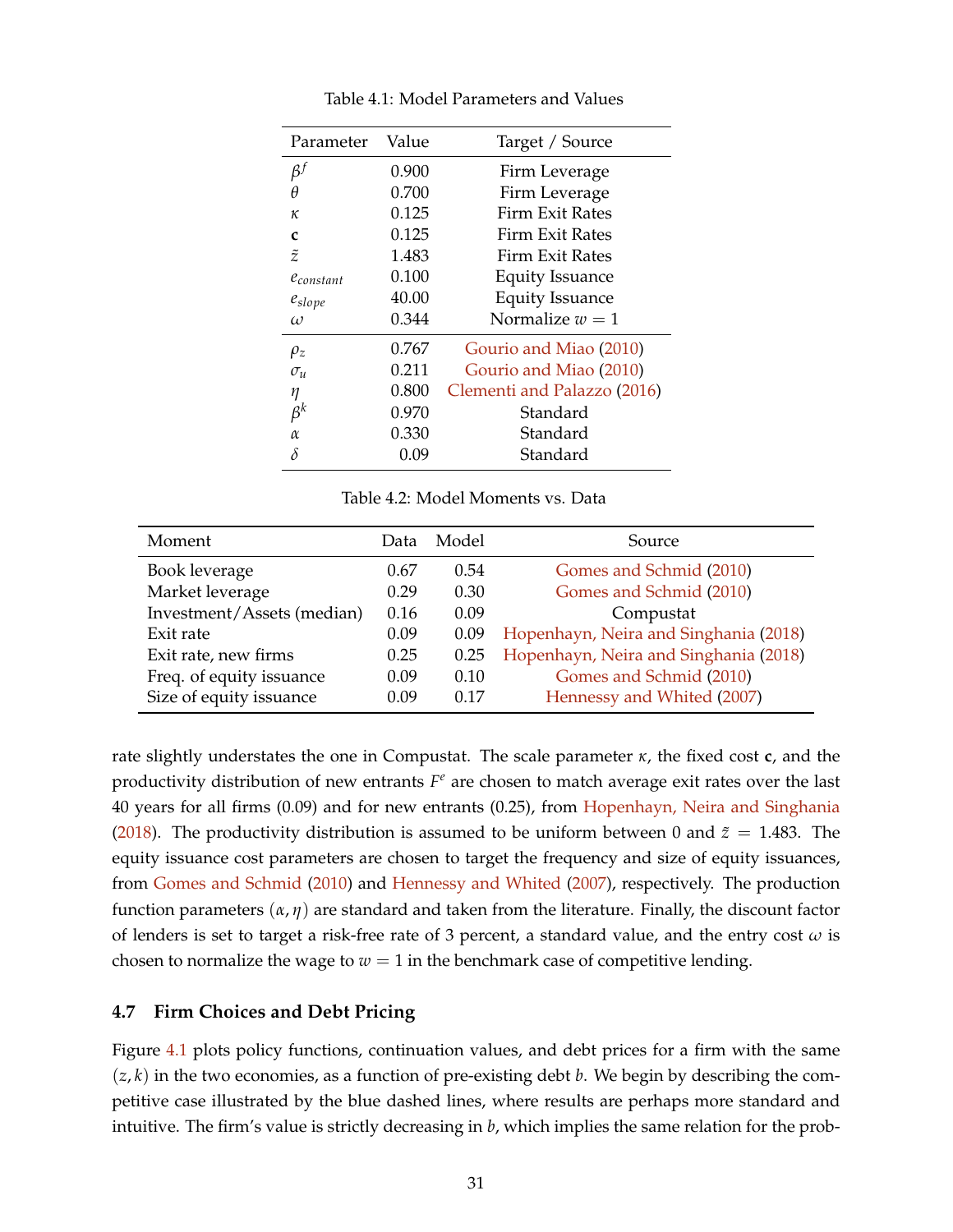Table 4.1: Model Parameters and Values

| Parameter | Value | Target / Source |
|---|---|---|
| $\beta^f$ | 0.900 | Firm Leverage |
| $\theta$ | 0.700 | Firm Leverage |
| $\kappa$ | 0.125 | Firm Exit Rates |
| $\mathbf{c}$ | 0.125 | Firm Exit Rates |
| $\tilde{z}$ | 1.483 | Firm Exit Rates |
| $e_{constant}$ | 0.100 | Equity Issuance |
| $e_{slope}$ | 40.00 | Equity Issuance |
| $\omega$ | 0.344 | Normalize $w = 1$ |
| $\rho_z$ | 0.767 | Gourio and Miao (2010) |
| $\sigma_u$ | 0.211 | Gourio and Miao (2010) |
| $\eta$ | 0.800 | Clementi and Palazzo (2016) |
| $\beta^k$ | 0.970 | Standard |
| $\alpha$ | 0.330 | Standard |
| $\delta$ | 0.09 | Standard |

Table 4.2: Model Moments vs. Data

| Moment | Data | Model | Source |
|---|---|---|---|
| Book leverage | 0.67 | 0.54 | Gomes and Schmid (2010) |
| Market leverage | 0.29 | 0.30 | Gomes and Schmid (2010) |
| Investment/Assets (median) | 0.16 | 0.09 | Compustat |
| Exit rate | 0.09 | 0.09 | Hopenhayn, Neira and Singhania (2018) |
| Exit rate, new firms | 0.25 | 0.25 | Hopenhayn, Neira and Singhania (2018) |
| Freq. of equity issuance | 0.09 | 0.10 | Gomes and Schmid (2010) |
| Size of equity issuance | 0.09 | 0.17 | Hennessy and Whited (2007) |

rate slightly understates the one in Compustat. The scale parameter $\kappa$, the fixed cost $\mathbf{c}$, and the productivity distribution of new entrants $F^e$ are chosen to match average exit rates over the last 40 years for all firms (0.09) and for new entrants (0.25), from Hopenhayn, Neira and Singhania (2018). The productivity distribution is assumed to be uniform between 0 and $\tilde{z} = 1.483$. The equity issuance cost parameters are chosen to target the frequency and size of equity issuances, from Gomes and Schmid (2010) and Hennessy and Whited (2007), respectively. The production function parameters $(\alpha, \eta)$ are standard and taken from the literature. Finally, the discount factor of lenders is set to target a risk-free rate of 3 percent, a standard value, and the entry cost $\omega$ is chosen to normalize the wage to $w = 1$ in the benchmark case of competitive lending.

### 4.7 Firm Choices and Debt Pricing

Figure 4.1 plots policy functions, continuation values, and debt prices for a firm with the same $(z, k)$ in the two economies, as a function of pre-existing debt $b$. We begin by describing the competitive case illustrated by the blue dashed lines, where results are perhaps more standard and intuitive. The firm's value is strictly decreasing in $b$, which implies the same relation for the prob-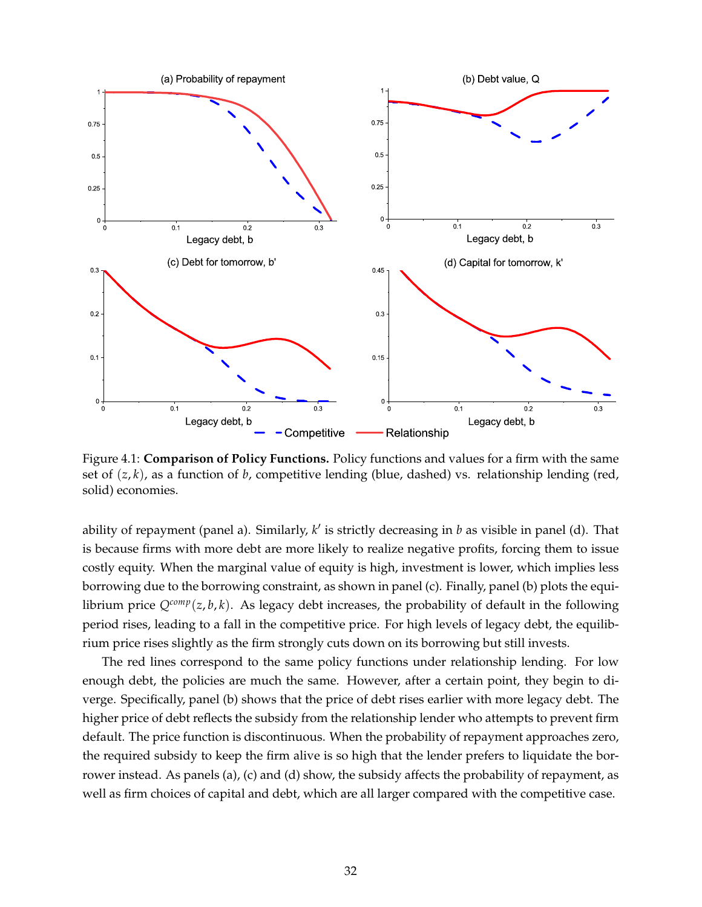Figure 4.1: **Comparison of Policy Functions.** Policy functions and values for a firm with the same set of $(z, k)$, as a function of $b$, competitive lending (blue, dashed) vs. relationship lending (red, solid) economies.

ability of repayment (panel a). Similarly, $k'$ is strictly decreasing in $b$ as visible in panel (d). That is because firms with more debt are more likely to realize negative profits, forcing them to issue costly equity. When the marginal value of equity is high, investment is lower, which implies less borrowing due to the borrowing constraint, as shown in panel (c). Finally, panel (b) plots the equilibrium price $Q^{comp}(z, b, k)$. As legacy debt increases, the probability of default in the following period rises, leading to a fall in the competitive price. For high levels of legacy debt, the equilibrium price rises slightly as the firm strongly cuts down on its borrowing but still invests.

The red lines correspond to the same policy functions under relationship lending. For low enough debt, the policies are much the same. However, after a certain point, they begin to diverge. Specifically, panel (b) shows that the price of debt rises earlier with more legacy debt. The higher price of debt reflects the subsidy from the relationship lender who attempts to prevent firm default. The price function is discontinuous. When the probability of repayment approaches zero, the required subsidy to keep the firm alive is so high that the lender prefers to liquidate the borrower instead. As panels (a), (c) and (d) show, the subsidy affects the probability of repayment, as well as firm choices of capital and debt, which are all larger compared with the competitive case.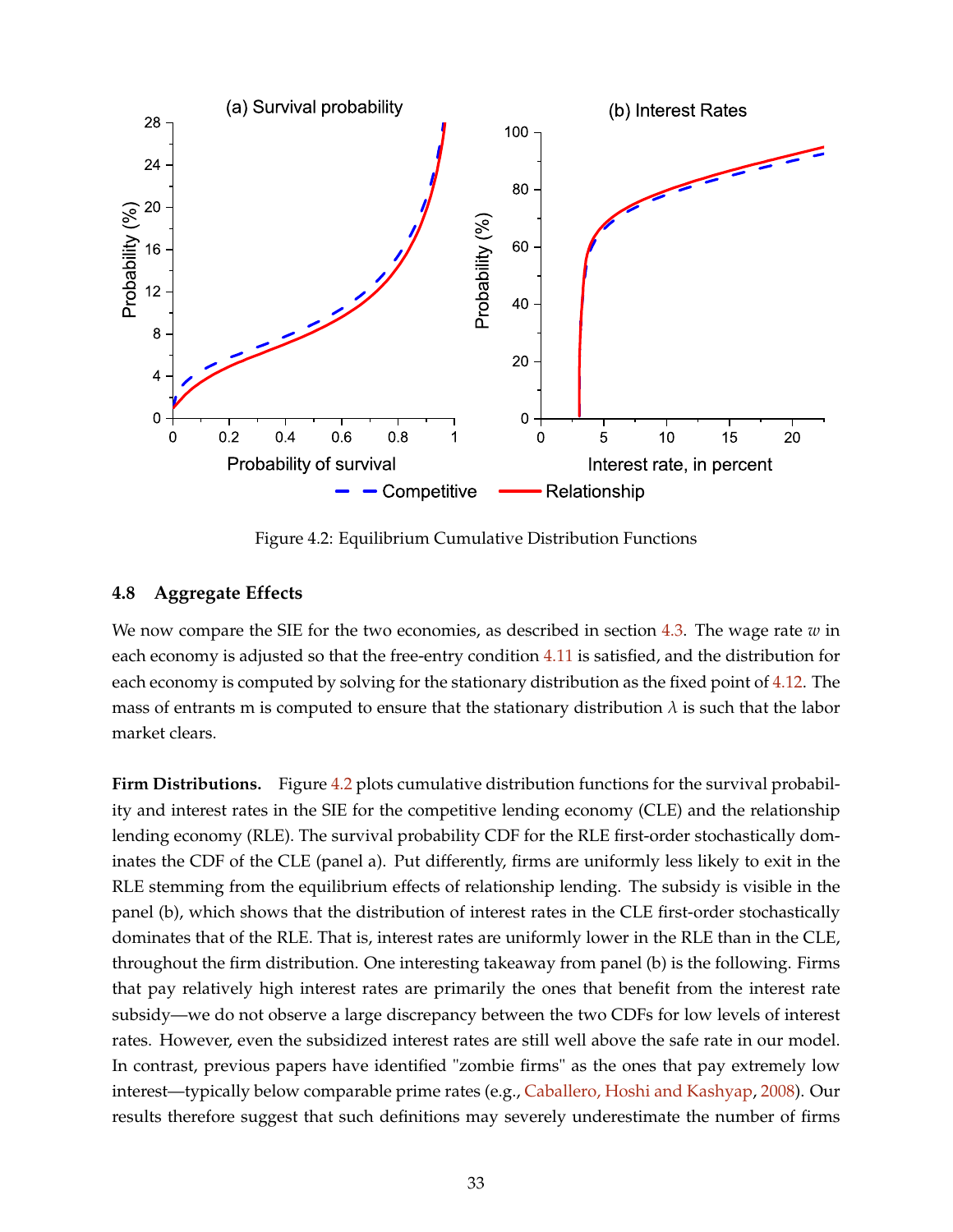Figure 4.2: Equilibrium Cumulative Distribution Functions

### 4.8 Aggregate Effects

We now compare the SIE for the two economies, as described in section 4.3. The wage rate $w$ in each economy is adjusted so that the free-entry condition 4.11 is satisfied, and the distribution for each economy is computed by solving for the stationary distribution as the fixed point of 4.12. The mass of entrants m is computed to ensure that the stationary distribution $\lambda$ is such that the labor market clears.

**Firm Distributions.** Figure 4.2 plots cumulative distribution functions for the survival probability and interest rates in the SIE for the competitive lending economy (CLE) and the relationship lending economy (RLE). The survival probability CDF for the RLE first-order stochastically dominates the CDF of the CLE (panel a). Put differently, firms are uniformly less likely to exit in the RLE stemming from the equilibrium effects of relationship lending. The subsidy is visible in the panel (b), which shows that the distribution of interest rates in the CLE first-order stochastically dominates that of the RLE. That is, interest rates are uniformly lower in the RLE than in the CLE, throughout the firm distribution. One interesting takeaway from panel (b) is the following. Firms that pay relatively high interest rates are primarily the ones that benefit from the interest rate subsidy—we do not observe a large discrepancy between the two CDFs for low levels of interest rates. However, even the subsidized interest rates are still well above the safe rate in our model. In contrast, previous papers have identified "zombie firms" as the ones that pay extremely low interest—typically below comparable prime rates (e.g., Caballero, Hoshi and Kashyap, 2008). Our results therefore suggest that such definitions may severely underestimate the number of firms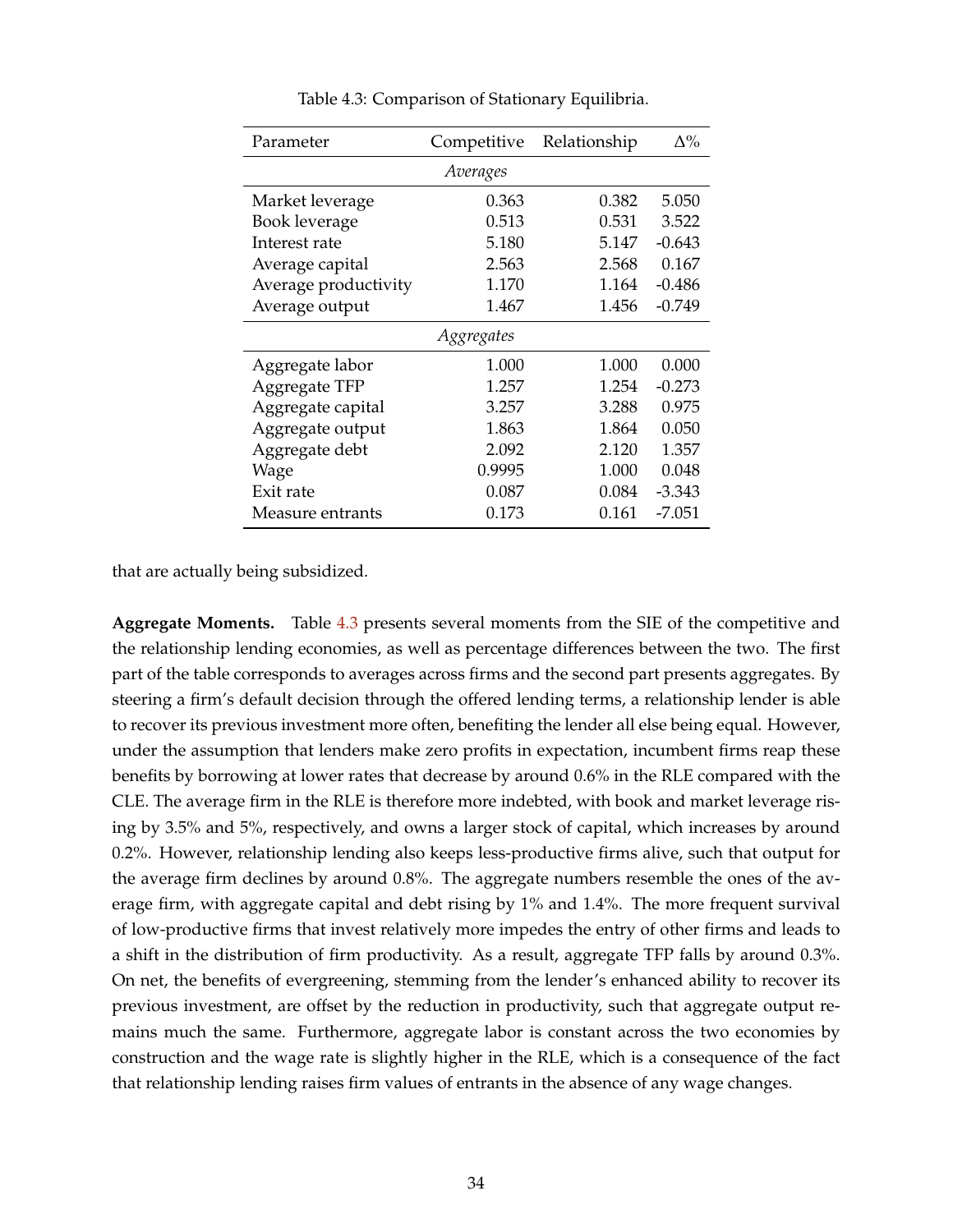Table 4.3: Comparison of Stationary Equilibria.

| Parameter | Competitive | Relationship | Δ% |
|---|---|---|---|
| *Averages* | | | |
| Market leverage | 0.363 | 0.382 | 5.050 |
| Book leverage | 0.513 | 0.531 | 3.522 |
| Interest rate | 5.180 | 5.147 | -0.643 |
| Average capital | 2.563 | 2.568 | 0.167 |
| Average productivity | 1.170 | 1.164 | -0.486 |
| Average output | 1.467 | 1.456 | -0.749 |
| *Aggregates* | | | |
| Aggregate labor | 1.000 | 1.000 | 0.000 |
| Aggregate TFP | 1.257 | 1.254 | -0.273 |
| Aggregate capital | 3.257 | 3.288 | 0.975 |
| Aggregate output | 1.863 | 1.864 | 0.050 |
| Aggregate debt | 2.092 | 2.120 | 1.357 |
| Wage | 0.9995 | 1.000 | 0.048 |
| Exit rate | 0.087 | 0.084 | -3.343 |
| Measure entrants | 0.173 | 0.161 | -7.051 |

that are actually being subsidized.

**Aggregate Moments.** Table 4.3 presents several moments from the SIE of the competitive and the relationship lending economies, as well as percentage differences between the two. The first part of the table corresponds to averages across firms and the second part presents aggregates. By steering a firm's default decision through the offered lending terms, a relationship lender is able to recover its previous investment more often, benefiting the lender all else being equal. However, under the assumption that lenders make zero profits in expectation, incumbent firms reap these benefits by borrowing at lower rates that decrease by around 0.6% in the RLE compared with the CLE. The average firm in the RLE is therefore more indebted, with book and market leverage rising by 3.5% and 5%, respectively, and owns a larger stock of capital, which increases by around 0.2%. However, relationship lending also keeps less-productive firms alive, such that output for the average firm declines by around 0.8%. The aggregate numbers resemble the ones of the average firm, with aggregate capital and debt rising by 1% and 1.4%. The more frequent survival of low-productive firms that invest relatively more impedes the entry of other firms and leads to a shift in the distribution of firm productivity. As a result, aggregate TFP falls by around 0.3%. On net, the benefits of evergreening, stemming from the lender's enhanced ability to recover its previous investment, are offset by the reduction in productivity, such that aggregate output remains much the same. Furthermore, aggregate labor is constant across the two economies by construction and the wage rate is slightly higher in the RLE, which is a consequence of the fact that relationship lending raises firm values of entrants in the absence of any wage changes.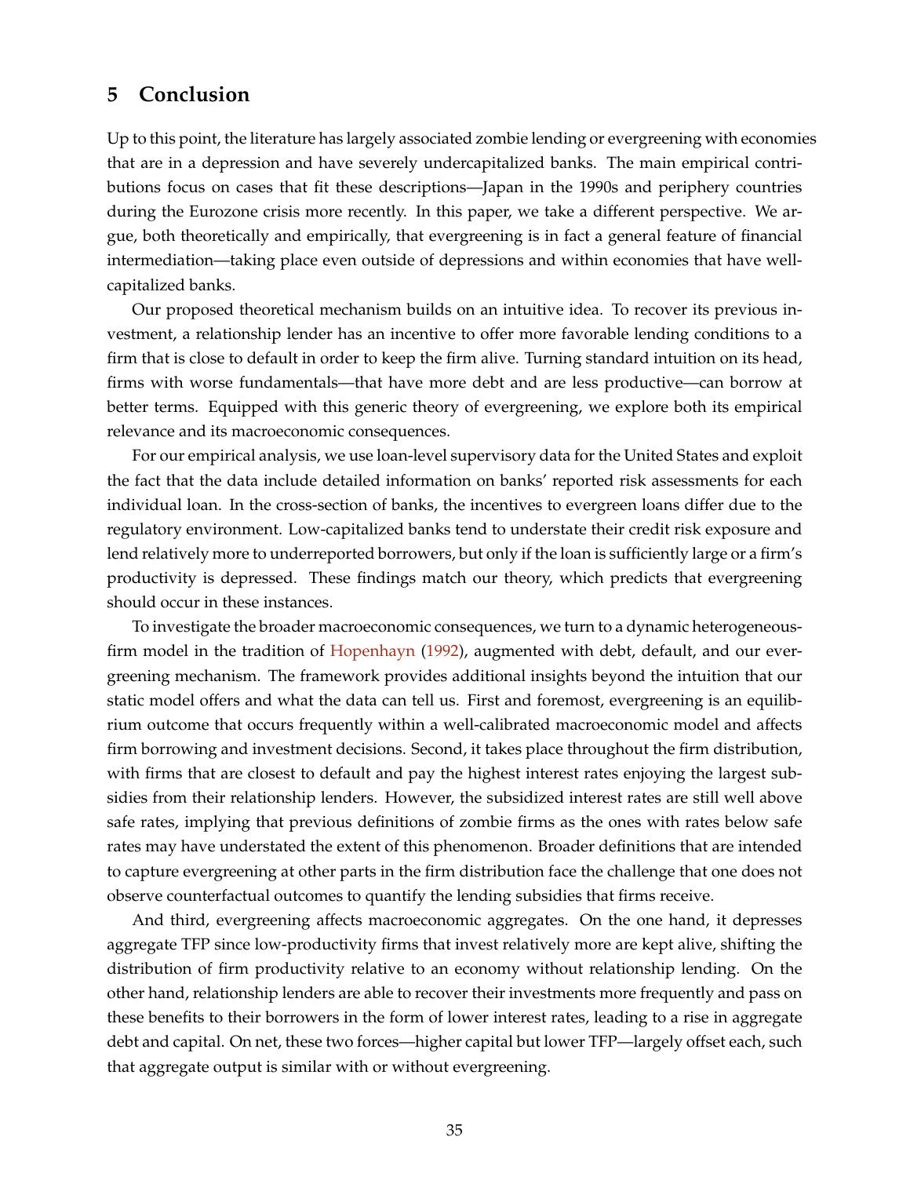## 5 Conclusion

Up to this point, the literature has largely associated zombie lending or evergreening with economies that are in a depression and have severely undercapitalized banks. The main empirical contributions focus on cases that fit these descriptions—Japan in the 1990s and periphery countries during the Eurozone crisis more recently. In this paper, we take a different perspective. We argue, both theoretically and empirically, that evergreening is in fact a general feature of financial intermediation—taking place even outside of depressions and within economies that have well-capitalized banks.

Our proposed theoretical mechanism builds on an intuitive idea. To recover its previous investment, a relationship lender has an incentive to offer more favorable lending conditions to a firm that is close to default in order to keep the firm alive. Turning standard intuition on its head, firms with worse fundamentals—that have more debt and are less productive—can borrow at better terms. Equipped with this generic theory of evergreening, we explore both its empirical relevance and its macroeconomic consequences.

For our empirical analysis, we use loan-level supervisory data for the United States and exploit the fact that the data include detailed information on banks' reported risk assessments for each individual loan. In the cross-section of banks, the incentives to evergreen loans differ due to the regulatory environment. Low-capitalized banks tend to understate their credit risk exposure and lend relatively more to underreported borrowers, but only if the loan is sufficiently large or a firm's productivity is depressed. These findings match our theory, which predicts that evergreening should occur in these instances.

To investigate the broader macroeconomic consequences, we turn to a dynamic heterogeneous-firm model in the tradition of Hopenhayn (1992), augmented with debt, default, and our evergreening mechanism. The framework provides additional insights beyond the intuition that our static model offers and what the data can tell us. First and foremost, evergreening is an equilibrium outcome that occurs frequently within a well-calibrated macroeconomic model and affects firm borrowing and investment decisions. Second, it takes place throughout the firm distribution, with firms that are closest to default and pay the highest interest rates enjoying the largest subsidies from their relationship lenders. However, the subsidized interest rates are still well above safe rates, implying that previous definitions of zombie firms as the ones with rates below safe rates may have understated the extent of this phenomenon. Broader definitions that are intended to capture evergreening at other parts in the firm distribution face the challenge that one does not observe counterfactual outcomes to quantify the lending subsidies that firms receive.

And third, evergreening affects macroeconomic aggregates. On the one hand, it depresses aggregate TFP since low-productivity firms that invest relatively more are kept alive, shifting the distribution of firm productivity relative to an economy without relationship lending. On the other hand, relationship lenders are able to recover their investments more frequently and pass on these benefits to their borrowers in the form of lower interest rates, leading to a rise in aggregate debt and capital. On net, these two forces—higher capital but lower TFP—largely offset each, such that aggregate output is similar with or without evergreening.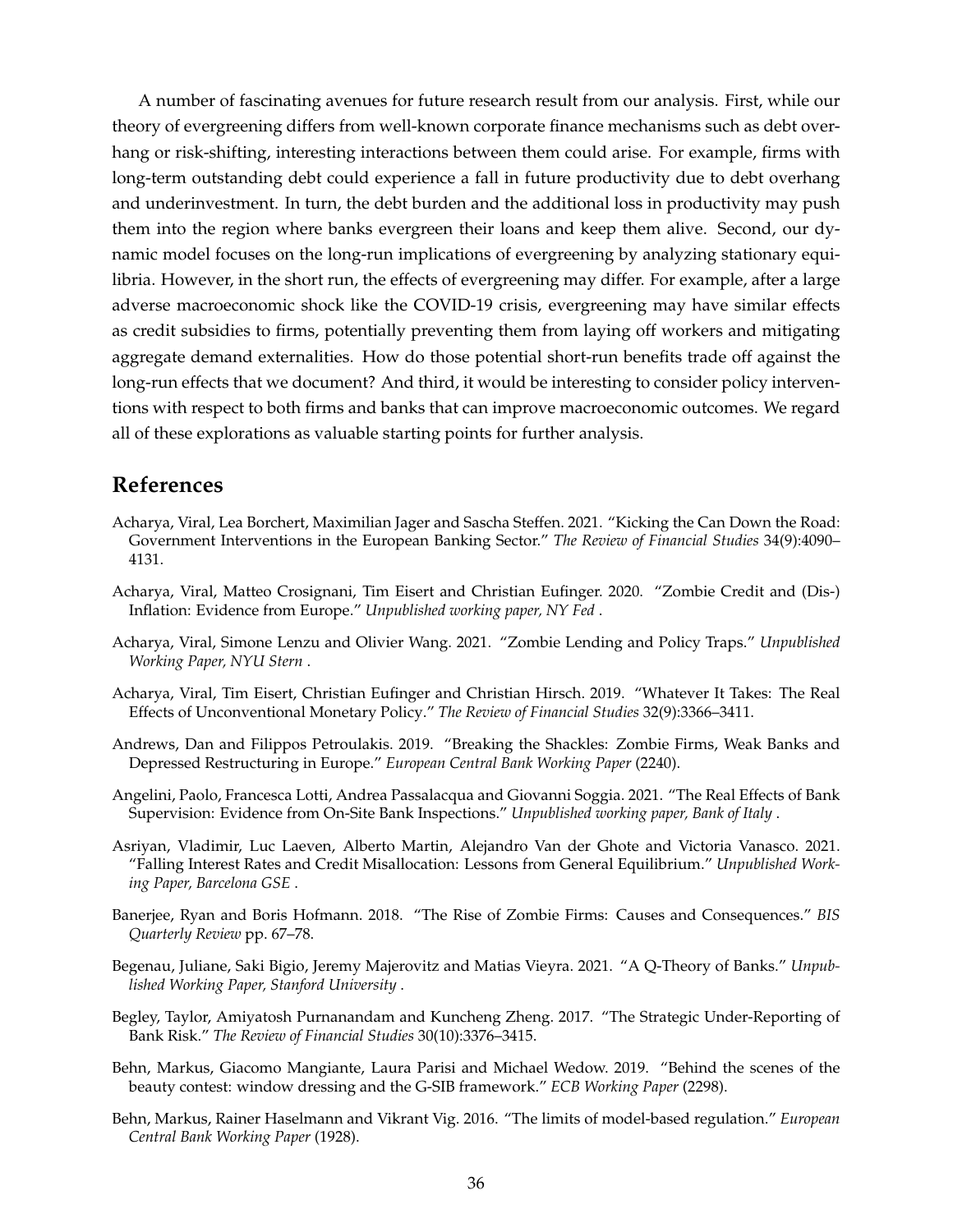A number of fascinating avenues for future research result from our analysis. First, while our theory of evergreening differs from well-known corporate finance mechanisms such as debt overhang or risk-shifting, interesting interactions between them could arise. For example, firms with long-term outstanding debt could experience a fall in future productivity due to debt overhang and underinvestment. In turn, the debt burden and the additional loss in productivity may push them into the region where banks evergreen their loans and keep them alive. Second, our dynamic model focuses on the long-run implications of evergreening by analyzing stationary equilibria. However, in the short run, the effects of evergreening may differ. For example, after a large adverse macroeconomic shock like the COVID-19 crisis, evergreening may have similar effects as credit subsidies to firms, potentially preventing them from laying off workers and mitigating aggregate demand externalities. How do those potential short-run benefits trade off against the long-run effects that we document? And third, it would be interesting to consider policy interventions with respect to both firms and banks that can improve macroeconomic outcomes. We regard all of these explorations as valuable starting points for further analysis.

## References

Acharya, Viral, Lea Borchert, Maximilian Jager and Sascha Steffen. 2021. "Kicking the Can Down the Road: Government Interventions in the European Banking Sector." *The Review of Financial Studies* 34(9):4090–4131.

Acharya, Viral, Matteo Crosignani, Tim Eisert and Christian Eufinger. 2020. "Zombie Credit and (Dis-) Inflation: Evidence from Europe." *Unpublished working paper, NY Fed* .

Acharya, Viral, Simone Lenzu and Olivier Wang. 2021. "Zombie Lending and Policy Traps." *Unpublished Working Paper, NYU Stern* .

Acharya, Viral, Tim Eisert, Christian Eufinger and Christian Hirsch. 2019. "Whatever It Takes: The Real Effects of Unconventional Monetary Policy." *The Review of Financial Studies* 32(9):3366–3411.

Andrews, Dan and Filippos Petroulakis. 2019. "Breaking the Shackles: Zombie Firms, Weak Banks and Depressed Restructuring in Europe." *European Central Bank Working Paper* (2240).

Angelini, Paolo, Francesca Lotti, Andrea Passalacqua and Giovanni Soggia. 2021. "The Real Effects of Bank Supervision: Evidence from On-Site Bank Inspections." *Unpublished working paper, Bank of Italy* .

Asriyan, Vladimir, Luc Laeven, Alberto Martin, Alejandro Van der Ghote and Victoria Vanasco. 2021. "Falling Interest Rates and Credit Misallocation: Lessons from General Equilibrium." *Unpublished Working Paper, Barcelona GSE* .

Banerjee, Ryan and Boris Hofmann. 2018. "The Rise of Zombie Firms: Causes and Consequences." *BIS Quarterly Review* pp. 67–78.

Begenau, Juliane, Saki Bigio, Jeremy Majerovitz and Matias Vieyra. 2021. "A Q-Theory of Banks." *Unpublished Working Paper, Stanford University* .

Begley, Taylor, Amiyatosh Purnanandam and Kuncheng Zheng. 2017. "The Strategic Under-Reporting of Bank Risk." *The Review of Financial Studies* 30(10):3376–3415.

Behn, Markus, Giacomo Mangiante, Laura Parisi and Michael Wedow. 2019. "Behind the scenes of the beauty contest: window dressing and the G-SIB framework." *ECB Working Paper* (2298).

Behn, Markus, Rainer Haselmann and Vikrant Vig. 2016. "The limits of model-based regulation." *European Central Bank Working Paper* (1928).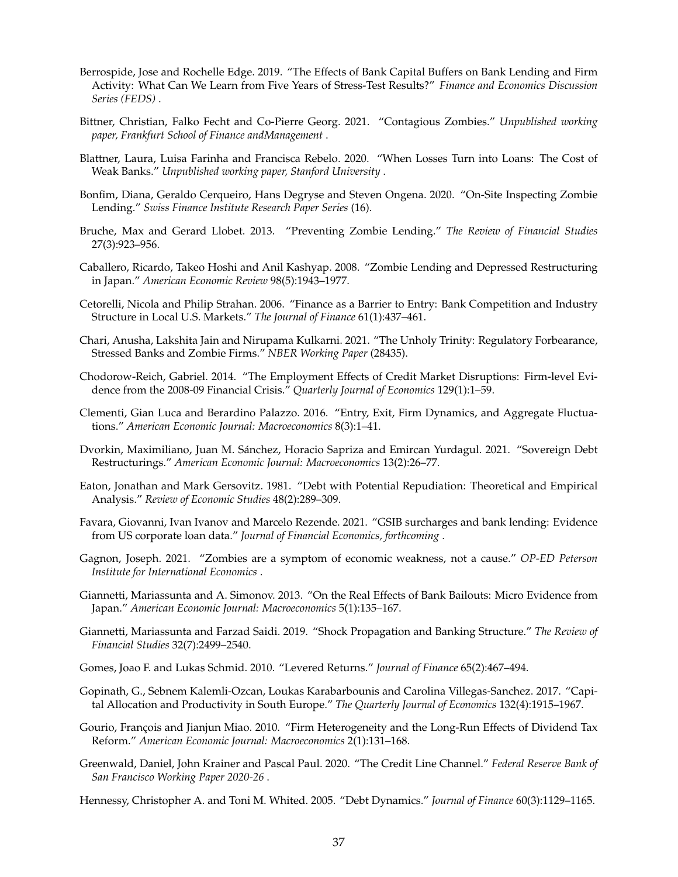Berrospide, Jose and Rochelle Edge. 2019. "The Effects of Bank Capital Buffers on Bank Lending and Firm Activity: What Can We Learn from Five Years of Stress-Test Results?" *Finance and Economics Discussion Series (FEDS)* .

Bittner, Christian, Falko Fecht and Co-Pierre Georg. 2021. "Contagious Zombies." *Unpublished working paper, Frankfurt School of Finance andManagement* .

Blattner, Laura, Luisa Farinha and Francisca Rebelo. 2020. "When Losses Turn into Loans: The Cost of Weak Banks." *Unpublished working paper, Stanford University* .

Bonfim, Diana, Geraldo Cerqueiro, Hans Degryse and Steven Ongena. 2020. "On-Site Inspecting Zombie Lending." *Swiss Finance Institute Research Paper Series* (16).

Bruche, Max and Gerard Llobet. 2013. "Preventing Zombie Lending." *The Review of Financial Studies* 27(3):923–956.

Caballero, Ricardo, Takeo Hoshi and Anil Kashyap. 2008. "Zombie Lending and Depressed Restructuring in Japan." *American Economic Review* 98(5):1943–1977.

Cetorelli, Nicola and Philip Strahan. 2006. "Finance as a Barrier to Entry: Bank Competition and Industry Structure in Local U.S. Markets." *The Journal of Finance* 61(1):437–461.

Chari, Anusha, Lakshita Jain and Nirupama Kulkarni. 2021. "The Unholy Trinity: Regulatory Forbearance, Stressed Banks and Zombie Firms." *NBER Working Paper* (28435).

Chodorow-Reich, Gabriel. 2014. "The Employment Effects of Credit Market Disruptions: Firm-level Evidence from the 2008-09 Financial Crisis." *Quarterly Journal of Economics* 129(1):1–59.

Clementi, Gian Luca and Berardino Palazzo. 2016. "Entry, Exit, Firm Dynamics, and Aggregate Fluctuations." *American Economic Journal: Macroeconomics* 8(3):1–41.

Dvorkin, Maximiliano, Juan M. Sánchez, Horacio Sapriza and Emircan Yurdagul. 2021. "Sovereign Debt Restructurings." *American Economic Journal: Macroeconomics* 13(2):26–77.

Eaton, Jonathan and Mark Gersovitz. 1981. "Debt with Potential Repudiation: Theoretical and Empirical Analysis." *Review of Economic Studies* 48(2):289–309.

Favara, Giovanni, Ivan Ivanov and Marcelo Rezende. 2021. "GSIB surcharges and bank lending: Evidence from US corporate loan data." *Journal of Financial Economics, forthcoming* .

Gagnon, Joseph. 2021. "Zombies are a symptom of economic weakness, not a cause." *OP-ED Peterson Institute for International Economics* .

Giannetti, Mariassunta and A. Simonov. 2013. "On the Real Effects of Bank Bailouts: Micro Evidence from Japan." *American Economic Journal: Macroeconomics* 5(1):135–167.

Giannetti, Mariassunta and Farzad Saidi. 2019. "Shock Propagation and Banking Structure." *The Review of Financial Studies* 32(7):2499–2540.

Gomes, Joao F. and Lukas Schmid. 2010. "Levered Returns." *Journal of Finance* 65(2):467–494.

Gopinath, G., Sebnem Kalemli-Ozcan, Loukas Karabarbounis and Carolina Villegas-Sanchez. 2017. "Capital Allocation and Productivity in South Europe." *The Quarterly Journal of Economics* 132(4):1915–1967.

Gourio, François and Jianjun Miao. 2010. "Firm Heterogeneity and the Long-Run Effects of Dividend Tax Reform." *American Economic Journal: Macroeconomics* 2(1):131–168.

Greenwald, Daniel, John Krainer and Pascal Paul. 2020. "The Credit Line Channel." *Federal Reserve Bank of San Francisco Working Paper 2020-26* .

Hennessy, Christopher A. and Toni M. Whited. 2005. "Debt Dynamics." *Journal of Finance* 60(3):1129–1165.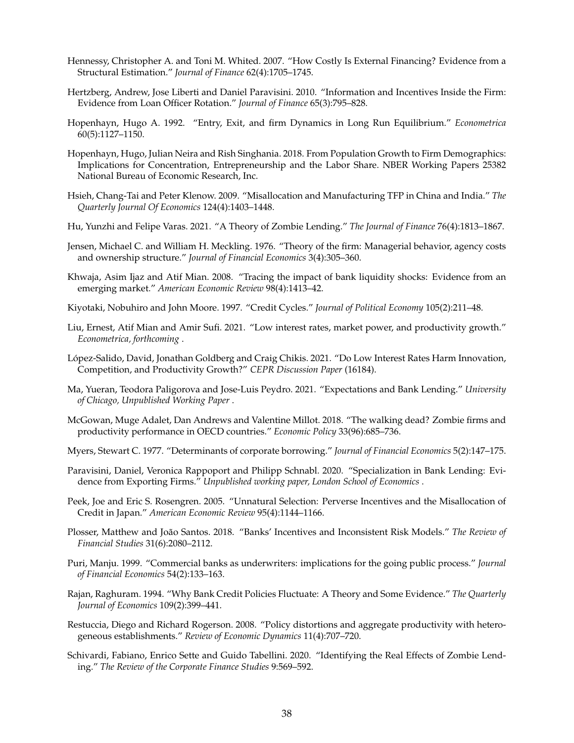Hennessy, Christopher A. and Toni M. Whited. 2007. "How Costly Is External Financing? Evidence from a Structural Estimation." *Journal of Finance* 62(4):1705–1745.

Hertzberg, Andrew, Jose Liberti and Daniel Paravisini. 2010. "Information and Incentives Inside the Firm: Evidence from Loan Officer Rotation." *Journal of Finance* 65(3):795–828.

Hopenhayn, Hugo A. 1992. "Entry, Exit, and firm Dynamics in Long Run Equilibrium." *Econometrica* 60(5):1127–1150.

Hopenhayn, Hugo, Julian Neira and Rish Singhania. 2018. From Population Growth to Firm Demographics: Implications for Concentration, Entrepreneurship and the Labor Share. NBER Working Papers 25382 National Bureau of Economic Research, Inc.

Hsieh, Chang-Tai and Peter Klenow. 2009. "Misallocation and Manufacturing TFP in China and India." *The Quarterly Journal Of Economics* 124(4):1403–1448.

Hu, Yunzhi and Felipe Varas. 2021. "A Theory of Zombie Lending." *The Journal of Finance* 76(4):1813–1867.

Jensen, Michael C. and William H. Meckling. 1976. "Theory of the firm: Managerial behavior, agency costs and ownership structure." *Journal of Financial Economics* 3(4):305–360.

Khwaja, Asim Ijaz and Atif Mian. 2008. "Tracing the impact of bank liquidity shocks: Evidence from an emerging market." *American Economic Review* 98(4):1413–42.

Kiyotaki, Nobuhiro and John Moore. 1997. "Credit Cycles." *Journal of Political Economy* 105(2):211–48.

Liu, Ernest, Atif Mian and Amir Sufi. 2021. "Low interest rates, market power, and productivity growth." *Econometrica, forthcoming* .

López-Salido, David, Jonathan Goldberg and Craig Chikis. 2021. "Do Low Interest Rates Harm Innovation, Competition, and Productivity Growth?" *CEPR Discussion Paper* (16184).

Ma, Yueran, Teodora Paligorova and Jose-Luis Peydro. 2021. "Expectations and Bank Lending." *University of Chicago, Unpublished Working Paper* .

McGowan, Muge Adalet, Dan Andrews and Valentine Millot. 2018. "The walking dead? Zombie firms and productivity performance in OECD countries." *Economic Policy* 33(96):685–736.

Myers, Stewart C. 1977. "Determinants of corporate borrowing." *Journal of Financial Economics* 5(2):147–175.

Paravisini, Daniel, Veronica Rappoport and Philipp Schnabl. 2020. "Specialization in Bank Lending: Evidence from Exporting Firms." *Unpublished working paper, London School of Economics* .

Peek, Joe and Eric S. Rosengren. 2005. "Unnatural Selection: Perverse Incentives and the Misallocation of Credit in Japan." *American Economic Review* 95(4):1144–1166.

Plosser, Matthew and João Santos. 2018. "Banks' Incentives and Inconsistent Risk Models." *The Review of Financial Studies* 31(6):2080–2112.

Puri, Manju. 1999. "Commercial banks as underwriters: implications for the going public process." *Journal of Financial Economics* 54(2):133–163.

Rajan, Raghuram. 1994. "Why Bank Credit Policies Fluctuate: A Theory and Some Evidence." *The Quarterly Journal of Economics* 109(2):399–441.

Restuccia, Diego and Richard Rogerson. 2008. "Policy distortions and aggregate productivity with heterogeneous establishments." *Review of Economic Dynamics* 11(4):707–720.

Schivardi, Fabiano, Enrico Sette and Guido Tabellini. 2020. "Identifying the Real Effects of Zombie Lending." *The Review of the Corporate Finance Studies* 9:569–592.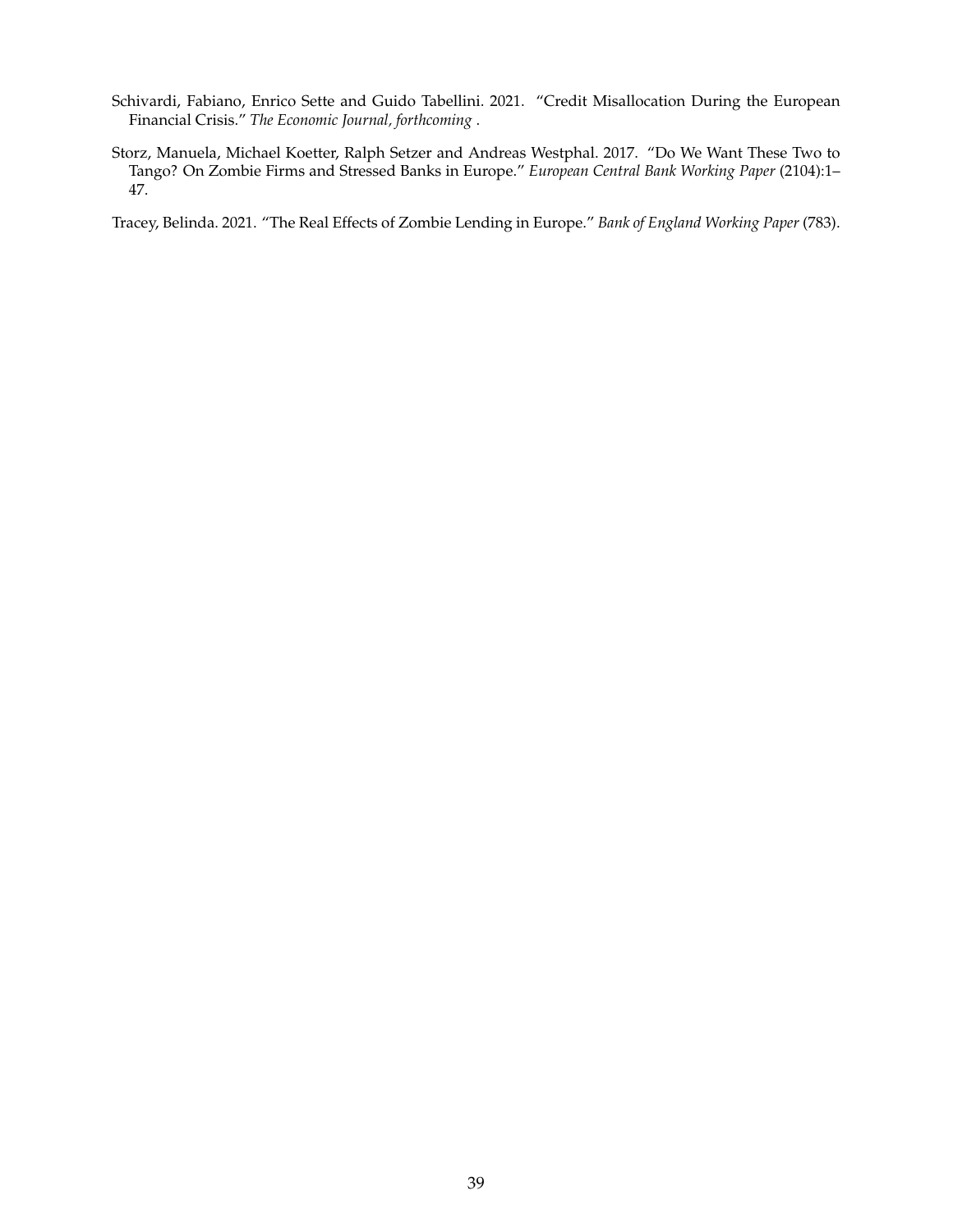Schivardi, Fabiano, Enrico Sette and Guido Tabellini. 2021. "Credit Misallocation During the European Financial Crisis." *The Economic Journal, forthcoming* .

Storz, Manuela, Michael Koetter, Ralph Setzer and Andreas Westphal. 2017. "Do We Want These Two to Tango? On Zombie Firms and Stressed Banks in Europe." *European Central Bank Working Paper* (2104):1–47.

Tracey, Belinda. 2021. "The Real Effects of Zombie Lending in Europe." *Bank of England Working Paper* (783).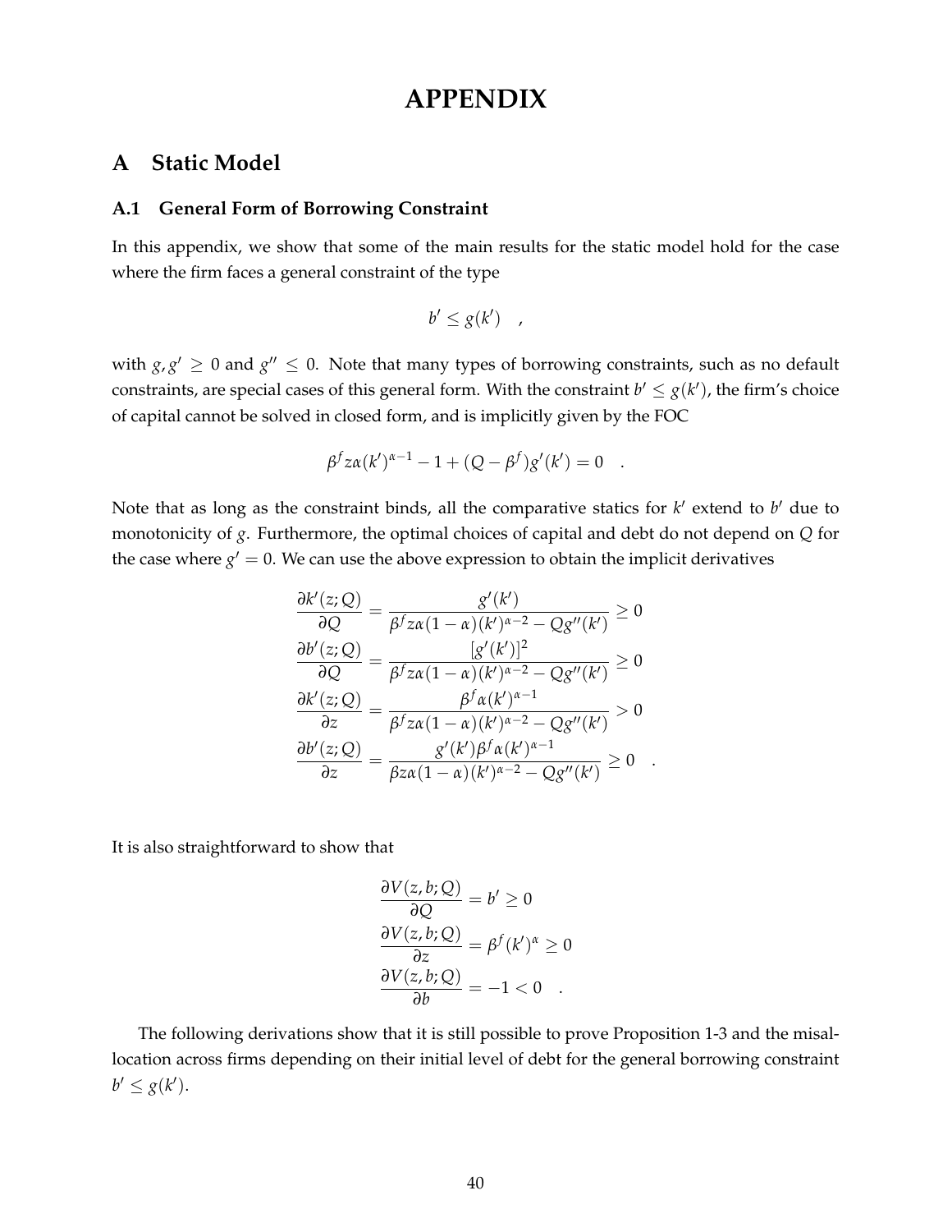# APPENDIX

## A Static Model

### A.1 General Form of Borrowing Constraint

In this appendix, we show that some of the main results for the static model hold for the case where the firm faces a general constraint of the type

$$b' \leq g(k') \quad ,$$

with $g, g' \geq 0$ and $g'' \leq 0$. Note that many types of borrowing constraints, such as no default constraints, are special cases of this general form. With the constraint $b' \leq g(k')$, the firm's choice of capital cannot be solved in closed form, and is implicitly given by the FOC

$$\beta^f z\alpha(k')^{\alpha-1} - 1 + (Q - \beta^f)g'(k') = 0 \quad .$$

Note that as long as the constraint binds, all the comparative statics for $k'$ extend to $b'$ due to monotonicity of $g$. Furthermore, the optimal choices of capital and debt do not depend on $Q$ for the case where $g' = 0$. We can use the above expression to obtain the implicit derivatives

$$\begin{aligned}
\frac{\partial k'(z;Q)}{\partial Q} &= \frac{g'(k')}{\beta^f z\alpha(1-\alpha)(k')^{\alpha-2} - Qg''(k')} \geq 0 \\
\frac{\partial b'(z;Q)}{\partial Q} &= \frac{[g'(k')]^2}{\beta^f z\alpha(1-\alpha)(k')^{\alpha-2} - Qg''(k')} \geq 0 \\
\frac{\partial k'(z;Q)}{\partial z} &= \frac{\beta^f \alpha(k')^{\alpha-1}}{\beta^f z\alpha(1-\alpha)(k')^{\alpha-2} - Qg''(k')} > 0 \\
\frac{\partial b'(z;Q)}{\partial z} &= \frac{g'(k')\beta^f \alpha(k')^{\alpha-1}}{\beta z\alpha(1-\alpha)(k')^{\alpha-2} - Qg''(k')} \geq 0 \quad .
\end{aligned}$$

It is also straightforward to show that

$$\begin{aligned}
\frac{\partial V(z,b;Q)}{\partial Q} &= b' \geq 0 \\
\frac{\partial V(z,b;Q)}{\partial z} &= \beta^f(k')^{\alpha} \geq 0 \\
\frac{\partial V(z,b;Q)}{\partial b} &= -1 < 0 \quad .
\end{aligned}$$

The following derivations show that it is still possible to prove Proposition 1-3 and the misallocation across firms depending on their initial level of debt for the general borrowing constraint $b' \leq g(k')$.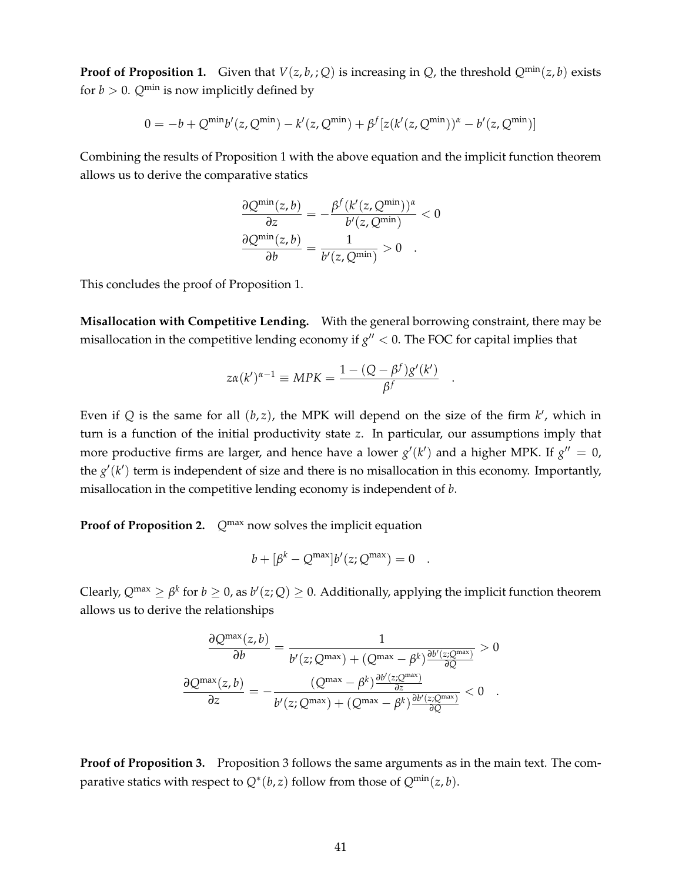**Proof of Proposition 1.** Given that $V(z, b, ; Q)$ is increasing in $Q$, the threshold $Q^{\min}(z, b)$ exists for $b > 0$. $Q^{\min}$ is now implicitly defined by

$$0 = -b + Q^{\min} b'(z, Q^{\min}) - k'(z, Q^{\min}) + \beta^f [z(k'(z, Q^{\min}))^\alpha - b'(z, Q^{\min})]$$

Combining the results of Proposition 1 with the above equation and the implicit function theorem allows us to derive the comparative statics

$$\frac{\partial Q^{\min}(z,b)}{\partial z} = -\frac{\beta^f (k'(z, Q^{\min}))^\alpha}{b'(z, Q^{\min})} < 0$$
$$\frac{\partial Q^{\min}(z,b)}{\partial b} = \frac{1}{b'(z, Q^{\min})} > 0 \quad .$$

This concludes the proof of Proposition 1.

**Misallocation with Competitive Lending.** With the general borrowing constraint, there may be misallocation in the competitive lending economy if $g'' < 0$. The FOC for capital implies that

$$z\alpha(k')^{\alpha-1} \equiv MPK = \frac{1 - (Q - \beta^f) g'(k')}{\beta^f} \quad .$$

Even if $Q$ is the same for all $(b, z)$, the MPK will depend on the size of the firm $k'$, which in turn is a function of the initial productivity state $z$. In particular, our assumptions imply that more productive firms are larger, and hence have a lower $g'(k')$ and a higher MPK. If $g'' = 0$, the $g'(k')$ term is independent of size and there is no misallocation in this economy. Importantly, misallocation in the competitive lending economy is independent of $b$.

**Proof of Proposition 2.** $Q^{\max}$ now solves the implicit equation

$$b + [\beta^k - Q^{\max}] b'(z; Q^{\max}) = 0 \quad .$$

Clearly, $Q^{\max} \geq \beta^k$ for $b \geq 0$, as $b'(z; Q) \geq 0$. Additionally, applying the implicit function theorem allows us to derive the relationships

$$\frac{\partial Q^{\max}(z,b)}{\partial b} = \frac{1}{b'(z; Q^{\max}) + (Q^{\max} - \beta^k)\frac{\partial b'(z;Q^{\max})}{\partial Q}} > 0$$
$$\frac{\partial Q^{\max}(z,b)}{\partial z} = -\frac{(Q^{\max} - \beta^k)\frac{\partial b'(z;Q^{\max})}{\partial z}}{b'(z; Q^{\max}) + (Q^{\max} - \beta^k)\frac{\partial b'(z;Q^{\max})}{\partial Q}} < 0 \quad .$$

**Proof of Proposition 3.** Proposition 3 follows the same arguments as in the main text. The comparative statics with respect to $Q^*(b, z)$ follow from those of $Q^{\min}(z, b)$.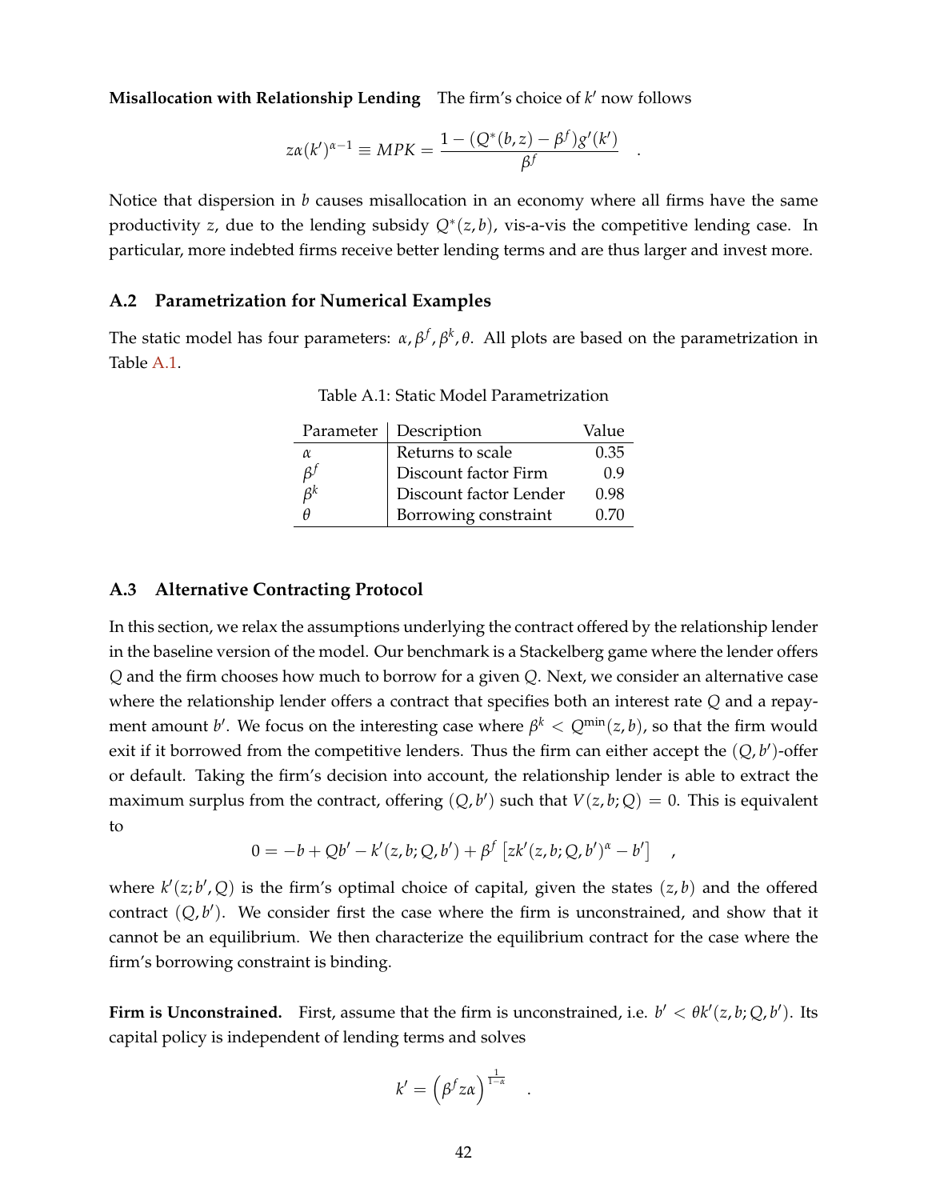**Misallocation with Relationship Lending** The firm's choice of $k'$ now follows

$$z\alpha(k')^{\alpha-1} \equiv MPK = \frac{1 - (Q^*(b,z) - \beta^f)g'(k')}{\beta^f} \quad .$$

Notice that dispersion in $b$ causes misallocation in an economy where all firms have the same productivity $z$, due to the lending subsidy $Q^*(z,b)$, vis-a-vis the competitive lending case. In particular, more indebted firms receive better lending terms and are thus larger and invest more.

### A.2 Parametrization for Numerical Examples

The static model has four parameters: $\alpha, \beta^f, \beta^k, \theta$. All plots are based on the parametrization in Table A.1.

Table A.1: Static Model Parametrization

| Parameter | Description | Value |
|---|---|---|
| $\alpha$ | Returns to scale | 0.35 |
| $\beta^f$ | Discount factor Firm | 0.9 |
| $\beta^k$ | Discount factor Lender | 0.98 |
| $\theta$ | Borrowing constraint | 0.70 |

### A.3 Alternative Contracting Protocol

In this section, we relax the assumptions underlying the contract offered by the relationship lender in the baseline version of the model. Our benchmark is a Stackelberg game where the lender offers $Q$ and the firm chooses how much to borrow for a given $Q$. Next, we consider an alternative case where the relationship lender offers a contract that specifies both an interest rate $Q$ and a repayment amount $b'$. We focus on the interesting case where $\beta^k < Q^{\min}(z,b)$, so that the firm would exit if it borrowed from the competitive lenders. Thus the firm can either accept the $(Q,b')$-offer or default. Taking the firm's decision into account, the relationship lender is able to extract the maximum surplus from the contract, offering $(Q,b')$ such that $V(z,b;Q) = 0$. This is equivalent to

$$0 = -b + Qb' - k'(z,b;Q,b') + \beta^f \left[ zk'(z,b;Q,b')^\alpha - b' \right] \quad ,$$

where $k'(z;b',Q)$ is the firm's optimal choice of capital, given the states $(z,b)$ and the offered contract $(Q,b')$. We consider first the case where the firm is unconstrained, and show that it cannot be an equilibrium. We then characterize the equilibrium contract for the case where the firm's borrowing constraint is binding.

**Firm is Unconstrained.** First, assume that the firm is unconstrained, i.e. $b' < \theta k'(z,b;Q,b')$. Its capital policy is independent of lending terms and solves

$$k' = \left(\beta^f z\alpha\right)^{\frac{1}{1-\alpha}} \quad .$$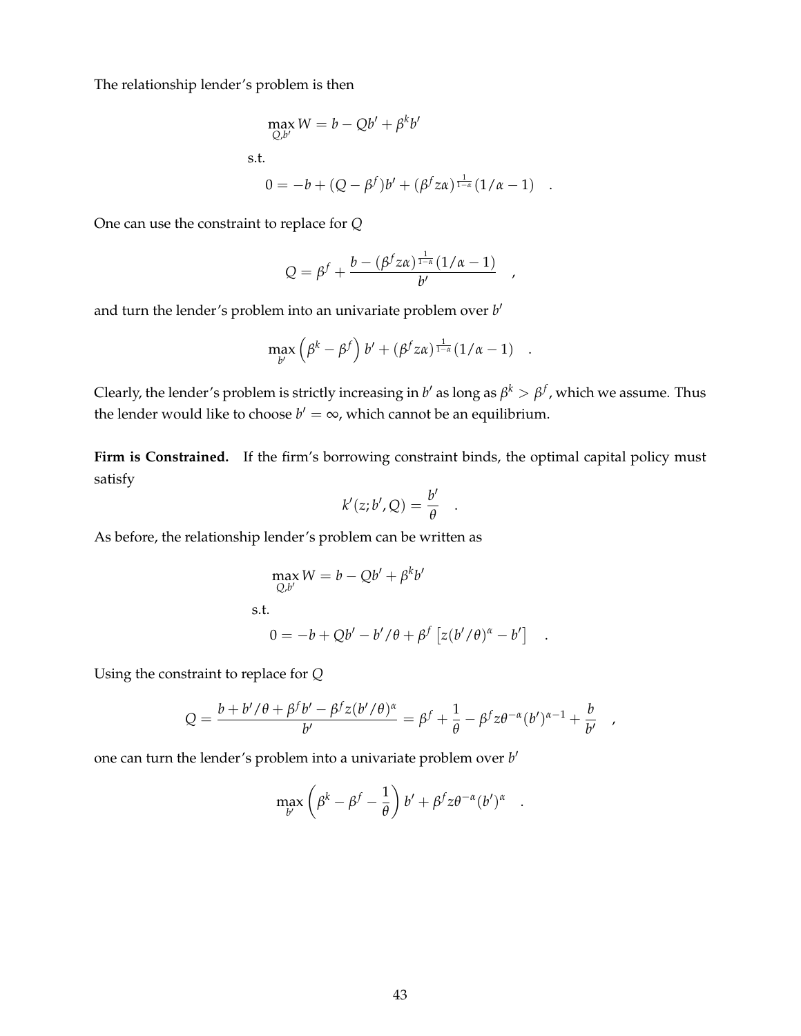The relationship lender's problem is then

$$\max_{Q,b'} W = b - Qb' + \beta^k b'$$

s.t.

$$0 = -b + (Q - \beta^f)b' + (\beta^f z\alpha)^{\frac{1}{1-\alpha}}(1/\alpha - 1) \quad .$$

One can use the constraint to replace for $Q$

$$Q = \beta^f + \frac{b - (\beta^f z\alpha)^{\frac{1}{1-\alpha}}(1/\alpha - 1)}{b'} \quad ,$$

and turn the lender's problem into an univariate problem over $b'$

$$\max_{b'} \left(\beta^k - \beta^f\right) b' + (\beta^f z\alpha)^{\frac{1}{1-\alpha}}(1/\alpha - 1) \quad .$$

Clearly, the lender's problem is strictly increasing in $b'$ as long as $\beta^k > \beta^f$, which we assume. Thus the lender would like to choose $b' = \infty$, which cannot be an equilibrium.

**Firm is Constrained.** If the firm's borrowing constraint binds, the optimal capital policy must satisfy

$$k'(z; b', Q) = \frac{b'}{\theta} \quad .$$

As before, the relationship lender's problem can be written as

$$\max_{Q,b'} W = b - Qb' + \beta^k b'$$

s.t.

$$0 = -b + Qb' - b'/\theta + \beta^f \left[z(b'/\theta)^\alpha - b'\right] \quad .$$

Using the constraint to replace for $Q$

$$Q = \frac{b + b'/\theta + \beta^f b' - \beta^f z(b'/\theta)^\alpha}{b'} = \beta^f + \frac{1}{\theta} - \beta^f z\theta^{-\alpha}(b')^{\alpha-1} + \frac{b}{b'} \quad ,$$

one can turn the lender's problem into a univariate problem over $b'$

$$\max_{b'} \left(\beta^k - \beta^f - \frac{1}{\theta}\right) b' + \beta^f z\theta^{-\alpha}(b')^\alpha \quad .$$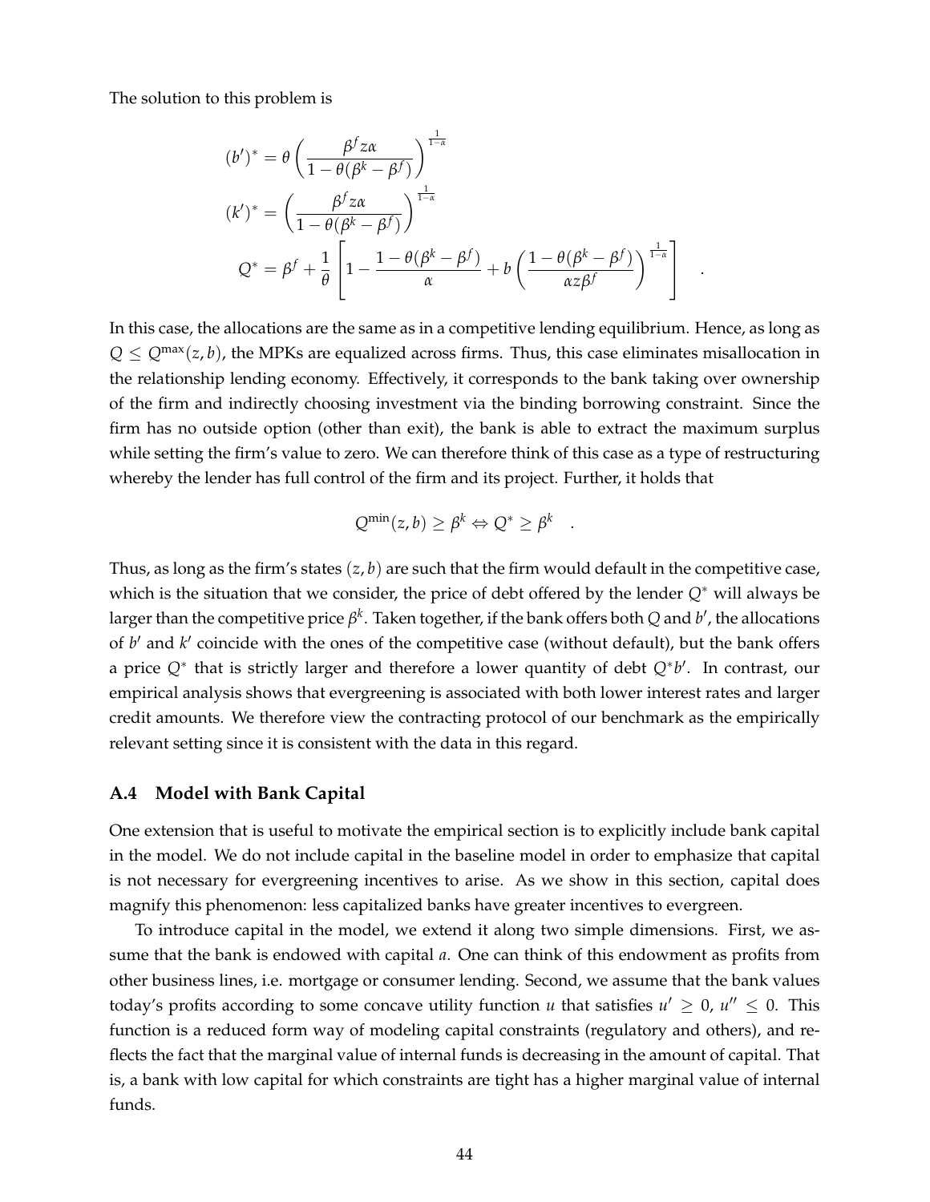The solution to this problem is

$$
\begin{aligned}
(b')^* &= \theta \left( \frac{\beta^f z \alpha}{1 - \theta(\beta^k - \beta^f)} \right)^{\frac{1}{1-\alpha}} \\
(k')^* &= \left( \frac{\beta^f z \alpha}{1 - \theta(\beta^k - \beta^f)} \right)^{\frac{1}{1-\alpha}} \\
Q^* &= \beta^f + \frac{1}{\theta} \left[ 1 - \frac{1 - \theta(\beta^k - \beta^f)}{\alpha} + b \left( \frac{1 - \theta(\beta^k - \beta^f)}{\alpha z \beta^f} \right)^{\frac{1}{1-\alpha}} \right] \quad .
\end{aligned}
$$

In this case, the allocations are the same as in a competitive lending equilibrium. Hence, as long as $Q \leq Q^{\max}(z, b)$, the MPKs are equalized across firms. Thus, this case eliminates misallocation in the relationship lending economy. Effectively, it corresponds to the bank taking over ownership of the firm and indirectly choosing investment via the binding borrowing constraint. Since the firm has no outside option (other than exit), the bank is able to extract the maximum surplus while setting the firm's value to zero. We can therefore think of this case as a type of restructuring whereby the lender has full control of the firm and its project. Further, it holds that

$$
Q^{\min}(z, b) \geq \beta^k \Leftrightarrow Q^* \geq \beta^k \quad .
$$

Thus, as long as the firm's states $(z, b)$ are such that the firm would default in the competitive case, which is the situation that we consider, the price of debt offered by the lender $Q^*$ will always be larger than the competitive price $\beta^k$. Taken together, if the bank offers both $Q$ and $b'$, the allocations of $b'$ and $k'$ coincide with the ones of the competitive case (without default), but the bank offers a price $Q^*$ that is strictly larger and therefore a lower quantity of debt $Q^* b'$. In contrast, our empirical analysis shows that evergreening is associated with both lower interest rates and larger credit amounts. We therefore view the contracting protocol of our benchmark as the empirically relevant setting since it is consistent with the data in this regard.

### A.4 Model with Bank Capital

One extension that is useful to motivate the empirical section is to explicitly include bank capital in the model. We do not include capital in the baseline model in order to emphasize that capital is not necessary for evergreening incentives to arise. As we show in this section, capital does magnify this phenomenon: less capitalized banks have greater incentives to evergreen.

To introduce capital in the model, we extend it along two simple dimensions. First, we assume that the bank is endowed with capital $a$. One can think of this endowment as profits from other business lines, i.e. mortgage or consumer lending. Second, we assume that the bank values today's profits according to some concave utility function $u$ that satisfies $u' \geq 0$, $u'' \leq 0$. This function is a reduced form way of modeling capital constraints (regulatory and others), and reflects the fact that the marginal value of internal funds is decreasing in the amount of capital. That is, a bank with low capital for which constraints are tight has a higher marginal value of internal funds.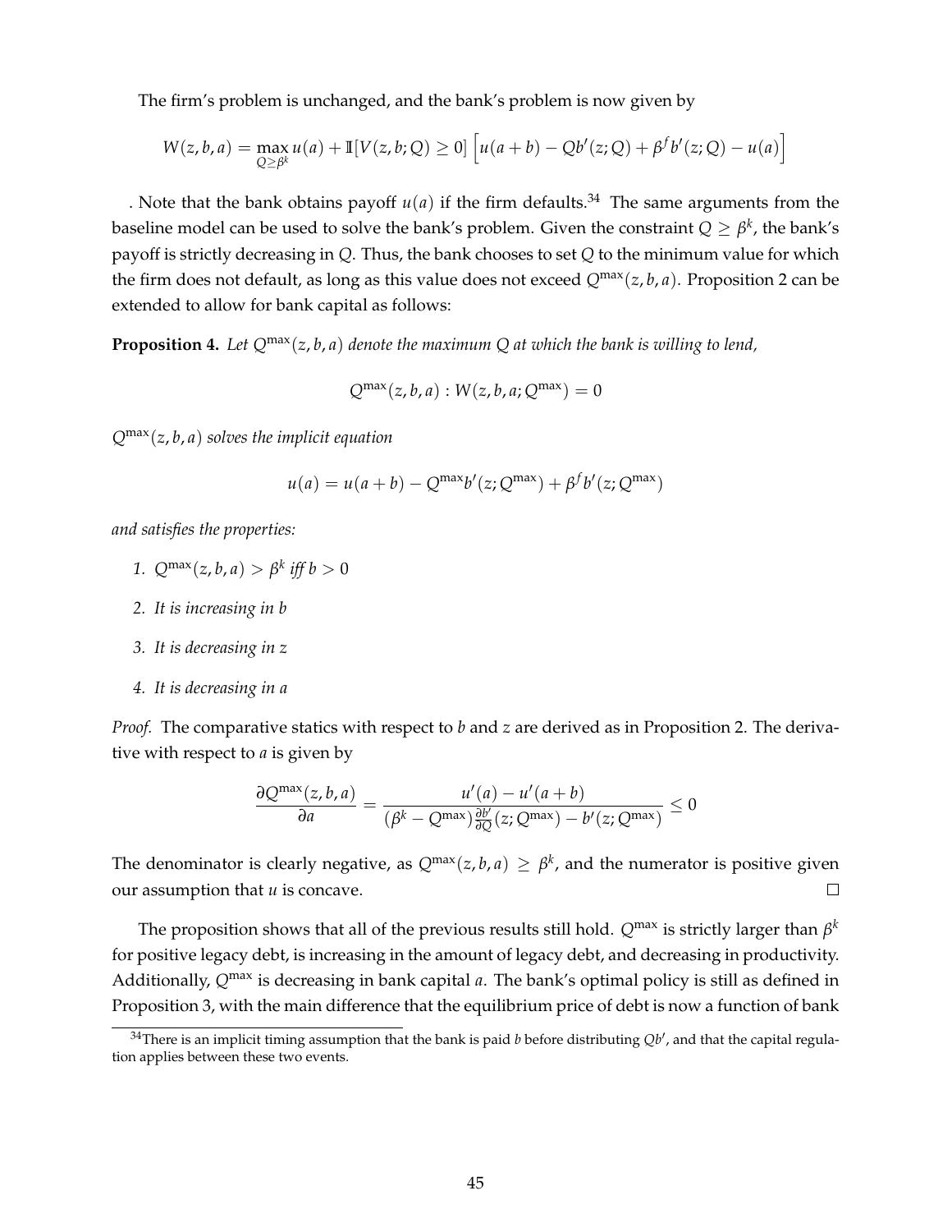The firm's problem is unchanged, and the bank's problem is now given by

$$W(z,b,a) = \max_{Q \geq \beta^k} u(a) + \mathbb{I}[V(z,b;Q) \geq 0]\left[u(a+b) - Qb'(z;Q) + \beta^f b'(z;Q) - u(a)\right]$$

. Note that the bank obtains payoff $u(a)$ if the firm defaults.[34] The same arguments from the baseline model can be used to solve the bank's problem. Given the constraint $Q \geq \beta^k$, the bank's payoff is strictly decreasing in $Q$. Thus, the bank chooses to set $Q$ to the minimum value for which the firm does not default, as long as this value does not exceed $Q^{\max}(z,b,a)$. Proposition 2 can be extended to allow for bank capital as follows:

**Proposition 4.** *Let $Q^{\max}(z,b,a)$ denote the maximum $Q$ at which the bank is willing to lend,*

$$Q^{\max}(z,b,a) : W(z,b,a;Q^{\max}) = 0$$

*$Q^{\max}(z,b,a)$ solves the implicit equation*

$$u(a) = u(a+b) - Q^{\max} b'(z;Q^{\max}) + \beta^f b'(z;Q^{\max})$$

*and satisfies the properties:*

1. *$Q^{\max}(z,b,a) > \beta^k$ iff $b > 0$*
2. *It is increasing in b*
3. *It is decreasing in z*
4. *It is decreasing in a*

*Proof.* The comparative statics with respect to $b$ and $z$ are derived as in Proposition 2. The derivative with respect to $a$ is given by

$$\frac{\partial Q^{\max}(z,b,a)}{\partial a} = \frac{u'(a) - u'(a+b)}{(\beta^k - Q^{\max})\frac{\partial b'}{\partial Q}(z;Q^{\max}) - b'(z;Q^{\max})} \leq 0$$

The denominator is clearly negative, as $Q^{\max}(z,b,a) \geq \beta^k$, and the numerator is positive given our assumption that $u$ is concave. □

The proposition shows that all of the previous results still hold. $Q^{\max}$ is strictly larger than $\beta^k$ for positive legacy debt, is increasing in the amount of legacy debt, and decreasing in productivity. Additionally, $Q^{\max}$ is decreasing in bank capital $a$. The bank's optimal policy is still as defined in Proposition 3, with the main difference that the equilibrium price of debt is now a function of bank

[34] There is an implicit timing assumption that the bank is paid $b$ before distributing $Qb'$, and that the capital regulation applies between these two events.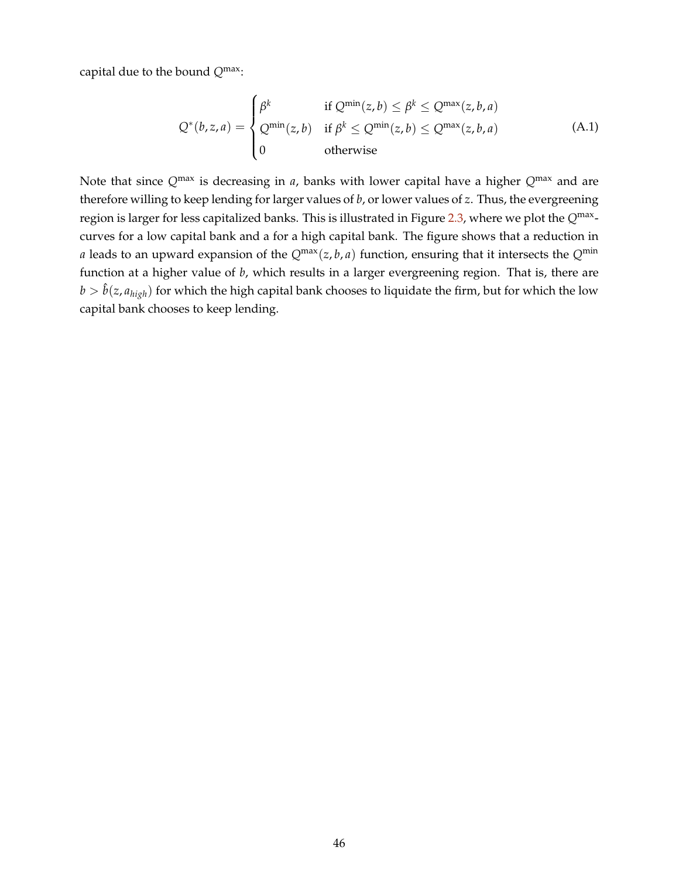capital due to the bound $Q^{\max}$:

$$
Q^*(b,z,a) = \begin{cases} \beta^k & \text{if } Q^{\min}(z,b) \leq \beta^k \leq Q^{\max}(z,b,a) \\ Q^{\min}(z,b) & \text{if } \beta^k \leq Q^{\min}(z,b) \leq Q^{\max}(z,b,a) \\ 0 & \text{otherwise} \end{cases} \tag{A.1}
$$

Note that since $Q^{\max}$ is decreasing in $a$, banks with lower capital have a higher $Q^{\max}$ and are therefore willing to keep lending for larger values of $b$, or lower values of $z$. Thus, the evergreening region is larger for less capitalized banks. This is illustrated in Figure 2.3, where we plot the $Q^{\max}$-curves for a low capital bank and a for a high capital bank. The figure shows that a reduction in $a$ leads to an upward expansion of the $Q^{\max}(z,b,a)$ function, ensuring that it intersects the $Q^{\min}$ function at a higher value of $b$, which results in a larger evergreening region. That is, there are $b > \hat{b}(z, a_{high})$ for which the high capital bank chooses to liquidate the firm, but for which the low capital bank chooses to keep lending.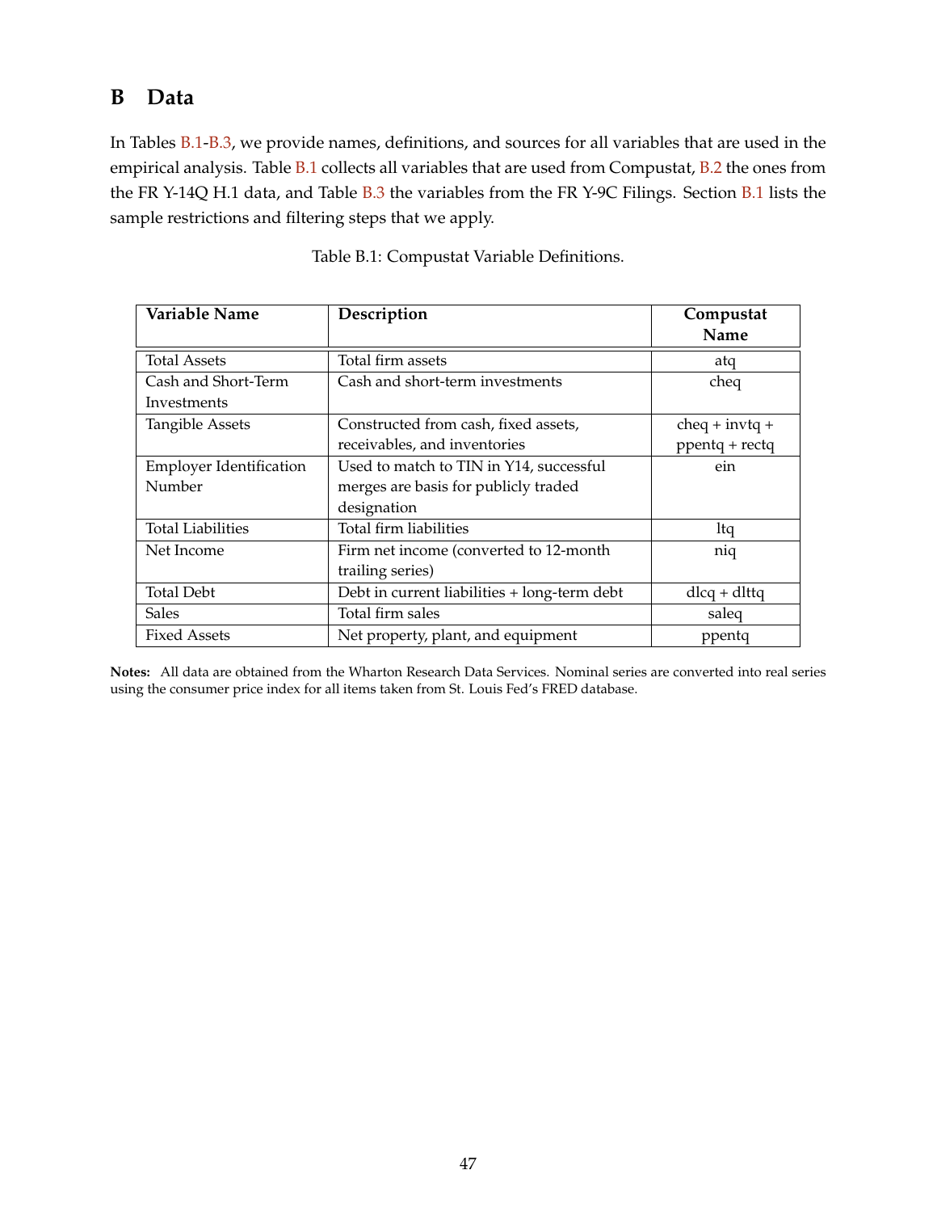# B Data

In Tables B.1-B.3, we provide names, definitions, and sources for all variables that are used in the empirical analysis. Table B.1 collects all variables that are used from Compustat, B.2 the ones from the FR Y-14Q H.1 data, and Table B.3 the variables from the FR Y-9C Filings. Section B.1 lists the sample restrictions and filtering steps that we apply.

Table B.1: Compustat Variable Definitions.

| Variable Name | Description | Compustat Name |
|---|---|---|
| Total Assets | Total firm assets | atq |
| Cash and Short-Term Investments | Cash and short-term investments | cheq |
| Tangible Assets | Constructed from cash, fixed assets, receivables, and inventories | cheq + invtq + ppentq + rectq |
| Employer Identification Number | Used to match to TIN in Y14, successful merges are basis for publicly traded designation | ein |
| Total Liabilities | Total firm liabilities | ltq |
| Net Income | Firm net income (converted to 12-month trailing series) | niq |
| Total Debt | Debt in current liabilities + long-term debt | dlcq + dlttq |
| Sales | Total firm sales | saleq |
| Fixed Assets | Net property, plant, and equipment | ppentq |

**Notes:** All data are obtained from the Wharton Research Data Services. Nominal series are converted into real series using the consumer price index for all items taken from St. Louis Fed's FRED database.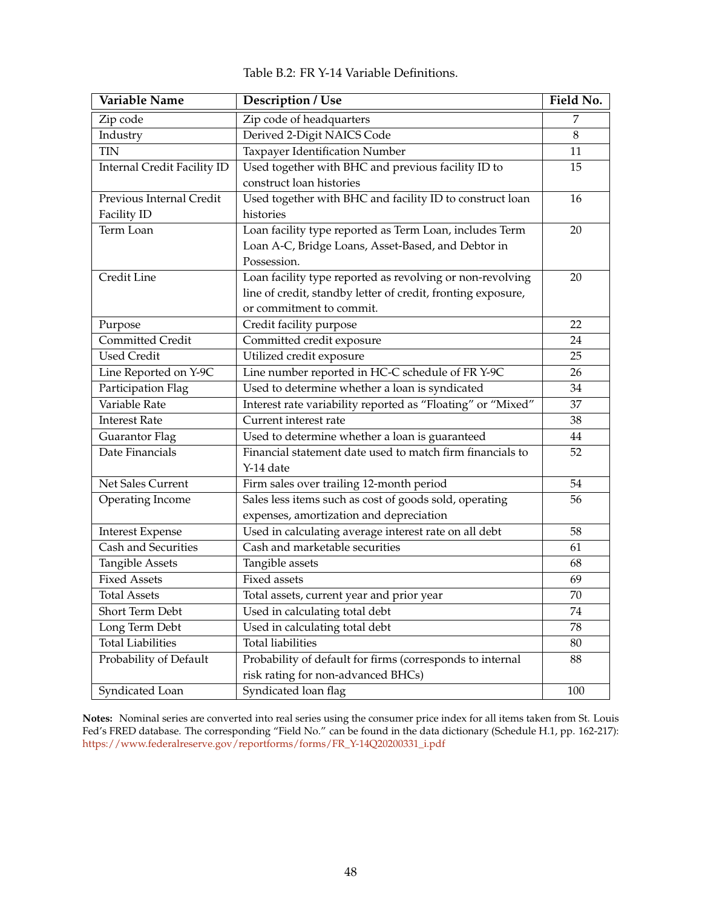Table B.2: FR Y-14 Variable Definitions.

| Variable Name | Description / Use | Field No. |
|---|---|---|
| Zip code | Zip code of headquarters | 7 |
| Industry | Derived 2-Digit NAICS Code | 8 |
| TIN | Taxpayer Identification Number | 11 |
| Internal Credit Facility ID | Used together with BHC and previous facility ID to construct loan histories | 15 |
| Previous Internal Credit Facility ID | Used together with BHC and facility ID to construct loan histories | 16 |
| Term Loan | Loan facility type reported as Term Loan, includes Term Loan A-C, Bridge Loans, Asset-Based, and Debtor in Possession. | 20 |
| Credit Line | Loan facility type reported as revolving or non-revolving line of credit, standby letter of credit, fronting exposure, or commitment to commit. | 20 |
| Purpose | Credit facility purpose | 22 |
| Committed Credit | Committed credit exposure | 24 |
| Used Credit | Utilized credit exposure | 25 |
| Line Reported on Y-9C | Line number reported in HC-C schedule of FR Y-9C | 26 |
| Participation Flag | Used to determine whether a loan is syndicated | 34 |
| Variable Rate | Interest rate variability reported as "Floating" or "Mixed" | 37 |
| Interest Rate | Current interest rate | 38 |
| Guarantor Flag | Used to determine whether a loan is guaranteed | 44 |
| Date Financials | Financial statement date used to match firm financials to Y-14 date | 52 |
| Net Sales Current | Firm sales over trailing 12-month period | 54 |
| Operating Income | Sales less items such as cost of goods sold, operating expenses, amortization and depreciation | 56 |
| Interest Expense | Used in calculating average interest rate on all debt | 58 |
| Cash and Securities | Cash and marketable securities | 61 |
| Tangible Assets | Tangible assets | 68 |
| Fixed Assets | Fixed assets | 69 |
| Total Assets | Total assets, current year and prior year | 70 |
| Short Term Debt | Used in calculating total debt | 74 |
| Long Term Debt | Used in calculating total debt | 78 |
| Total Liabilities | Total liabilities | 80 |
| Probability of Default | Probability of default for firms (corresponds to internal risk rating for non-advanced BHCs) | 88 |
| Syndicated Loan | Syndicated loan flag | 100 |

**Notes:** Nominal series are converted into real series using the consumer price index for all items taken from St. Louis Fed's FRED database. The corresponding "Field No." can be found in the data dictionary (Schedule H.1, pp. 162-217): https://www.federalreserve.gov/reportforms/forms/FR_Y-14Q20200331_i.pdf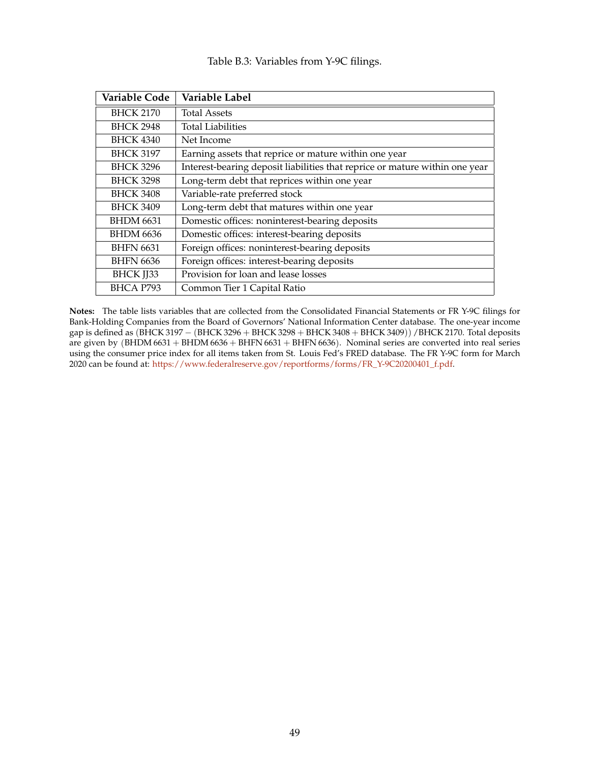Table B.3: Variables from Y-9C filings.

| Variable Code | Variable Label |
|---|---|
| BHCK 2170 | Total Assets |
| BHCK 2948 | Total Liabilities |
| BHCK 4340 | Net Income |
| BHCK 3197 | Earning assets that reprice or mature within one year |
| BHCK 3296 | Interest-bearing deposit liabilities that reprice or mature within one year |
| BHCK 3298 | Long-term debt that reprices within one year |
| BHCK 3408 | Variable-rate preferred stock |
| BHCK 3409 | Long-term debt that matures within one year |
| BHDM 6631 | Domestic offices: noninterest-bearing deposits |
| BHDM 6636 | Domestic offices: interest-bearing deposits |
| BHFN 6631 | Foreign offices: noninterest-bearing deposits |
| BHFN 6636 | Foreign offices: interest-bearing deposits |
| BHCK JJ33 | Provision for loan and lease losses |
| BHCA P793 | Common Tier 1 Capital Ratio |

**Notes:** The table lists variables that are collected from the Consolidated Financial Statements or FR Y-9C filings for Bank-Holding Companies from the Board of Governors' National Information Center database. The one-year income gap is defined as (BHCK 3197 − (BHCK 3296 + BHCK 3298 + BHCK 3408 + BHCK 3409)) /BHCK 2170. Total deposits are given by (BHDM 6631 + BHDM 6636 + BHFN 6631 + BHFN 6636). Nominal series are converted into real series using the consumer price index for all items taken from St. Louis Fed's FRED database. The FR Y-9C form for March 2020 can be found at: https://www.federalreserve.gov/reportforms/forms/FR_Y-9C20200401_f.pdf.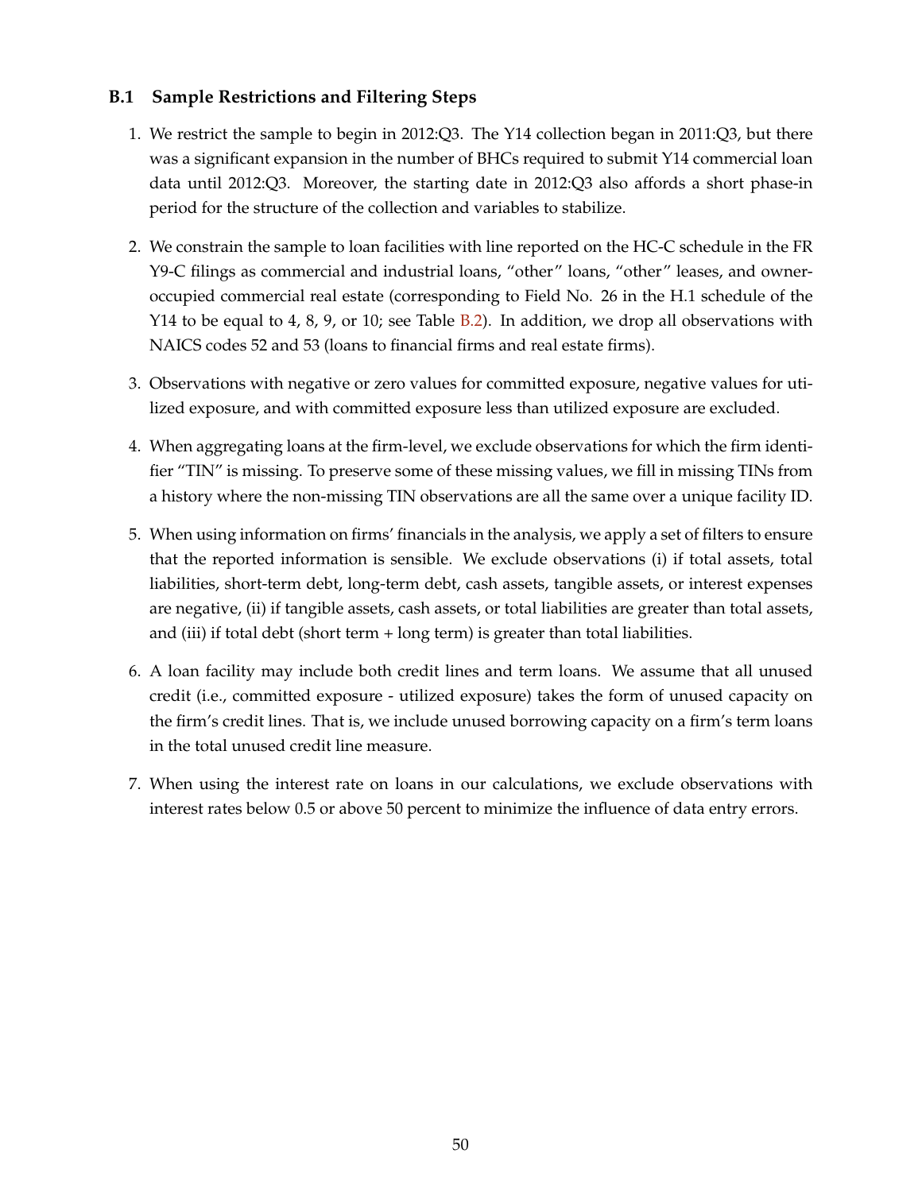### B.1 Sample Restrictions and Filtering Steps

1. We restrict the sample to begin in 2012:Q3. The Y14 collection began in 2011:Q3, but there was a significant expansion in the number of BHCs required to submit Y14 commercial loan data until 2012:Q3. Moreover, the starting date in 2012:Q3 also affords a short phase-in period for the structure of the collection and variables to stabilize.

2. We constrain the sample to loan facilities with line reported on the HC-C schedule in the FR Y9-C filings as commercial and industrial loans, "other" loans, "other" leases, and owner-occupied commercial real estate (corresponding to Field No. 26 in the H.1 schedule of the Y14 to be equal to 4, 8, 9, or 10; see Table B.2). In addition, we drop all observations with NAICS codes 52 and 53 (loans to financial firms and real estate firms).

3. Observations with negative or zero values for committed exposure, negative values for utilized exposure, and with committed exposure less than utilized exposure are excluded.

4. When aggregating loans at the firm-level, we exclude observations for which the firm identifier "TIN" is missing. To preserve some of these missing values, we fill in missing TINs from a history where the non-missing TIN observations are all the same over a unique facility ID.

5. When using information on firms' financials in the analysis, we apply a set of filters to ensure that the reported information is sensible. We exclude observations (i) if total assets, total liabilities, short-term debt, long-term debt, cash assets, tangible assets, or interest expenses are negative, (ii) if tangible assets, cash assets, or total liabilities are greater than total assets, and (iii) if total debt (short term + long term) is greater than total liabilities.

6. A loan facility may include both credit lines and term loans. We assume that all unused credit (i.e., committed exposure - utilized exposure) takes the form of unused capacity on the firm's credit lines. That is, we include unused borrowing capacity on a firm's term loans in the total unused credit line measure.

7. When using the interest rate on loans in our calculations, we exclude observations with interest rates below 0.5 or above 50 percent to minimize the influence of data entry errors.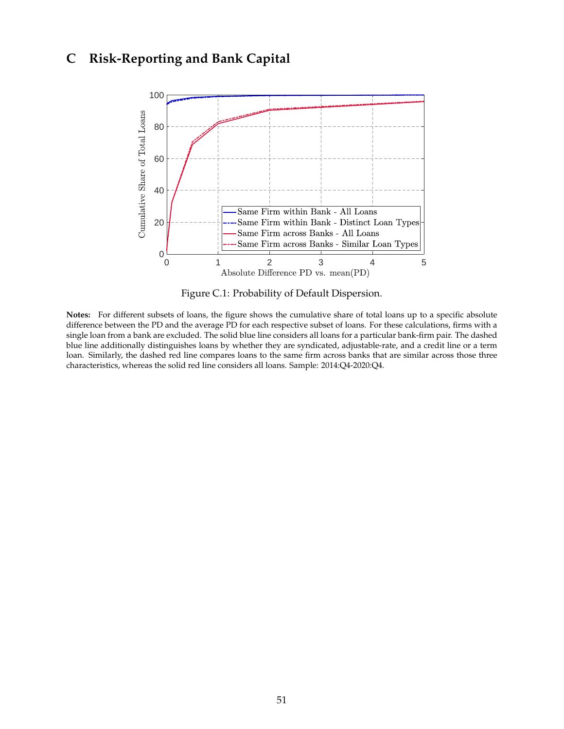# C Risk-Reporting and Bank Capital

Figure C.1: Probability of Default Dispersion.

**Notes:** For different subsets of loans, the figure shows the cumulative share of total loans up to a specific absolute difference between the PD and the average PD for each respective subset of loans. For these calculations, firms with a single loan from a bank are excluded. The solid blue line considers all loans for a particular bank-firm pair. The dashed blue line additionally distinguishes loans by whether they are syndicated, adjustable-rate, and a credit line or a term loan. Similarly, the dashed red line compares loans to the same firm across banks that are similar across those three characteristics, whereas the solid red line considers all loans. Sample: 2014:Q4-2020:Q4.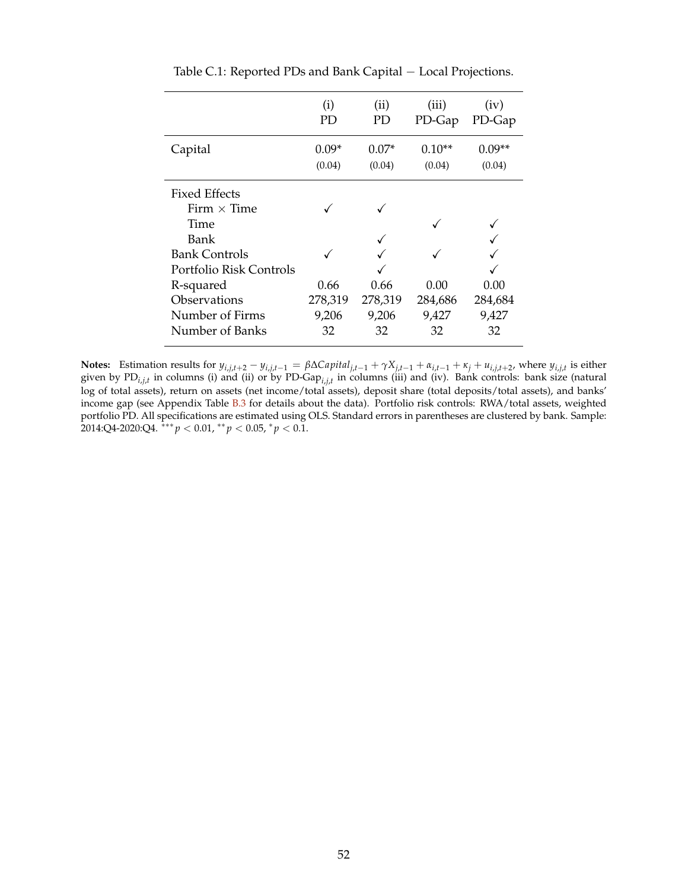Table C.1: Reported PDs and Bank Capital − Local Projections.

| | (i) PD | (ii) PD | (iii) PD-Gap | (iv) PD-Gap |
|---|---|---|---|---|
| Capital | 0.09* | 0.07* | 0.10** | 0.09** |
| | (0.04) | (0.04) | (0.04) | (0.04) |
| Fixed Effects | | | | |
| Firm × Time | ✓ | ✓ | | |
| Time | | | ✓ | ✓ |
| Bank | | ✓ | | ✓ |
| Bank Controls | ✓ | ✓ | ✓ | ✓ |
| Portfolio Risk Controls | | ✓ | | ✓ |
| R-squared | 0.66 | 0.66 | 0.00 | 0.00 |
| Observations | 278,319 | 278,319 | 284,686 | 284,684 |
| Number of Firms | 9,206 | 9,206 | 9,427 | 9,427 |
| Number of Banks | 32 | 32 | 32 | 32 |

**Notes:** Estimation results for $y_{i,j,t+2} - y_{i,j,t-1} = \beta \Delta Capital_{j,t-1} + \gamma X_{j,t-1} + \alpha_{i,t-1} + \kappa_j + u_{i,j,t+2}$, where $y_{i,j,t}$ is either given by $\text{PD}_{i,j,t}$ in columns (i) and (ii) or by $\text{PD-Gap}_{i,j,t}$ in columns (iii) and (iv). Bank controls: bank size (natural log of total assets), return on assets (net income/total assets), deposit share (total deposits/total assets), and banks' income gap (see Appendix Table B.3 for details about the data). Portfolio risk controls: RWA/total assets, weighted portfolio PD. All specifications are estimated using OLS. Standard errors in parentheses are clustered by bank. Sample: 2014:Q4-2020:Q4. $^{***}p < 0.01$, $^{**}p < 0.05$, $^{*}p < 0.1$.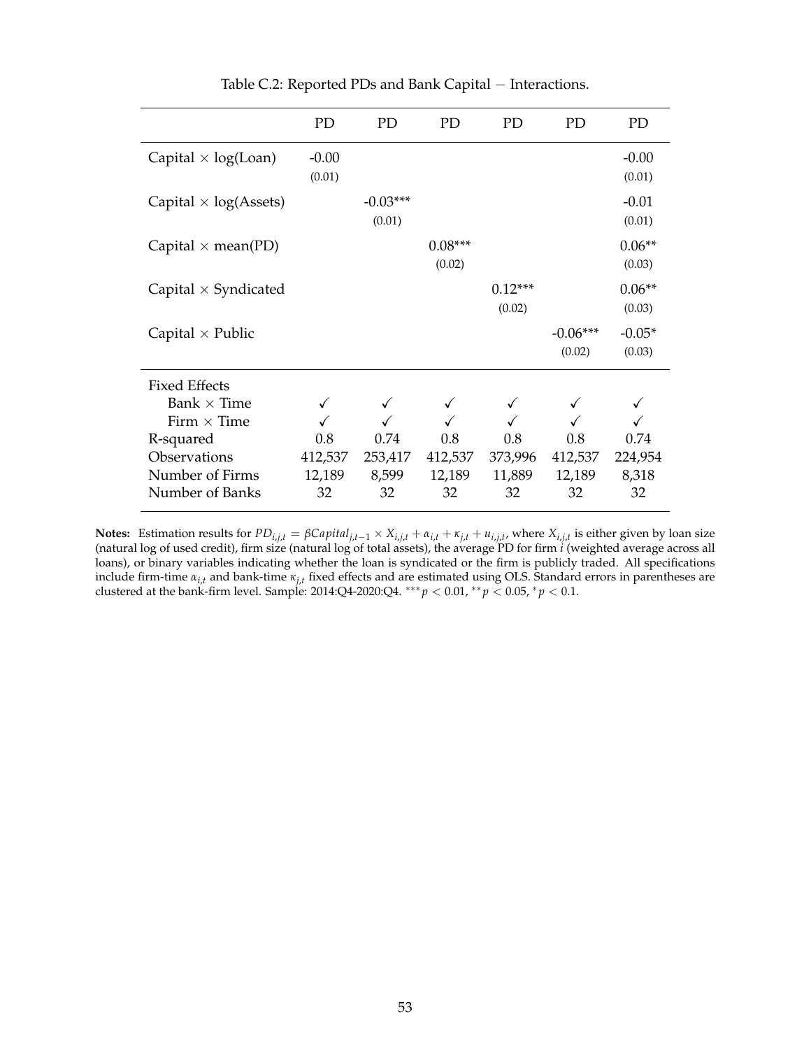Table C.2: Reported PDs and Bank Capital − Interactions.

| | PD | PD | PD | PD | PD | PD |
|---|---|---|---|---|---|---|
| Capital × log(Loan) | -0.00 | | | | | -0.00 |
| | (0.01) | | | | | (0.01) |
| Capital × log(Assets) | | -0.03*** | | | | -0.01 |
| | | (0.01) | | | | (0.01) |
| Capital × mean(PD) | | | 0.08*** | | | 0.06** |
| | | | (0.02) | | | (0.03) |
| Capital × Syndicated | | | | 0.12*** | | 0.06** |
| | | | | (0.02) | | (0.03) |
| Capital × Public | | | | | -0.06*** | -0.05* |
| | | | | | (0.02) | (0.03) |
| Fixed Effects | | | | | | |
| Bank × Time | ✓ | ✓ | ✓ | ✓ | ✓ | ✓ |
| Firm × Time | ✓ | ✓ | ✓ | ✓ | ✓ | ✓ |
| R-squared | 0.8 | 0.74 | 0.8 | 0.8 | 0.8 | 0.74 |
| Observations | 412,537 | 253,417 | 412,537 | 373,996 | 412,537 | 224,954 |
| Number of Firms | 12,189 | 8,599 | 12,189 | 11,889 | 12,189 | 8,318 |
| Number of Banks | 32 | 32 | 32 | 32 | 32 | 32 |

**Notes:** Estimation results for $PD_{i,j,t} = \beta Capital_{j,t-1} \times X_{i,j,t} + \alpha_{i,t} + \kappa_{j,t} + u_{i,j,t}$, where $X_{i,j,t}$ is either given by loan size (natural log of used credit), firm size (natural log of total assets), the average PD for firm $i$ (weighted average across all loans), or binary variables indicating whether the loan is syndicated or the firm is publicly traded. All specifications include firm-time $\alpha_{i,t}$ and bank-time $\kappa_{j,t}$ fixed effects and are estimated using OLS. Standard errors in parentheses are clustered at the bank-firm level. Sample: 2014:Q4-2020:Q4. $^{***}p < 0.01$, $^{**}p < 0.05$, $^{*}p < 0.1$.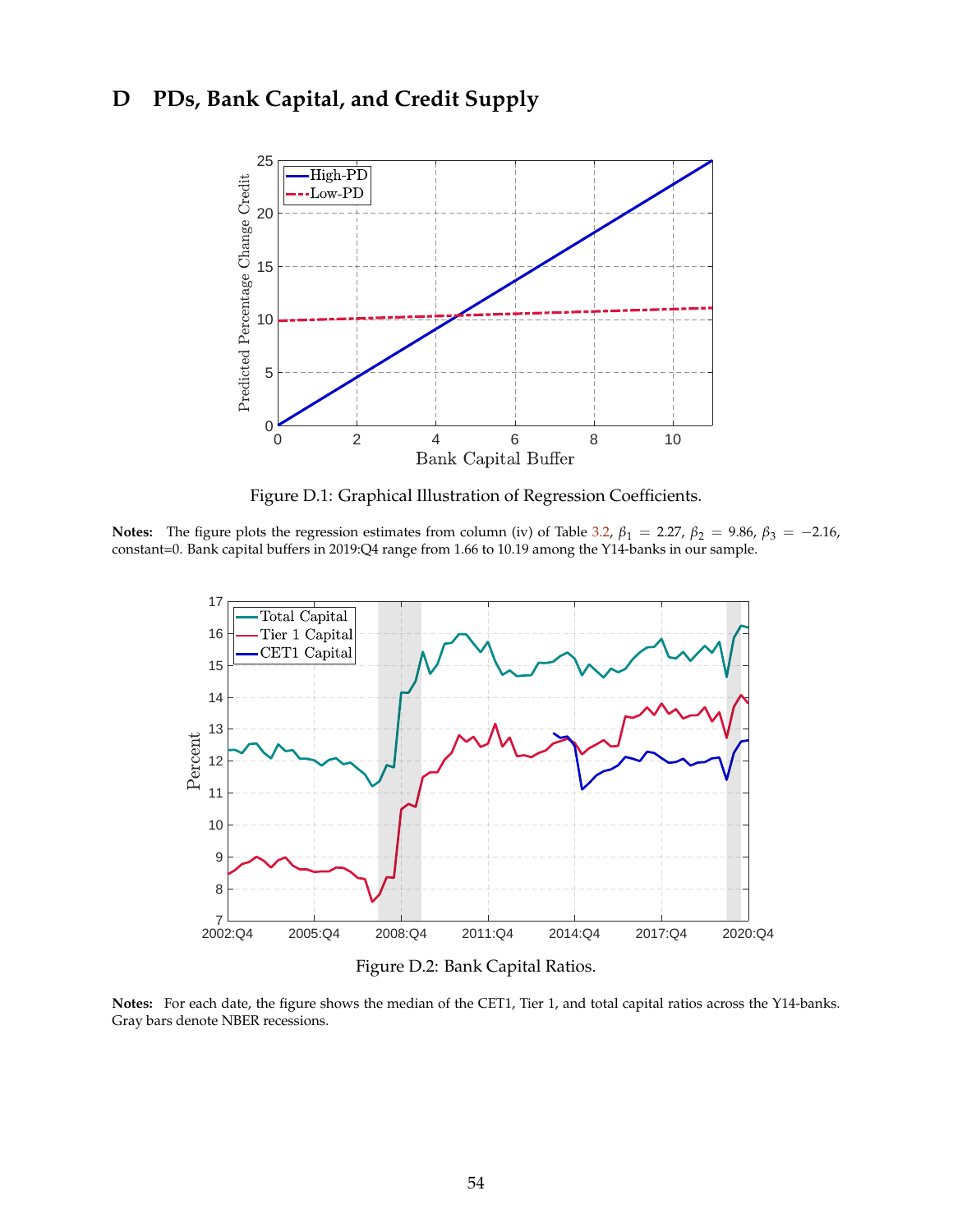# D PDs, Bank Capital, and Credit Supply

Figure D.1: Graphical Illustration of Regression Coefficients.

**Notes:** The figure plots the regression estimates from column (iv) of Table 3.2, $\beta_1 = 2.27$, $\beta_2 = 9.86$, $\beta_3 = -2.16$, constant=0. Bank capital buffers in 2019:Q4 range from 1.66 to 10.19 among the Y14-banks in our sample.

Figure D.2: Bank Capital Ratios.

**Notes:** For each date, the figure shows the median of the CET1, Tier 1, and total capital ratios across the Y14-banks. Gray bars denote NBER recessions.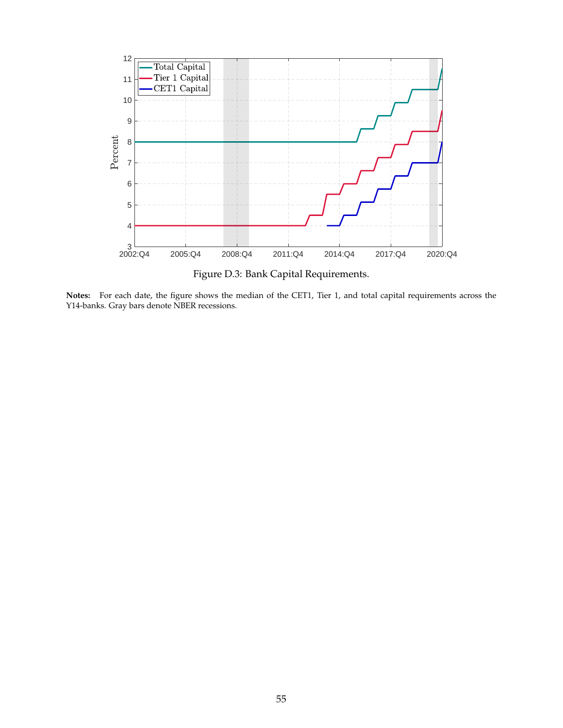Figure D.3: Bank Capital Requirements.

**Notes:** For each date, the figure shows the median of the CET1, Tier 1, and total capital requirements across the Y14-banks. Gray bars denote NBER recessions.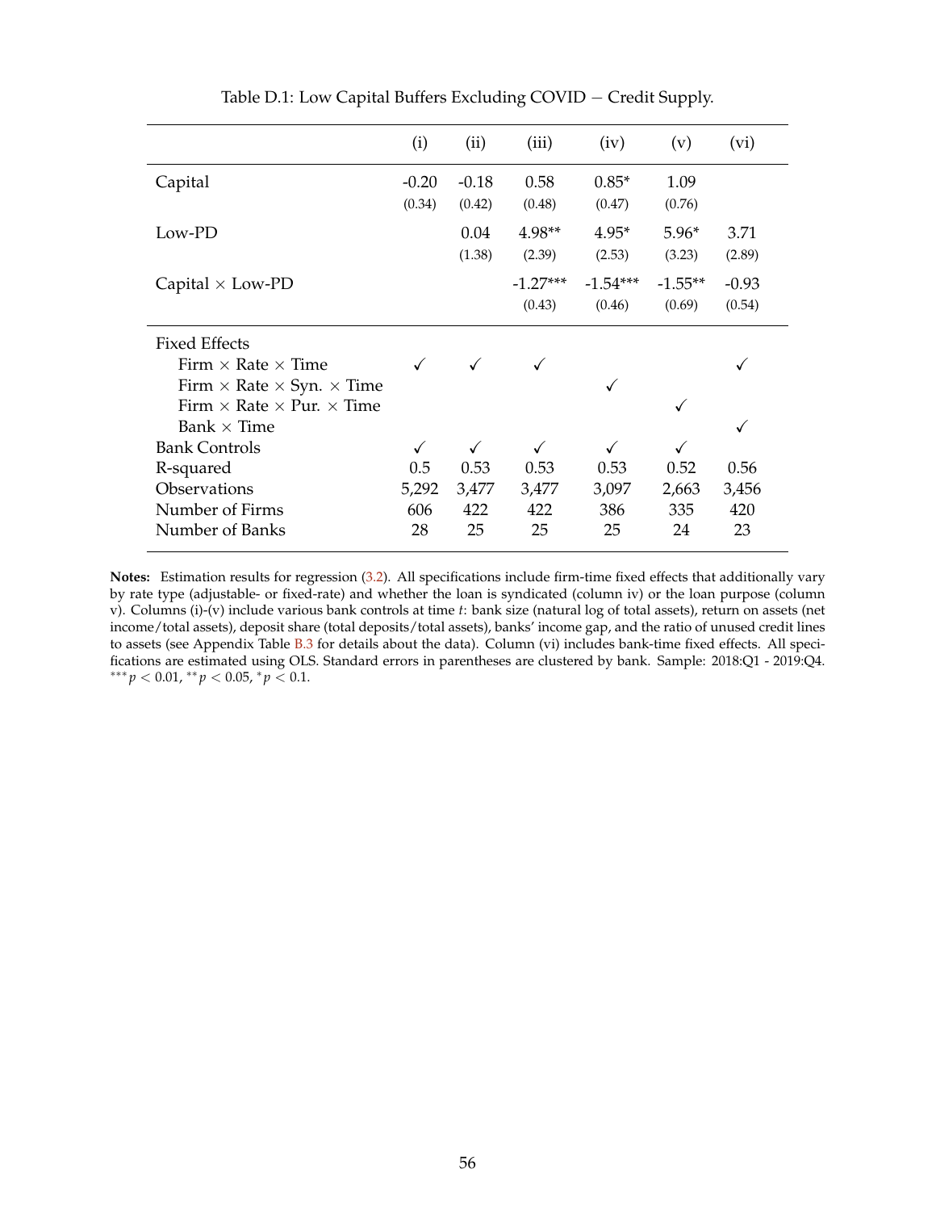Table D.1: Low Capital Buffers Excluding COVID − Credit Supply.

| | (i) | (ii) | (iii) | (iv) | (v) | (vi) |
|---|---|---|---|---|---|---|
| Capital | -0.20 | -0.18 | 0.58 | 0.85* | 1.09 | |
| | (0.34) | (0.42) | (0.48) | (0.47) | (0.76) | |
| Low-PD | | 0.04 | 4.98** | 4.95* | 5.96* | 3.71 |
| | | (1.38) | (2.39) | (2.53) | (3.23) | (2.89) |
| Capital × Low-PD | | | -1.27*** | -1.54*** | -1.55** | -0.93 |
| | | | (0.43) | (0.46) | (0.69) | (0.54) |
| Fixed Effects | | | | | | |
| Firm × Rate × Time | ✓ | ✓ | ✓ | | | ✓ |
| Firm × Rate × Syn. × Time | | | | ✓ | | |
| Firm × Rate × Pur. × Time | | | | | ✓ | |
| Bank × Time | | | | | | ✓ |
| Bank Controls | ✓ | ✓ | ✓ | ✓ | ✓ | |
| R-squared | 0.5 | 0.53 | 0.53 | 0.53 | 0.52 | 0.56 |
| Observations | 5,292 | 3,477 | 3,477 | 3,097 | 2,663 | 3,456 |
| Number of Firms | 606 | 422 | 422 | 386 | 335 | 420 |
| Number of Banks | 28 | 25 | 25 | 25 | 24 | 23 |

**Notes:** Estimation results for regression (3.2). All specifications include firm-time fixed effects that additionally vary by rate type (adjustable- or fixed-rate) and whether the loan is syndicated (column iv) or the loan purpose (column v). Columns (i)-(v) include various bank controls at time $t$: bank size (natural log of total assets), return on assets (net income/total assets), deposit share (total deposits/total assets), banks' income gap, and the ratio of unused credit lines to assets (see Appendix Table B.3 for details about the data). Column (vi) includes bank-time fixed effects. All specifications are estimated using OLS. Standard errors in parentheses are clustered by bank. Sample: 2018:Q1 - 2019:Q4. $^{***}p < 0.01$, $^{**}p < 0.05$, $^{*}p < 0.1$.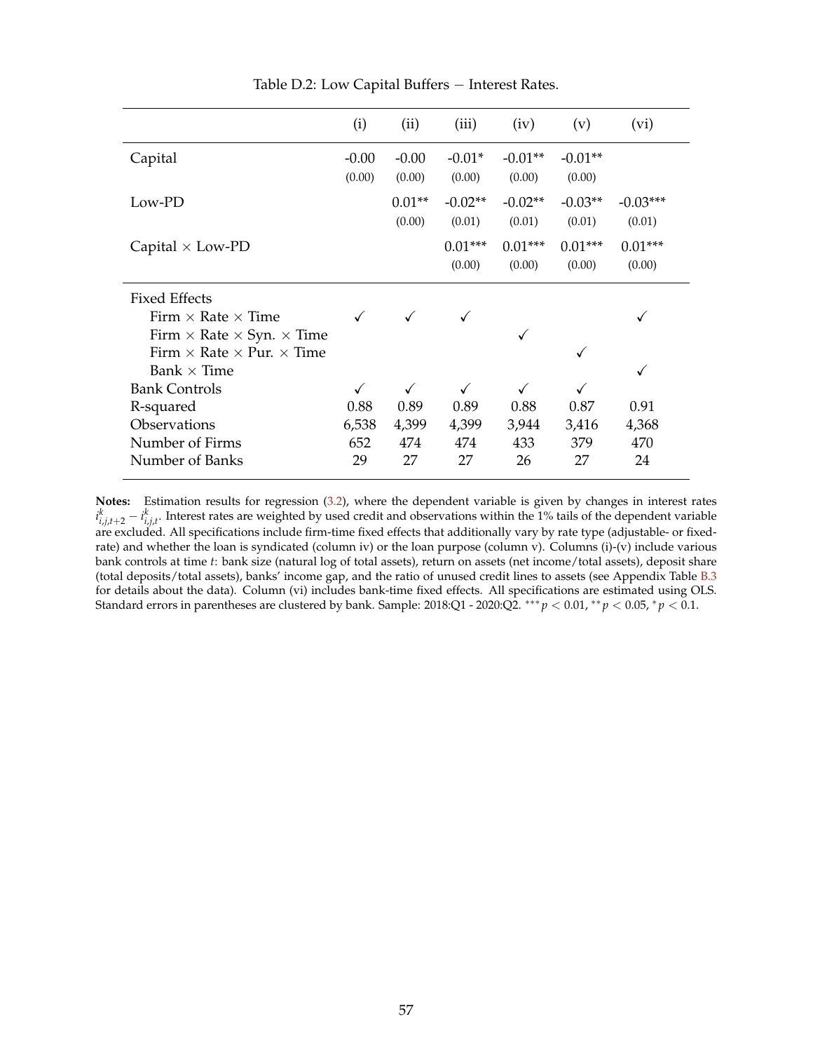Table D.2: Low Capital Buffers − Interest Rates.

| | (i) | (ii) | (iii) | (iv) | (v) | (vi) |
|---|---|---|---|---|---|---|
| Capital | -0.00 | -0.00 | -0.01* | -0.01** | -0.01** | |
| | (0.00) | (0.00) | (0.00) | (0.00) | (0.00) | |
| Low-PD | | 0.01** | -0.02** | -0.02** | -0.03** | -0.03*** |
| | | (0.00) | (0.01) | (0.01) | (0.01) | (0.01) |
| Capital × Low-PD | | | 0.01*** | 0.01*** | 0.01*** | 0.01*** |
| | | | (0.00) | (0.00) | (0.00) | (0.00) |
| Fixed Effects | | | | | | |
| Firm × Rate × Time | ✓ | ✓ | ✓ | | | ✓ |
| Firm × Rate × Syn. × Time | | | | ✓ | | |
| Firm × Rate × Pur. × Time | | | | | ✓ | |
| Bank × Time | | | | | | ✓ |
| Bank Controls | ✓ | ✓ | ✓ | ✓ | ✓ | |
| R-squared | 0.88 | 0.89 | 0.89 | 0.88 | 0.87 | 0.91 |
| Observations | 6,538 | 4,399 | 4,399 | 3,944 | 3,416 | 4,368 |
| Number of Firms | 652 | 474 | 474 | 433 | 379 | 470 |
| Number of Banks | 29 | 27 | 27 | 26 | 27 | 24 |

**Notes:** Estimation results for regression (3.2), where the dependent variable is given by changes in interest rates $i^k_{i,j,t+2} - i^k_{i,j,t}$. Interest rates are weighted by used credit and observations within the 1% tails of the dependent variable are excluded. All specifications include firm-time fixed effects that additionally vary by rate type (adjustable- or fixed-rate) and whether the loan is syndicated (column iv) or the loan purpose (column v). Columns (i)-(v) include various bank controls at time $t$: bank size (natural log of total assets), return on assets (net income/total assets), deposit share (total deposits/total assets), banks' income gap, and the ratio of unused credit lines to assets (see Appendix Table B.3 for details about the data). Column (vi) includes bank-time fixed effects. All specifications are estimated using OLS. Standard errors in parentheses are clustered by bank. Sample: 2018:Q1 - 2020:Q2. $^{***}p < 0.01$, $^{**}p < 0.05$, $^{*}p < 0.1$.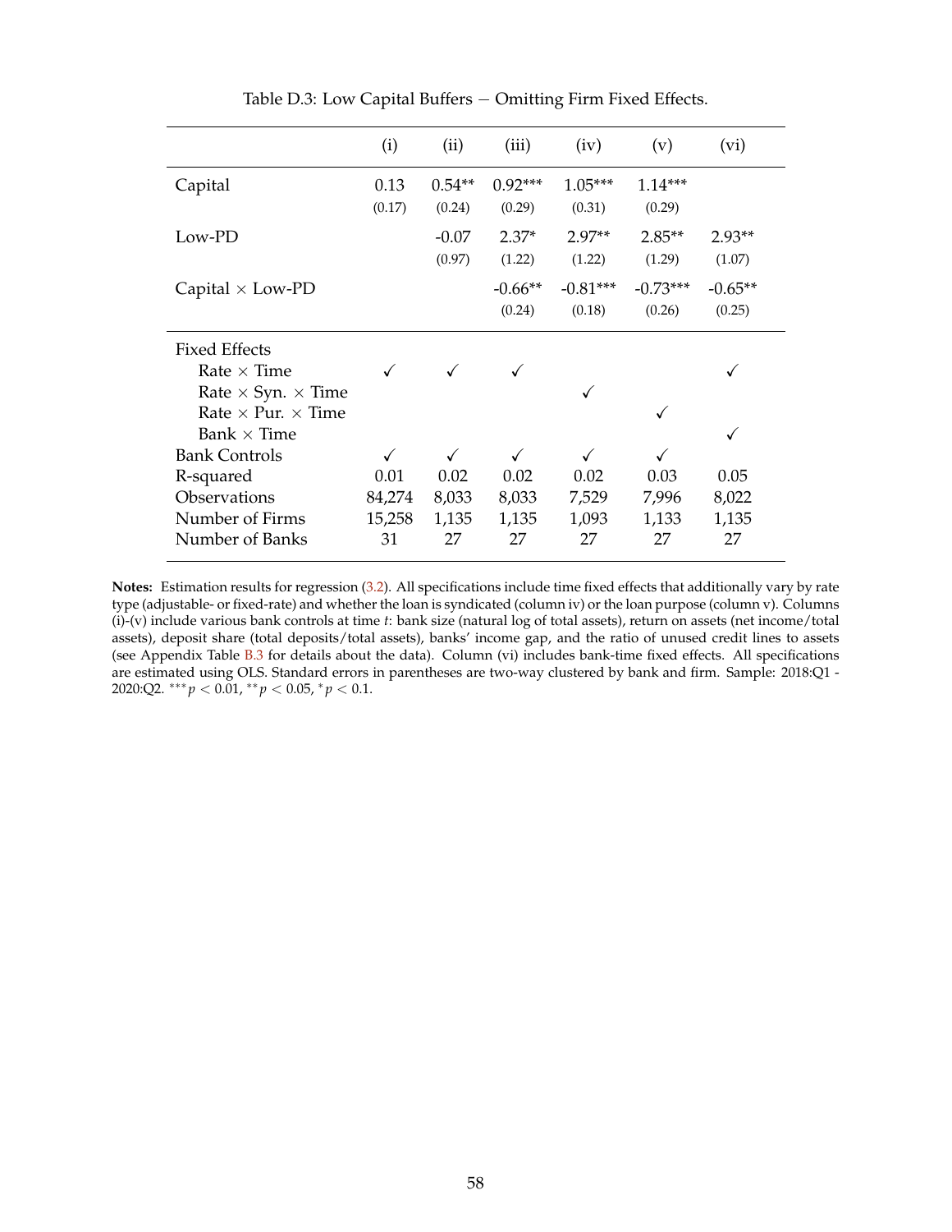Table D.3: Low Capital Buffers − Omitting Firm Fixed Effects.

| | (i) | (ii) | (iii) | (iv) | (v) | (vi) |
|---|---|---|---|---|---|---|
| Capital | 0.13 | 0.54** | 0.92*** | 1.05*** | 1.14*** | |
| | (0.17) | (0.24) | (0.29) | (0.31) | (0.29) | |
| Low-PD | | -0.07 | 2.37* | 2.97** | 2.85** | 2.93** |
| | | (0.97) | (1.22) | (1.22) | (1.29) | (1.07) |
| Capital × Low-PD | | | -0.66** | -0.81*** | -0.73*** | -0.65** |
| | | | (0.24) | (0.18) | (0.26) | (0.25) |
| Fixed Effects | | | | | | |
| Rate × Time | ✓ | ✓ | ✓ | | | ✓ |
| Rate × Syn. × Time | | | | ✓ | | |
| Rate × Pur. × Time | | | | | ✓ | |
| Bank × Time | | | | | | ✓ |
| Bank Controls | ✓ | ✓ | ✓ | ✓ | ✓ | |
| R-squared | 0.01 | 0.02 | 0.02 | 0.02 | 0.03 | 0.05 |
| Observations | 84,274 | 8,033 | 8,033 | 7,529 | 7,996 | 8,022 |
| Number of Firms | 15,258 | 1,135 | 1,135 | 1,093 | 1,133 | 1,135 |
| Number of Banks | 31 | 27 | 27 | 27 | 27 | 27 |

**Notes:** Estimation results for regression (3.2). All specifications include time fixed effects that additionally vary by rate type (adjustable- or fixed-rate) and whether the loan is syndicated (column iv) or the loan purpose (column v). Columns (i)-(v) include various bank controls at time *t*: bank size (natural log of total assets), return on assets (net income/total assets), deposit share (total deposits/total assets), banks' income gap, and the ratio of unused credit lines to assets (see Appendix Table B.3 for details about the data). Column (vi) includes bank-time fixed effects. All specifications are estimated using OLS. Standard errors in parentheses are two-way clustered by bank and firm. Sample: 2018:Q1 - 2020:Q2. $^{***}p < 0.01$, $^{**}p < 0.05$, $^{*}p < 0.1$.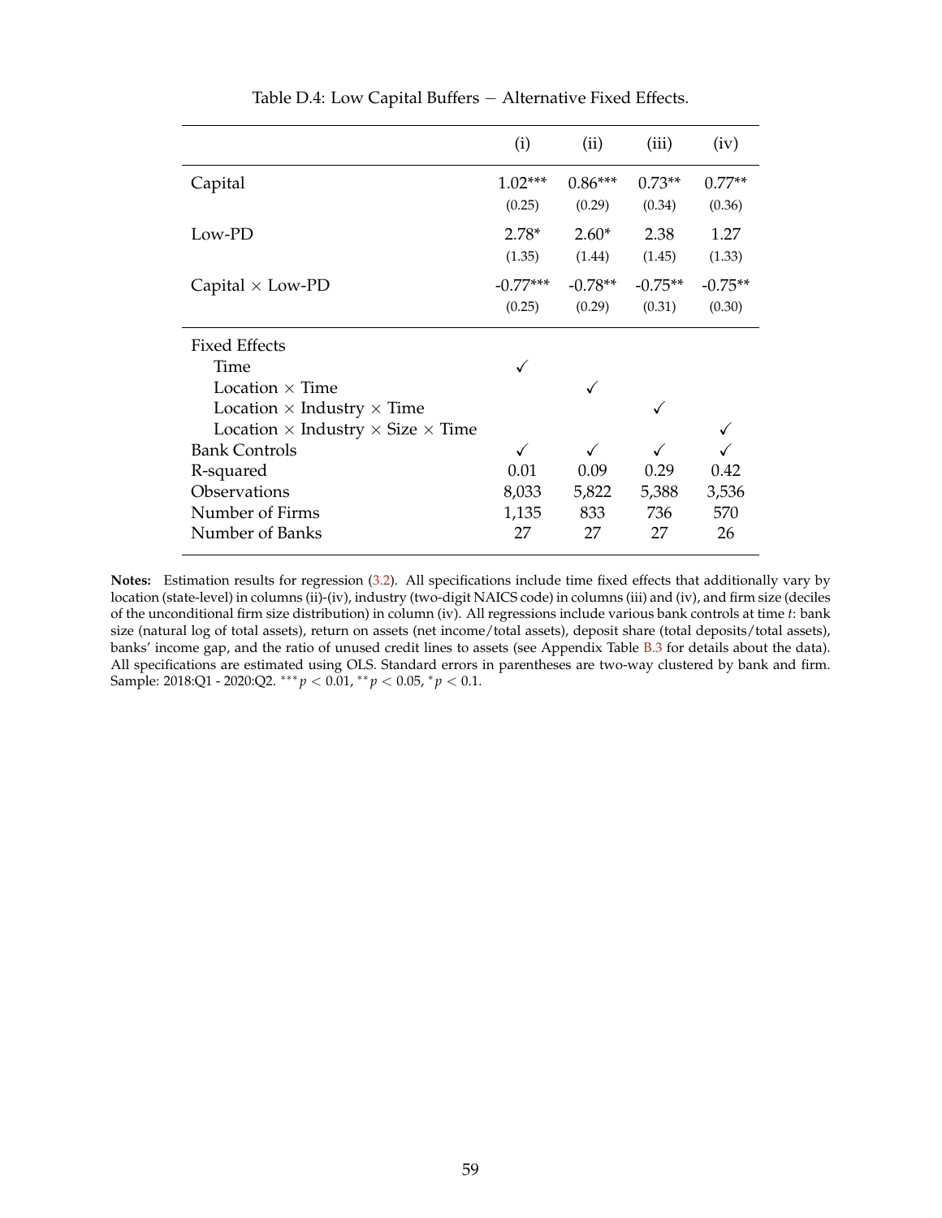Table D.4: Low Capital Buffers − Alternative Fixed Effects.

| | (i) | (ii) | (iii) | (iv) |
|---|---|---|---|---|
| Capital | 1.02*** | 0.86*** | 0.73** | 0.77** |
| | (0.25) | (0.29) | (0.34) | (0.36) |
| Low-PD | 2.78* | 2.60* | 2.38 | 1.27 |
| | (1.35) | (1.44) | (1.45) | (1.33) |
| Capital × Low-PD | -0.77*** | -0.78** | -0.75** | -0.75** |
| | (0.25) | (0.29) | (0.31) | (0.30) |
| Fixed Effects | | | | |
| Time | ✓ | | | |
| Location × Time | | ✓ | | |
| Location × Industry × Time | | | ✓ | |
| Location × Industry × Size × Time | | | | ✓ |
| Bank Controls | ✓ | ✓ | ✓ | ✓ |
| R-squared | 0.01 | 0.09 | 0.29 | 0.42 |
| Observations | 8,033 | 5,822 | 5,388 | 3,536 |
| Number of Firms | 1,135 | 833 | 736 | 570 |
| Number of Banks | 27 | 27 | 27 | 26 |

**Notes:** Estimation results for regression (3.2). All specifications include time fixed effects that additionally vary by location (state-level) in columns (ii)-(iv), industry (two-digit NAICS code) in columns (iii) and (iv), and firm size (deciles of the unconditional firm size distribution) in column (iv). All regressions include various bank controls at time $t$: bank size (natural log of total assets), return on assets (net income/total assets), deposit share (total deposits/total assets), banks' income gap, and the ratio of unused credit lines to assets (see Appendix Table B.3 for details about the data). All specifications are estimated using OLS. Standard errors in parentheses are two-way clustered by bank and firm. Sample: 2018:Q1 - 2020:Q2. $^{***}p < 0.01$, $^{**}p < 0.05$, $^{*}p < 0.1$.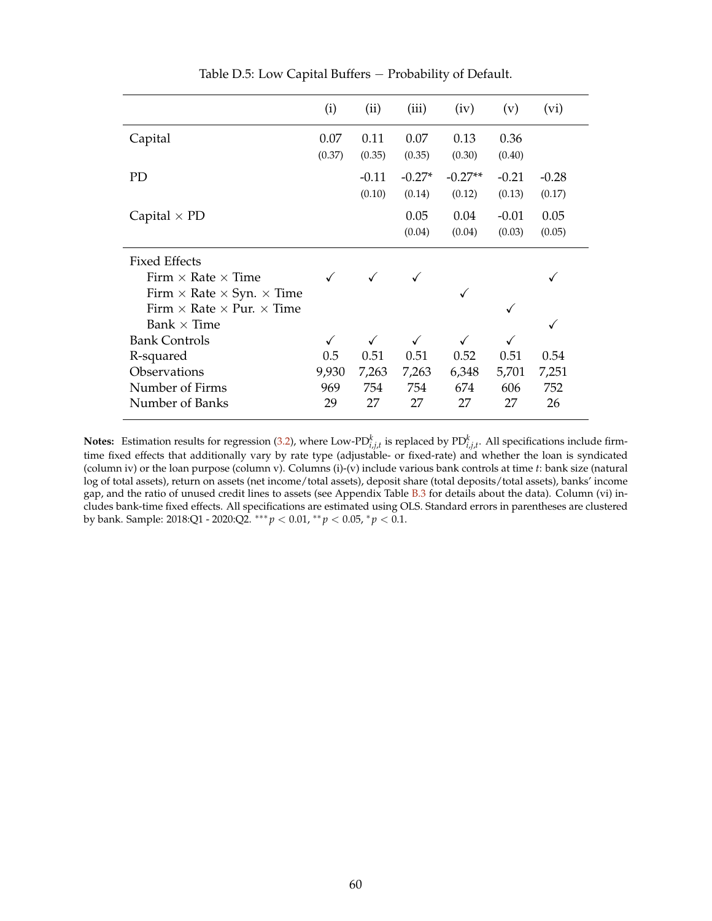Table D.5: Low Capital Buffers − Probability of Default.

| | (i) | (ii) | (iii) | (iv) | (v) | (vi) |
|---|---|---|---|---|---|---|
| Capital | 0.07 | 0.11 | 0.07 | 0.13 | 0.36 | |
| | (0.37) | (0.35) | (0.35) | (0.30) | (0.40) | |
| PD | | -0.11 | -0.27* | -0.27** | -0.21 | -0.28 |
| | | (0.10) | (0.14) | (0.12) | (0.13) | (0.17) |
| Capital × PD | | | 0.05 | 0.04 | -0.01 | 0.05 |
| | | | (0.04) | (0.04) | (0.03) | (0.05) |
| Fixed Effects | | | | | | |
| Firm × Rate × Time | ✓ | ✓ | ✓ | | | ✓ |
| Firm × Rate × Syn. × Time | | | | ✓ | | |
| Firm × Rate × Pur. × Time | | | | | ✓ | |
| Bank × Time | | | | | | ✓ |
| Bank Controls | ✓ | ✓ | ✓ | ✓ | ✓ | |
| R-squared | 0.5 | 0.51 | 0.51 | 0.52 | 0.51 | 0.54 |
| Observations | 9,930 | 7,263 | 7,263 | 6,348 | 5,701 | 7,251 |
| Number of Firms | 969 | 754 | 754 | 674 | 606 | 752 |
| Number of Banks | 29 | 27 | 27 | 27 | 27 | 26 |

**Notes:** Estimation results for regression (3.2), where Low-$\text{PD}^k_{i,j,t}$ is replaced by $\text{PD}^k_{i,j,t}$. All specifications include firm-time fixed effects that additionally vary by rate type (adjustable- or fixed-rate) and whether the loan is syndicated (column iv) or the loan purpose (column v). Columns (i)-(v) include various bank controls at time $t$: bank size (natural log of total assets), return on assets (net income/total assets), deposit share (total deposits/total assets), banks' income gap, and the ratio of unused credit lines to assets (see Appendix Table B.3 for details about the data). Column (vi) includes bank-time fixed effects. All specifications are estimated using OLS. Standard errors in parentheses are clustered by bank. Sample: 2018:Q1 - 2020:Q2. $^{***}p < 0.01$, $^{**}p < 0.05$, $^{*}p < 0.1$.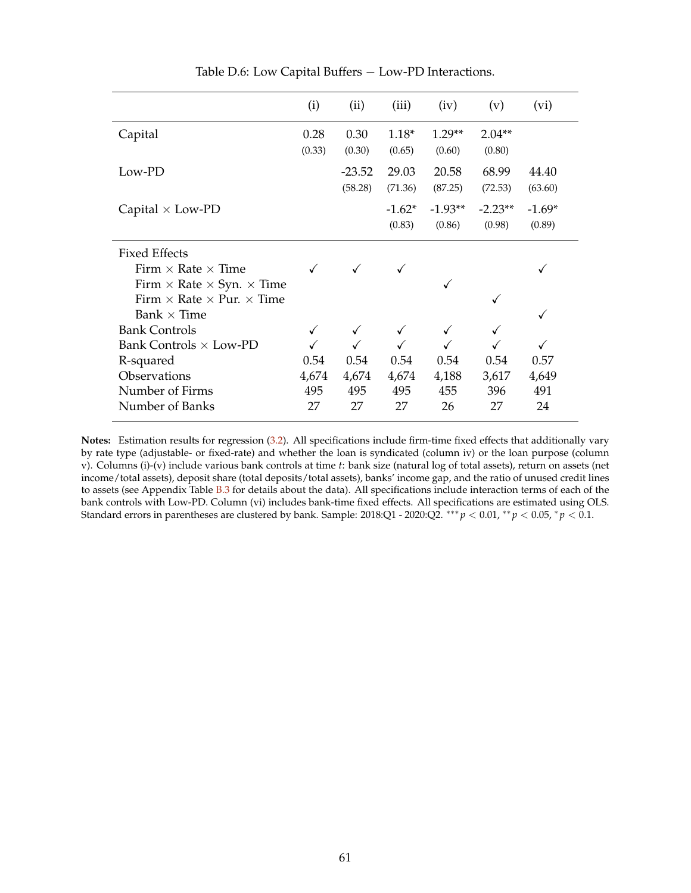Table D.6: Low Capital Buffers − Low-PD Interactions.

| | (i) | (ii) | (iii) | (iv) | (v) | (vi) |
|---|---|---|---|---|---|---|
| Capital | 0.28 | 0.30 | 1.18* | 1.29** | 2.04** | |
| | (0.33) | (0.30) | (0.65) | (0.60) | (0.80) | |
| Low-PD | | -23.52 | 29.03 | 20.58 | 68.99 | 44.40 |
| | | (58.28) | (71.36) | (87.25) | (72.53) | (63.60) |
| Capital × Low-PD | | | -1.62* | -1.93** | -2.23** | -1.69* |
| | | | (0.83) | (0.86) | (0.98) | (0.89) |
| Fixed Effects | | | | | | |
| Firm × Rate × Time | ✓ | ✓ | ✓ | | | ✓ |
| Firm × Rate × Syn. × Time | | | | ✓ | | |
| Firm × Rate × Pur. × Time | | | | | ✓ | |
| Bank × Time | | | | | | ✓ |
| Bank Controls | ✓ | ✓ | ✓ | ✓ | ✓ | |
| Bank Controls × Low-PD | ✓ | ✓ | ✓ | ✓ | ✓ | ✓ |
| R-squared | 0.54 | 0.54 | 0.54 | 0.54 | 0.54 | 0.57 |
| Observations | 4,674 | 4,674 | 4,674 | 4,188 | 3,617 | 4,649 |
| Number of Firms | 495 | 495 | 495 | 455 | 396 | 491 |
| Number of Banks | 27 | 27 | 27 | 26 | 27 | 24 |

**Notes:** Estimation results for regression (3.2). All specifications include firm-time fixed effects that additionally vary by rate type (adjustable- or fixed-rate) and whether the loan is syndicated (column iv) or the loan purpose (column v). Columns (i)-(v) include various bank controls at time $t$: bank size (natural log of total assets), return on assets (net income/total assets), deposit share (total deposits/total assets), banks' income gap, and the ratio of unused credit lines to assets (see Appendix Table B.3 for details about the data). All specifications include interaction terms of each of the bank controls with Low-PD. Column (vi) includes bank-time fixed effects. All specifications are estimated using OLS. Standard errors in parentheses are clustered by bank. Sample: 2018:Q1 - 2020:Q2. $^{***}p < 0.01$, $^{**}p < 0.05$, $^{*}p < 0.1$.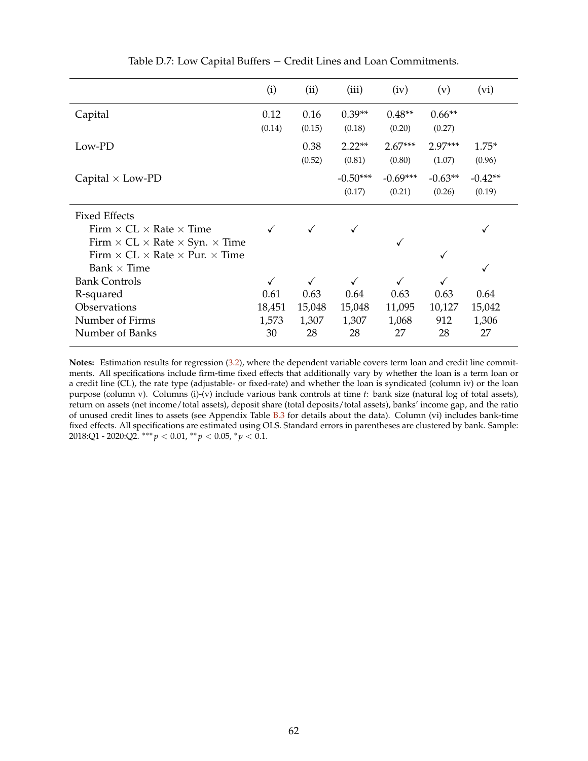Table D.7: Low Capital Buffers − Credit Lines and Loan Commitments.

| | (i) | (ii) | (iii) | (iv) | (v) | (vi) |
|---|---|---|---|---|---|---|
| Capital | 0.12 | 0.16 | 0.39** | 0.48** | 0.66** | |
| | (0.14) | (0.15) | (0.18) | (0.20) | (0.27) | |
| Low-PD | | 0.38 | 2.22** | 2.67*** | 2.97*** | 1.75* |
| | | (0.52) | (0.81) | (0.80) | (1.07) | (0.96) |
| Capital × Low-PD | | | -0.50*** | -0.69*** | -0.63** | -0.42** |
| | | | (0.17) | (0.21) | (0.26) | (0.19) |
| Fixed Effects | | | | | | |
| Firm × CL × Rate × Time | ✓ | ✓ | ✓ | | | ✓ |
| Firm × CL × Rate × Syn. × Time | | | | ✓ | | |
| Firm × CL × Rate × Pur. × Time | | | | | ✓ | |
| Bank × Time | | | | | | ✓ |
| Bank Controls | ✓ | ✓ | ✓ | ✓ | ✓ | |
| R-squared | 0.61 | 0.63 | 0.64 | 0.63 | 0.63 | 0.64 |
| Observations | 18,451 | 15,048 | 15,048 | 11,095 | 10,127 | 15,042 |
| Number of Firms | 1,573 | 1,307 | 1,307 | 1,068 | 912 | 1,306 |
| Number of Banks | 30 | 28 | 28 | 27 | 28 | 27 |

**Notes:** Estimation results for regression (3.2), where the dependent variable covers term loan and credit line commitments. All specifications include firm-time fixed effects that additionally vary by whether the loan is a term loan or a credit line (CL), the rate type (adjustable- or fixed-rate) and whether the loan is syndicated (column iv) or the loan purpose (column v). Columns (i)-(v) include various bank controls at time $t$: bank size (natural log of total assets), return on assets (net income/total assets), deposit share (total deposits/total assets), banks' income gap, and the ratio of unused credit lines to assets (see Appendix Table B.3 for details about the data). Column (vi) includes bank-time fixed effects. All specifications are estimated using OLS. Standard errors in parentheses are clustered by bank. Sample: 2018:Q1 - 2020:Q2. $^{***}p < 0.01$, $^{**}p < 0.05$, $^{*}p < 0.1$.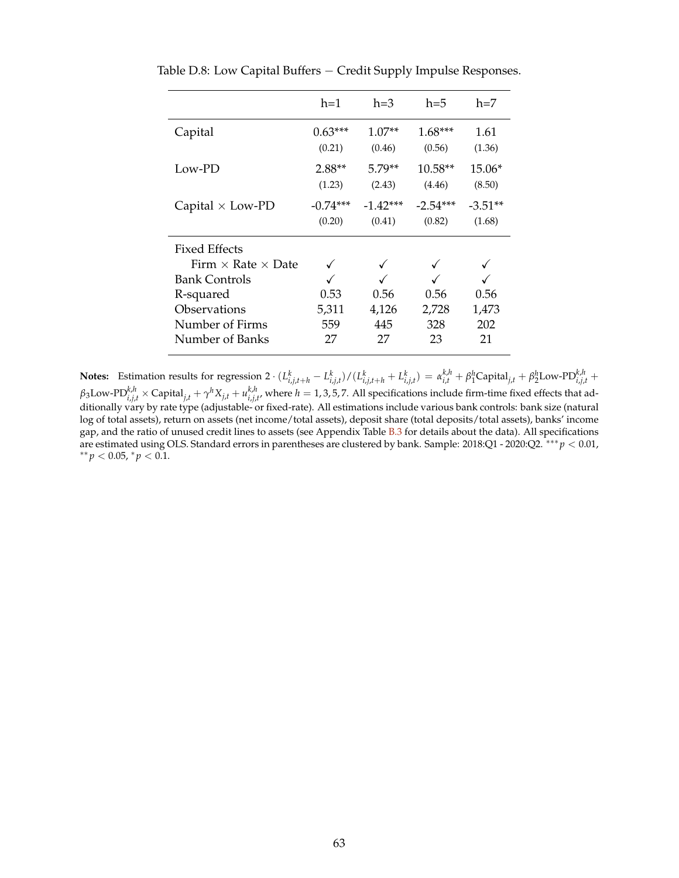Table D.8: Low Capital Buffers − Credit Supply Impulse Responses.

| | h=1 | h=3 | h=5 | h=7 |
|---|---|---|---|---|
| Capital | 0.63*** | 1.07** | 1.68*** | 1.61 |
| | (0.21) | (0.46) | (0.56) | (1.36) |
| Low-PD | 2.88** | 5.79** | 10.58** | 15.06* |
| | (1.23) | (2.43) | (4.46) | (8.50) |
| Capital × Low-PD | -0.74*** | -1.42*** | -2.54*** | -3.51** |
| | (0.20) | (0.41) | (0.82) | (1.68) |
| Fixed Effects | | | | |
| Firm × Rate × Date | ✓ | ✓ | ✓ | ✓ |
| Bank Controls | ✓ | ✓ | ✓ | ✓ |
| R-squared | 0.53 | 0.56 | 0.56 | 0.56 |
| Observations | 5,311 | 4,126 | 2,728 | 1,473 |
| Number of Firms | 559 | 445 | 328 | 202 |
| Number of Banks | 27 | 27 | 23 | 21 |

**Notes:** Estimation results for regression $2 \cdot (L^k_{i,j,t+h} - L^k_{i,j,t})/(L^k_{i,j,t+h} + L^k_{i,j,t}) = \alpha^{k,h}_{i,t} + \beta^h_1 \text{Capital}_{j,t} + \beta^h_2 \text{Low-PD}^{k,h}_{i,j,t} + \beta_3 \text{Low-PD}^{k,h}_{i,j,t} \times \text{Capital}_{j,t} + \gamma^h X_{j,t} + u^{k,h}_{i,j,t}$, where $h = 1, 3, 5, 7$. All specifications include firm-time fixed effects that additionally vary by rate type (adjustable- or fixed-rate). All estimations include various bank controls: bank size (natural log of total assets), return on assets (net income/total assets), deposit share (total deposits/total assets), banks' income gap, and the ratio of unused credit lines to assets (see Appendix Table B.3 for details about the data). All specifications are estimated using OLS. Standard errors in parentheses are clustered by bank. Sample: 2018:Q1 - 2020:Q2. $^{***}p < 0.01$, $^{**}p < 0.05$, $^{*}p < 0.1$.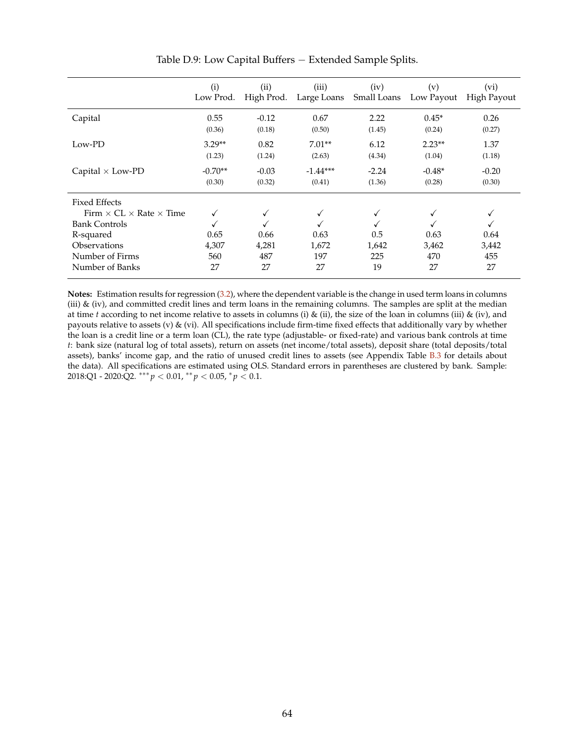Table D.9: Low Capital Buffers − Extended Sample Splits.

| | (i) Low Prod. | (ii) High Prod. | (iii) Large Loans | (iv) Small Loans | (v) Low Payout | (vi) High Payout |
|---|---|---|---|---|---|---|
| Capital | 0.55 | -0.12 | 0.67 | 2.22 | 0.45* | 0.26 |
| | (0.36) | (0.18) | (0.50) | (1.45) | (0.24) | (0.27) |
| Low-PD | 3.29** | 0.82 | 7.01** | 6.12 | 2.23** | 1.37 |
| | (1.23) | (1.24) | (2.63) | (4.34) | (1.04) | (1.18) |
| Capital × Low-PD | -0.70** | -0.03 | -1.44*** | -2.24 | -0.48* | -0.20 |
| | (0.30) | (0.32) | (0.41) | (1.36) | (0.28) | (0.30) |
| Fixed Effects | | | | | | |
| Firm × CL × Rate × Time | ✓ | ✓ | ✓ | ✓ | ✓ | ✓ |
| Bank Controls | ✓ | ✓ | ✓ | ✓ | ✓ | ✓ |
| R-squared | 0.65 | 0.66 | 0.63 | 0.5 | 0.63 | 0.64 |
| Observations | 4,307 | 4,281 | 1,672 | 1,642 | 3,462 | 3,442 |
| Number of Firms | 560 | 487 | 197 | 225 | 470 | 455 |
| Number of Banks | 27 | 27 | 27 | 19 | 27 | 27 |

**Notes:** Estimation results for regression (3.2), where the dependent variable is the change in used term loans in columns (iii) & (iv), and committed credit lines and term loans in the remaining columns. The samples are split at the median at time $t$ according to net income relative to assets in columns (i) & (ii), the size of the loan in columns (iii) & (iv), and payouts relative to assets (v) & (vi). All specifications include firm-time fixed effects that additionally vary by whether the loan is a credit line or a term loan (CL), the rate type (adjustable- or fixed-rate) and various bank controls at time $t$: bank size (natural log of total assets), return on assets (net income/total assets), deposit share (total deposits/total assets), banks' income gap, and the ratio of unused credit lines to assets (see Appendix Table B.3 for details about the data). All specifications are estimated using OLS. Standard errors in parentheses are clustered by bank. Sample: 2018:Q1 - 2020:Q2. $^{***}p < 0.01$, $^{**}p < 0.05$, $^{*}p < 0.1$.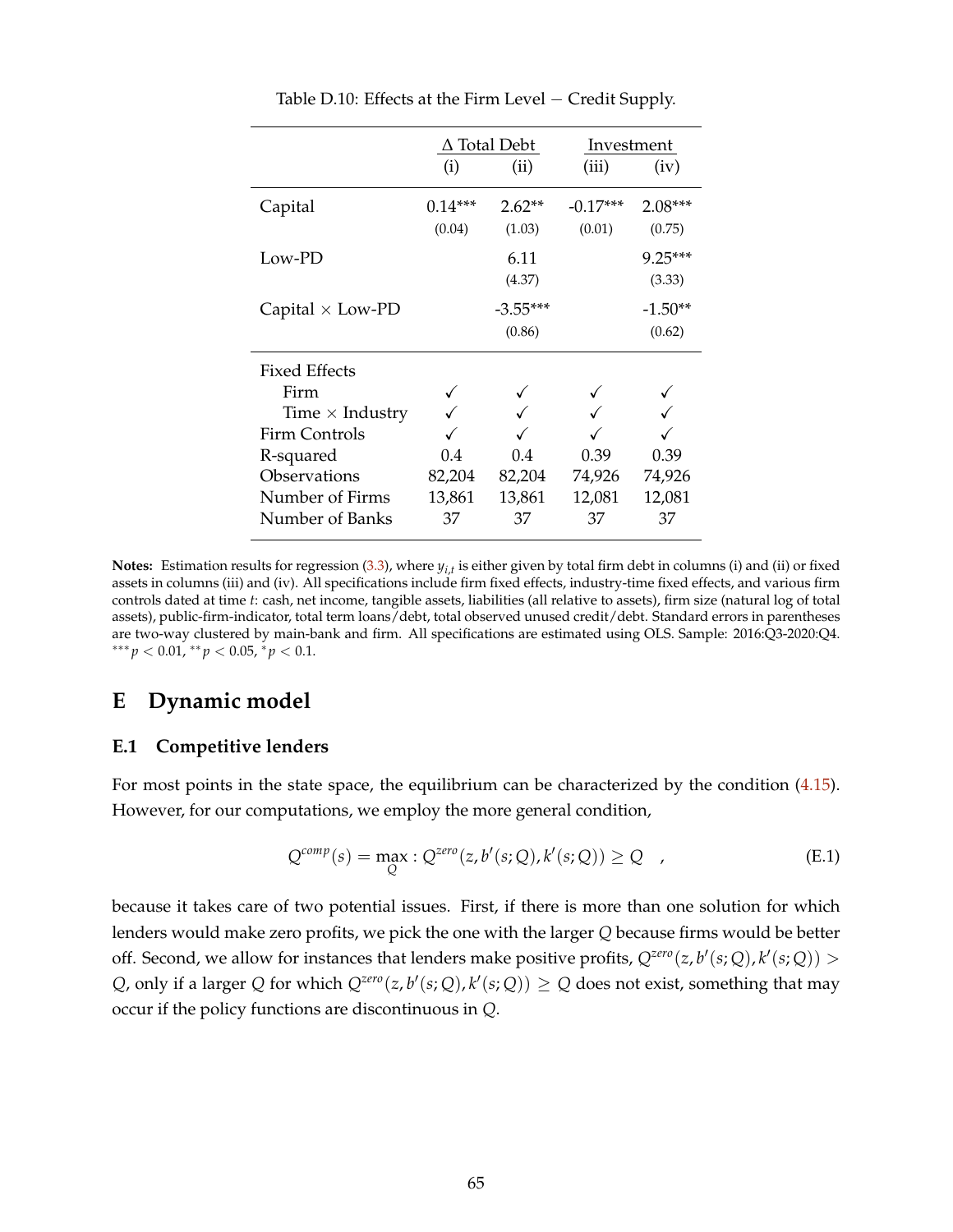Table D.10: Effects at the Firm Level − Credit Supply.

| | Δ Total Debt | | Investment | |
|---|---|---|---|---|
| | (i) | (ii) | (iii) | (iv) |
| Capital | 0.14*** | 2.62** | -0.17*** | 2.08*** |
| | (0.04) | (1.03) | (0.01) | (0.75) |
| Low-PD | | 6.11 | | 9.25*** |
| | | (4.37) | | (3.33) |
| Capital × Low-PD | | -3.55*** | | -1.50** |
| | | (0.86) | | (0.62) |
| Fixed Effects | | | | |
| Firm | ✓ | ✓ | ✓ | ✓ |
| Time × Industry | ✓ | ✓ | ✓ | ✓ |
| Firm Controls | ✓ | ✓ | ✓ | ✓ |
| R-squared | 0.4 | 0.4 | 0.39 | 0.39 |
| Observations | 82,204 | 82,204 | 74,926 | 74,926 |
| Number of Firms | 13,861 | 13,861 | 12,081 | 12,081 |
| Number of Banks | 37 | 37 | 37 | 37 |

**Notes:** Estimation results for regression (3.3), where $y_{i,t}$ is either given by total firm debt in columns (i) and (ii) or fixed assets in columns (iii) and (iv). All specifications include firm fixed effects, industry-time fixed effects, and various firm controls dated at time $t$: cash, net income, tangible assets, liabilities (all relative to assets), firm size (natural log of total assets), public-firm-indicator, total term loans/debt, total observed unused credit/debt. Standard errors in parentheses are two-way clustered by main-bank and firm. All specifications are estimated using OLS. Sample: 2016:Q3-2020:Q4. $^{***}p < 0.01$, $^{**}p < 0.05$, $^{*}p < 0.1$.

# E Dynamic model

## E.1 Competitive lenders

For most points in the state space, the equilibrium can be characterized by the condition (4.15). However, for our computations, we employ the more general condition,

$$Q^{comp}(s) = \max_{Q} : Q^{zero}(z, b'(s;Q), k'(s;Q)) \geq Q \quad , \tag{E.1}$$

because it takes care of two potential issues. First, if there is more than one solution for which lenders would make zero profits, we pick the one with the larger $Q$ because firms would be better off. Second, we allow for instances that lenders make positive profits, $Q^{zero}(z, b'(s;Q), k'(s;Q)) > Q$, only if a larger $Q$ for which $Q^{zero}(z, b'(s;Q), k'(s;Q)) \geq Q$ does not exist, something that may occur if the policy functions are discontinuous in $Q$.